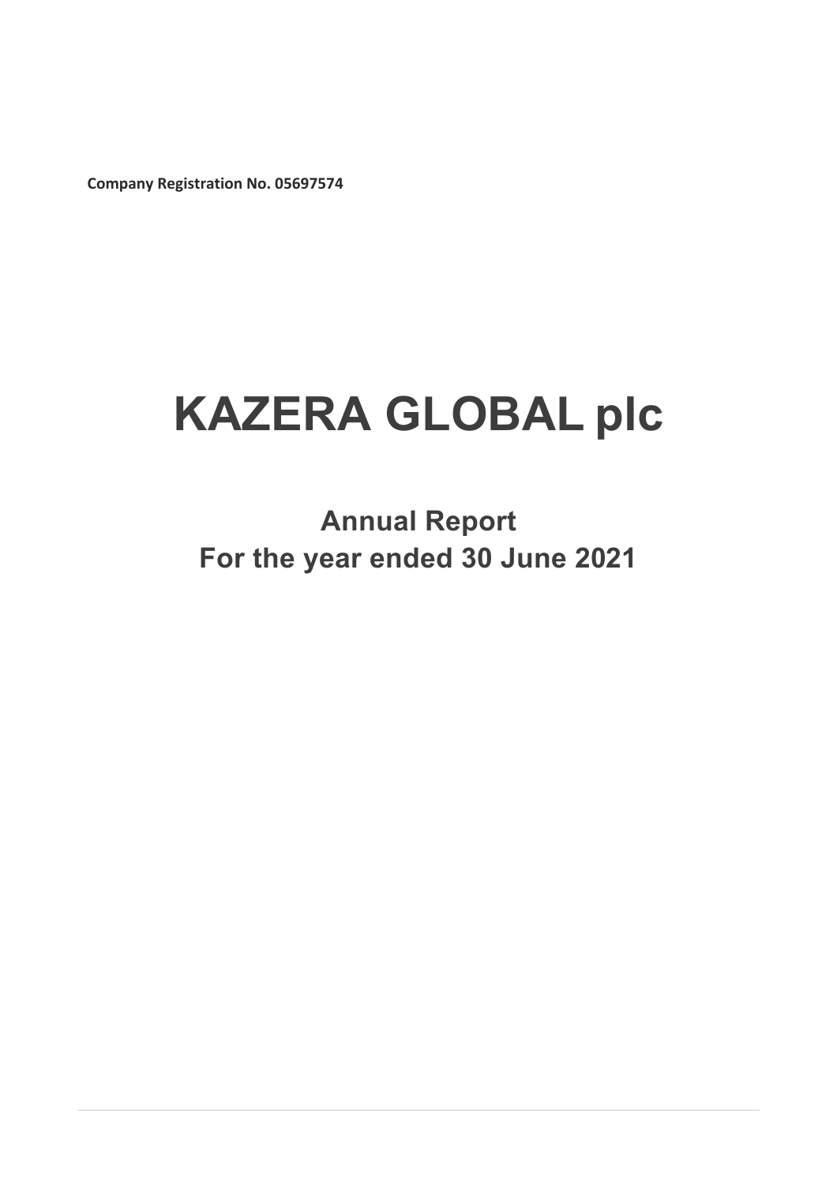**Company Registration No. 05697574**

# KAZERA GLOBAL plc

## Annual Report
## For the year ended 30 June 2021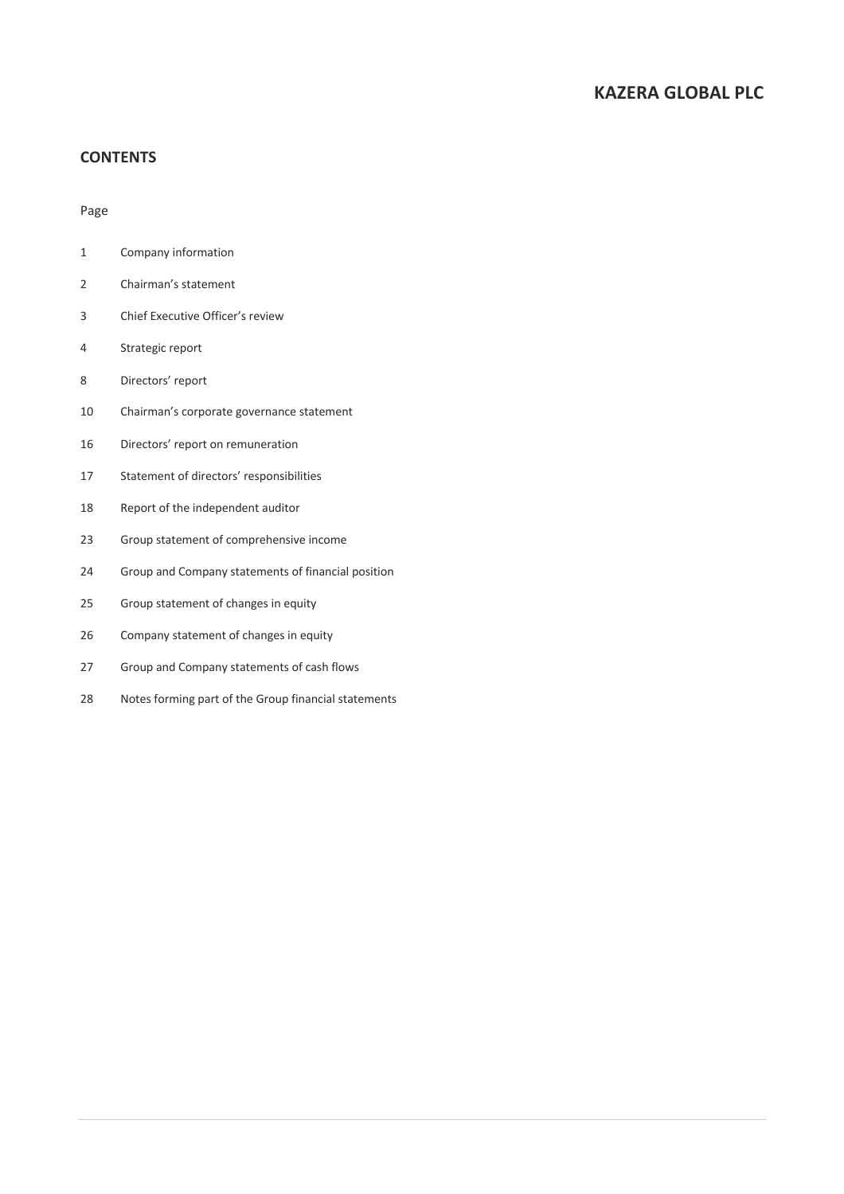# KAZERA GLOBAL PLC

## CONTENTS

| Page | |
|---|---|
| 1 | Company information |
| 2 | Chairman's statement |
| 3 | Chief Executive Officer's review |
| 4 | Strategic report |
| 8 | Directors' report |
| 10 | Chairman's corporate governance statement |
| 16 | Directors' report on remuneration |
| 17 | Statement of directors' responsibilities |
| 18 | Report of the independent auditor |
| 23 | Group statement of comprehensive income |
| 24 | Group and Company statements of financial position |
| 25 | Group statement of changes in equity |
| 26 | Company statement of changes in equity |
| 27 | Group and Company statements of cash flows |
| 28 | Notes forming part of the Group financial statements |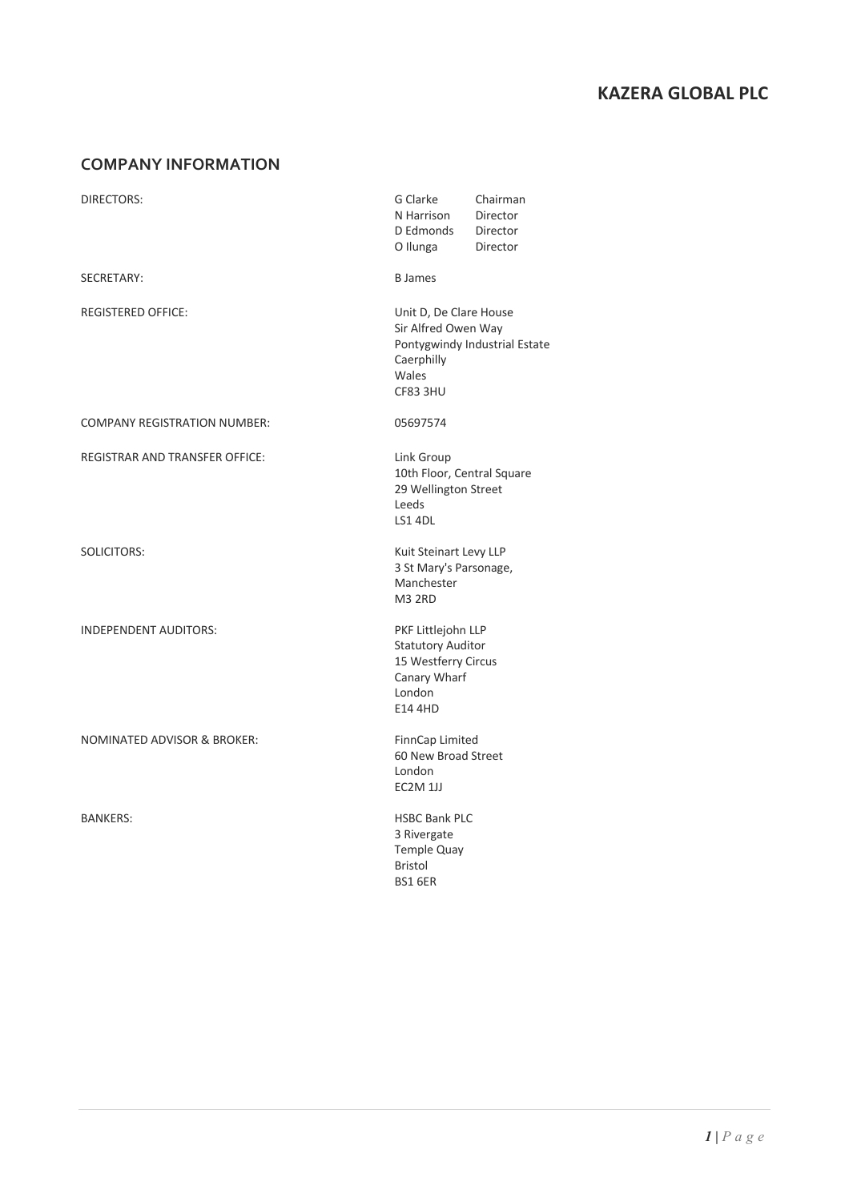# KAZERA GLOBAL PLC

## COMPANY INFORMATION

| | |
|---|---|
| DIRECTORS: | G Clarke — Chairman<br>N Harrison — Director<br>D Edmonds — Director<br>O Ilunga — Director |
| SECRETARY: | B James |
| REGISTERED OFFICE: | Unit D, De Clare House<br>Sir Alfred Owen Way<br>Pontygwindy Industrial Estate<br>Caerphilly<br>Wales<br>CF83 3HU |
| COMPANY REGISTRATION NUMBER: | 05697574 |
| REGISTRAR AND TRANSFER OFFICE: | Link Group<br>10th Floor, Central Square<br>29 Wellington Street<br>Leeds<br>LS1 4DL |
| SOLICITORS: | Kuit Steinart Levy LLP<br>3 St Mary's Parsonage,<br>Manchester<br>M3 2RD |
| INDEPENDENT AUDITORS: | PKF Littlejohn LLP<br>Statutory Auditor<br>15 Westferry Circus<br>Canary Wharf<br>London<br>E14 4HD |
| NOMINATED ADVISOR & BROKER: | FinnCap Limited<br>60 New Broad Street<br>London<br>EC2M 1JJ |
| BANKERS: | HSBC Bank PLC<br>3 Rivergate<br>Temple Quay<br>Bristol<br>BS1 6ER |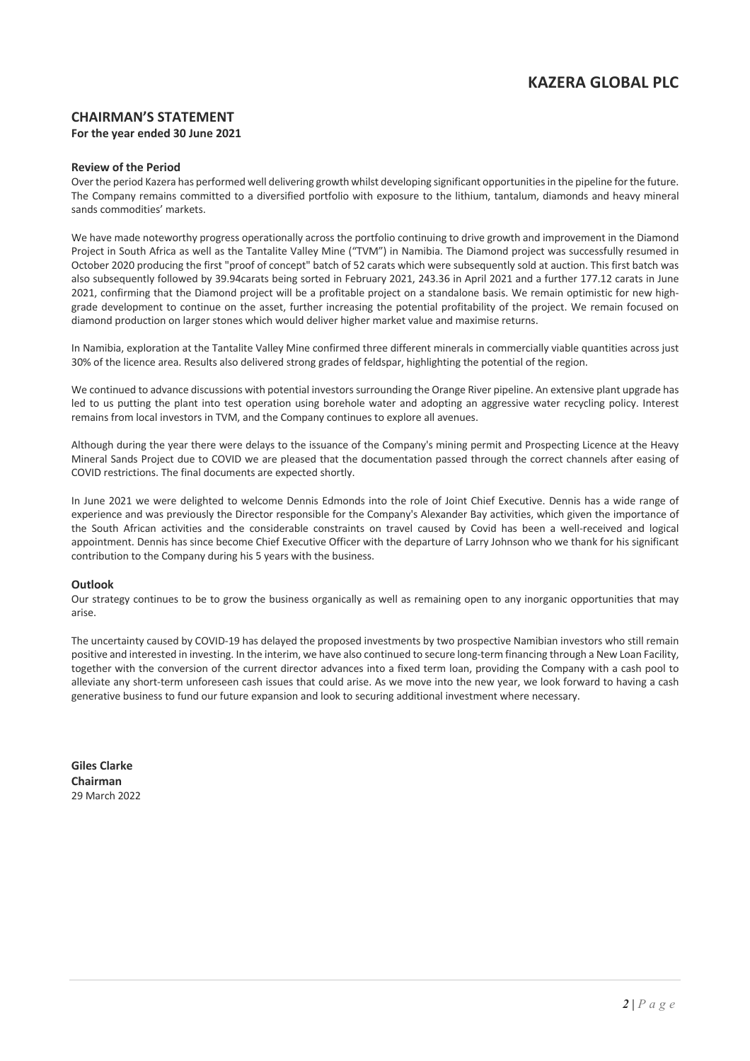## CHAIRMAN'S STATEMENT

**For the year ended 30 June 2021**

### Review of the Period

Over the period Kazera has performed well delivering growth whilst developing significant opportunities in the pipeline for the future. The Company remains committed to a diversified portfolio with exposure to the lithium, tantalum, diamonds and heavy mineral sands commodities' markets.

We have made noteworthy progress operationally across the portfolio continuing to drive growth and improvement in the Diamond Project in South Africa as well as the Tantalite Valley Mine ("TVM") in Namibia. The Diamond project was successfully resumed in October 2020 producing the first "proof of concept" batch of 52 carats which were subsequently sold at auction. This first batch was also subsequently followed by 39.94carats being sorted in February 2021, 243.36 in April 2021 and a further 177.12 carats in June 2021, confirming that the Diamond project will be a profitable project on a standalone basis. We remain optimistic for new high-grade development to continue on the asset, further increasing the potential profitability of the project. We remain focused on diamond production on larger stones which would deliver higher market value and maximise returns.

In Namibia, exploration at the Tantalite Valley Mine confirmed three different minerals in commercially viable quantities across just 30% of the licence area. Results also delivered strong grades of feldspar, highlighting the potential of the region.

We continued to advance discussions with potential investors surrounding the Orange River pipeline. An extensive plant upgrade has led to us putting the plant into test operation using borehole water and adopting an aggressive water recycling policy. Interest remains from local investors in TVM, and the Company continues to explore all avenues.

Although during the year there were delays to the issuance of the Company's mining permit and Prospecting Licence at the Heavy Mineral Sands Project due to COVID we are pleased that the documentation passed through the correct channels after easing of COVID restrictions. The final documents are expected shortly.

In June 2021 we were delighted to welcome Dennis Edmonds into the role of Joint Chief Executive. Dennis has a wide range of experience and was previously the Director responsible for the Company's Alexander Bay activities, which given the importance of the South African activities and the considerable constraints on travel caused by Covid has been a well-received and logical appointment. Dennis has since become Chief Executive Officer with the departure of Larry Johnson who we thank for his significant contribution to the Company during his 5 years with the business.

### Outlook

Our strategy continues to be to grow the business organically as well as remaining open to any inorganic opportunities that may arise.

The uncertainty caused by COVID-19 has delayed the proposed investments by two prospective Namibian investors who still remain positive and interested in investing. In the interim, we have also continued to secure long-term financing through a New Loan Facility, together with the conversion of the current director advances into a fixed term loan, providing the Company with a cash pool to alleviate any short-term unforeseen cash issues that could arise. As we move into the new year, we look forward to having a cash generative business to fund our future expansion and look to securing additional investment where necessary.

**Giles Clarke**
**Chairman**
29 March 2022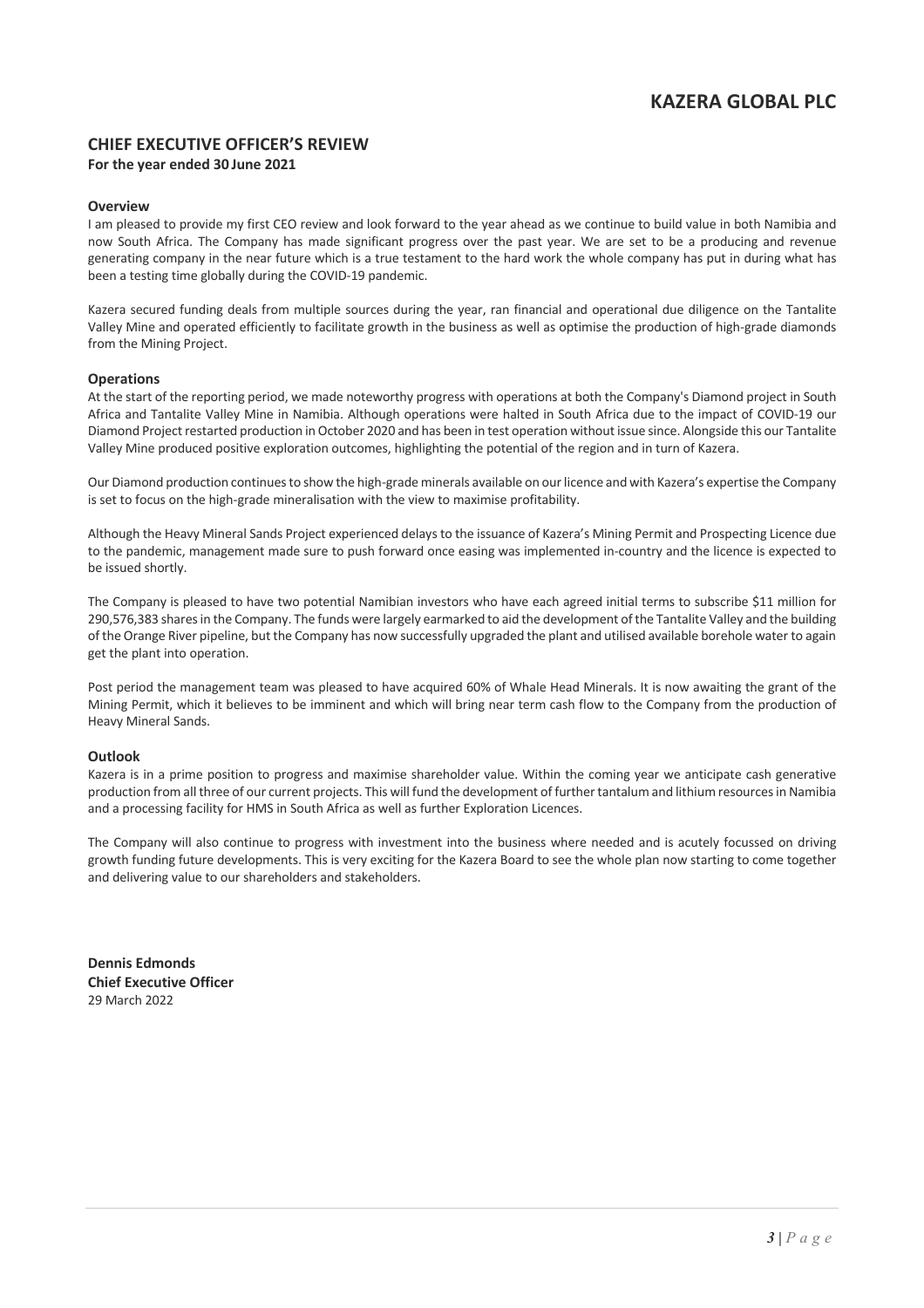## CHIEF EXECUTIVE OFFICER'S REVIEW

**For the year ended 30 June 2021**

### Overview

I am pleased to provide my first CEO review and look forward to the year ahead as we continue to build value in both Namibia and now South Africa. The Company has made significant progress over the past year. We are set to be a producing and revenue generating company in the near future which is a true testament to the hard work the whole company has put in during what has been a testing time globally during the COVID-19 pandemic.

Kazera secured funding deals from multiple sources during the year, ran financial and operational due diligence on the Tantalite Valley Mine and operated efficiently to facilitate growth in the business as well as optimise the production of high-grade diamonds from the Mining Project.

### Operations

At the start of the reporting period, we made noteworthy progress with operations at both the Company's Diamond project in South Africa and Tantalite Valley Mine in Namibia. Although operations were halted in South Africa due to the impact of COVID-19 our Diamond Project restarted production in October 2020 and has been in test operation without issue since. Alongside this our Tantalite Valley Mine produced positive exploration outcomes, highlighting the potential of the region and in turn of Kazera.

Our Diamond production continues to show the high-grade minerals available on our licence and with Kazera's expertise the Company is set to focus on the high-grade mineralisation with the view to maximise profitability.

Although the Heavy Mineral Sands Project experienced delays to the issuance of Kazera's Mining Permit and Prospecting Licence due to the pandemic, management made sure to push forward once easing was implemented in-country and the licence is expected to be issued shortly.

The Company is pleased to have two potential Namibian investors who have each agreed initial terms to subscribe $11 million for 290,576,383 shares in the Company. The funds were largely earmarked to aid the development of the Tantalite Valley and the building of the Orange River pipeline, but the Company has now successfully upgraded the plant and utilised available borehole water to again get the plant into operation.

Post period the management team was pleased to have acquired 60% of Whale Head Minerals. It is now awaiting the grant of the Mining Permit, which it believes to be imminent and which will bring near term cash flow to the Company from the production of Heavy Mineral Sands.

### Outlook

Kazera is in a prime position to progress and maximise shareholder value. Within the coming year we anticipate cash generative production from all three of our current projects. This will fund the development of further tantalum and lithium resources in Namibia and a processing facility for HMS in South Africa as well as further Exploration Licences.

The Company will also continue to progress with investment into the business where needed and is acutely focussed on driving growth funding future developments. This is very exciting for the Kazera Board to see the whole plan now starting to come together and delivering value to our shareholders and stakeholders.

**Dennis Edmonds**
**Chief Executive Officer**
29 March 2022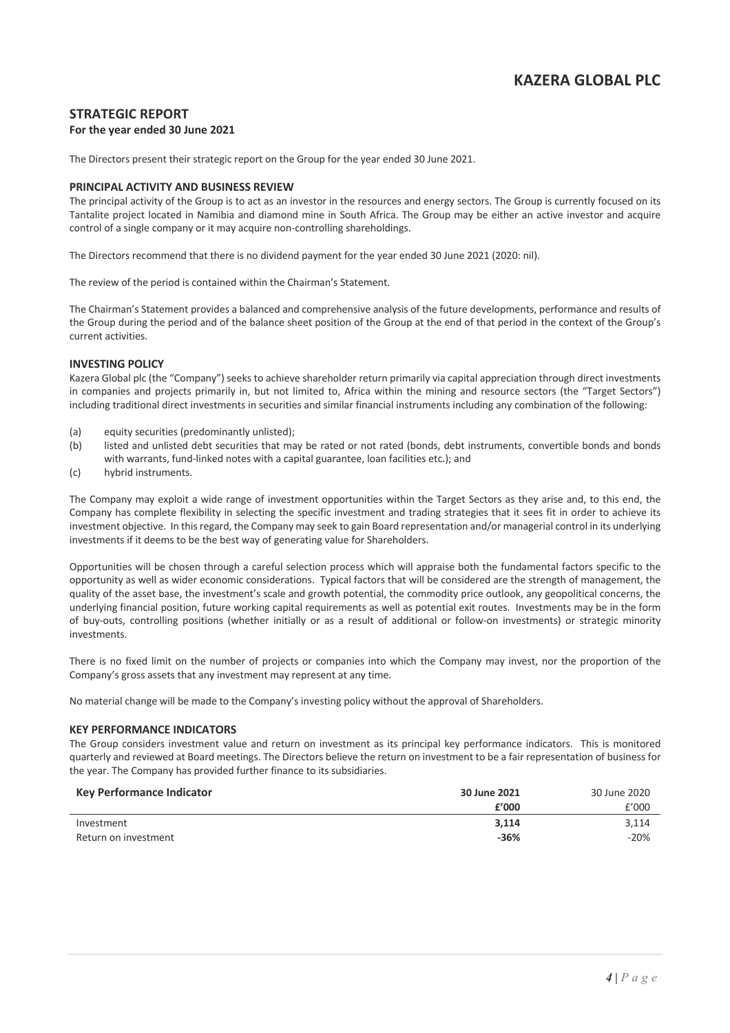## STRATEGIC REPORT

**For the year ended 30 June 2021**

The Directors present their strategic report on the Group for the year ended 30 June 2021.

### PRINCIPAL ACTIVITY AND BUSINESS REVIEW

The principal activity of the Group is to act as an investor in the resources and energy sectors. The Group is currently focused on its Tantalite project located in Namibia and diamond mine in South Africa. The Group may be either an active investor and acquire control of a single company or it may acquire non-controlling shareholdings.

The Directors recommend that there is no dividend payment for the year ended 30 June 2021 (2020: nil).

The review of the period is contained within the Chairman's Statement.

The Chairman's Statement provides a balanced and comprehensive analysis of the future developments, performance and results of the Group during the period and of the balance sheet position of the Group at the end of that period in the context of the Group's current activities.

### INVESTING POLICY

Kazera Global plc (the "Company") seeks to achieve shareholder return primarily via capital appreciation through direct investments in companies and projects primarily in, but not limited to, Africa within the mining and resource sectors (the "Target Sectors") including traditional direct investments in securities and similar financial instruments including any combination of the following:

(a) equity securities (predominantly unlisted);
(b) listed and unlisted debt securities that may be rated or not rated (bonds, debt instruments, convertible bonds and bonds with warrants, fund-linked notes with a capital guarantee, loan facilities etc.); and
(c) hybrid instruments.

The Company may exploit a wide range of investment opportunities within the Target Sectors as they arise and, to this end, the Company has complete flexibility in selecting the specific investment and trading strategies that it sees fit in order to achieve its investment objective. In this regard, the Company may seek to gain Board representation and/or managerial control in its underlying investments if it deems to be the best way of generating value for Shareholders.

Opportunities will be chosen through a careful selection process which will appraise both the fundamental factors specific to the opportunity as well as wider economic considerations. Typical factors that will be considered are the strength of management, the quality of the asset base, the investment's scale and growth potential, the commodity price outlook, any geopolitical concerns, the underlying financial position, future working capital requirements as well as potential exit routes. Investments may be in the form of buy-outs, controlling positions (whether initially or as a result of additional or follow-on investments) or strategic minority investments.

There is no fixed limit on the number of projects or companies into which the Company may invest, nor the proportion of the Company's gross assets that any investment may represent at any time.

No material change will be made to the Company's investing policy without the approval of Shareholders.

### KEY PERFORMANCE INDICATORS

The Group considers investment value and return on investment as its principal key performance indicators. This is monitored quarterly and reviewed at Board meetings. The Directors believe the return on investment to be a fair representation of business for the year. The Company has provided further finance to its subsidiaries.

| Key Performance Indicator | 30 June 2021 | 30 June 2020 |
|---|---|---|
| | £'000 | £'000 |
| Investment | **3,114** | 3,114 |
| Return on investment | **-36%** | -20% |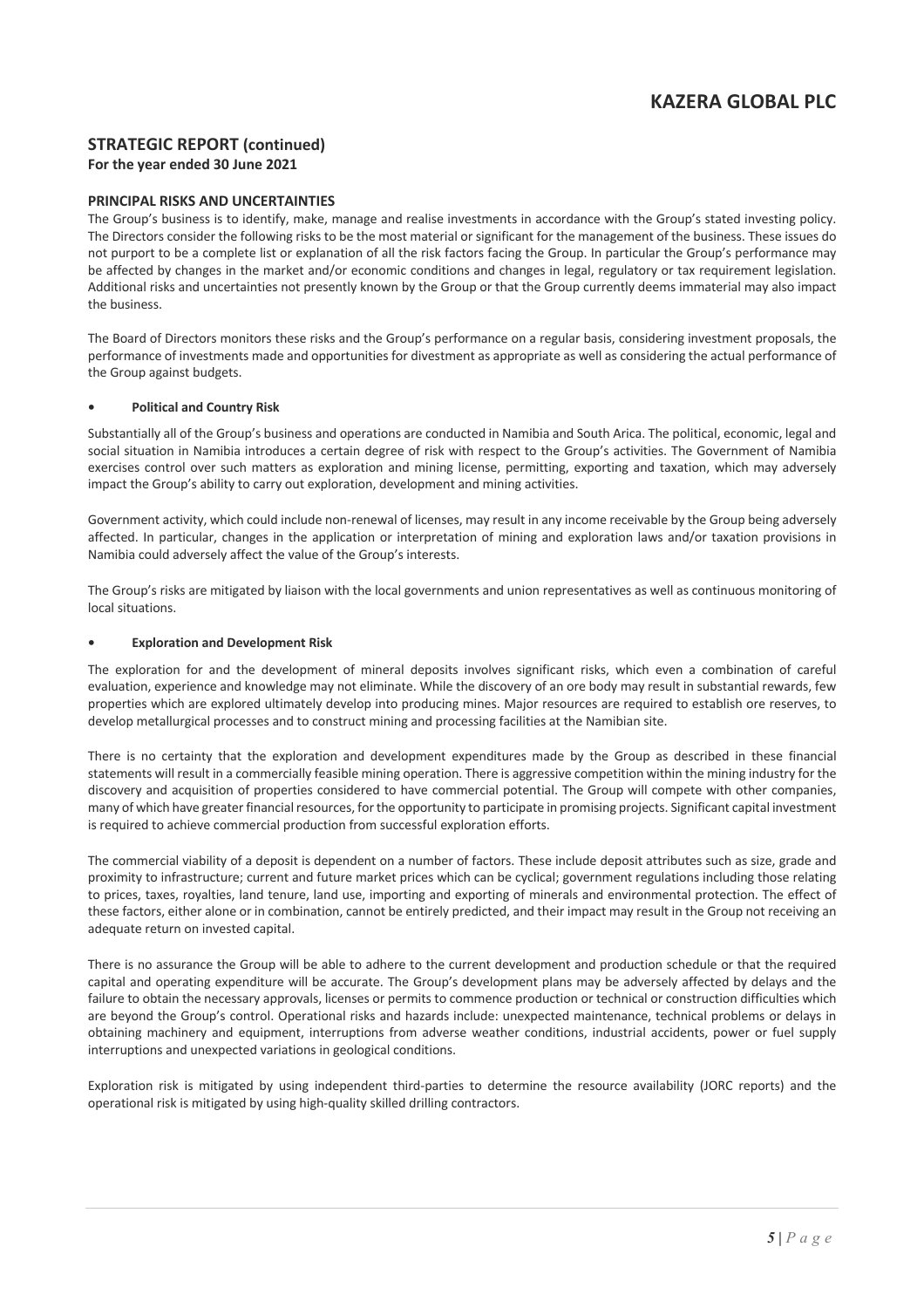## STRATEGIC REPORT (continued)

**For the year ended 30 June 2021**

### PRINCIPAL RISKS AND UNCERTAINTIES

The Group's business is to identify, make, manage and realise investments in accordance with the Group's stated investing policy. The Directors consider the following risks to be the most material or significant for the management of the business. These issues do not purport to be a complete list or explanation of all the risk factors facing the Group. In particular the Group's performance may be affected by changes in the market and/or economic conditions and changes in legal, regulatory or tax requirement legislation. Additional risks and uncertainties not presently known by the Group or that the Group currently deems immaterial may also impact the business.

The Board of Directors monitors these risks and the Group's performance on a regular basis, considering investment proposals, the performance of investments made and opportunities for divestment as appropriate as well as considering the actual performance of the Group against budgets.

- **Political and Country Risk**

Substantially all of the Group's business and operations are conducted in Namibia and South Arica. The political, economic, legal and social situation in Namibia introduces a certain degree of risk with respect to the Group's activities. The Government of Namibia exercises control over such matters as exploration and mining license, permitting, exporting and taxation, which may adversely impact the Group's ability to carry out exploration, development and mining activities.

Government activity, which could include non-renewal of licenses, may result in any income receivable by the Group being adversely affected. In particular, changes in the application or interpretation of mining and exploration laws and/or taxation provisions in Namibia could adversely affect the value of the Group's interests.

The Group's risks are mitigated by liaison with the local governments and union representatives as well as continuous monitoring of local situations.

- **Exploration and Development Risk**

The exploration for and the development of mineral deposits involves significant risks, which even a combination of careful evaluation, experience and knowledge may not eliminate. While the discovery of an ore body may result in substantial rewards, few properties which are explored ultimately develop into producing mines. Major resources are required to establish ore reserves, to develop metallurgical processes and to construct mining and processing facilities at the Namibian site.

There is no certainty that the exploration and development expenditures made by the Group as described in these financial statements will result in a commercially feasible mining operation. There is aggressive competition within the mining industry for the discovery and acquisition of properties considered to have commercial potential. The Group will compete with other companies, many of which have greater financial resources, for the opportunity to participate in promising projects. Significant capital investment is required to achieve commercial production from successful exploration efforts.

The commercial viability of a deposit is dependent on a number of factors. These include deposit attributes such as size, grade and proximity to infrastructure; current and future market prices which can be cyclical; government regulations including those relating to prices, taxes, royalties, land tenure, land use, importing and exporting of minerals and environmental protection. The effect of these factors, either alone or in combination, cannot be entirely predicted, and their impact may result in the Group not receiving an adequate return on invested capital.

There is no assurance the Group will be able to adhere to the current development and production schedule or that the required capital and operating expenditure will be accurate. The Group's development plans may be adversely affected by delays and the failure to obtain the necessary approvals, licenses or permits to commence production or technical or construction difficulties which are beyond the Group's control. Operational risks and hazards include: unexpected maintenance, technical problems or delays in obtaining machinery and equipment, interruptions from adverse weather conditions, industrial accidents, power or fuel supply interruptions and unexpected variations in geological conditions.

Exploration risk is mitigated by using independent third-parties to determine the resource availability (JORC reports) and the operational risk is mitigated by using high-quality skilled drilling contractors.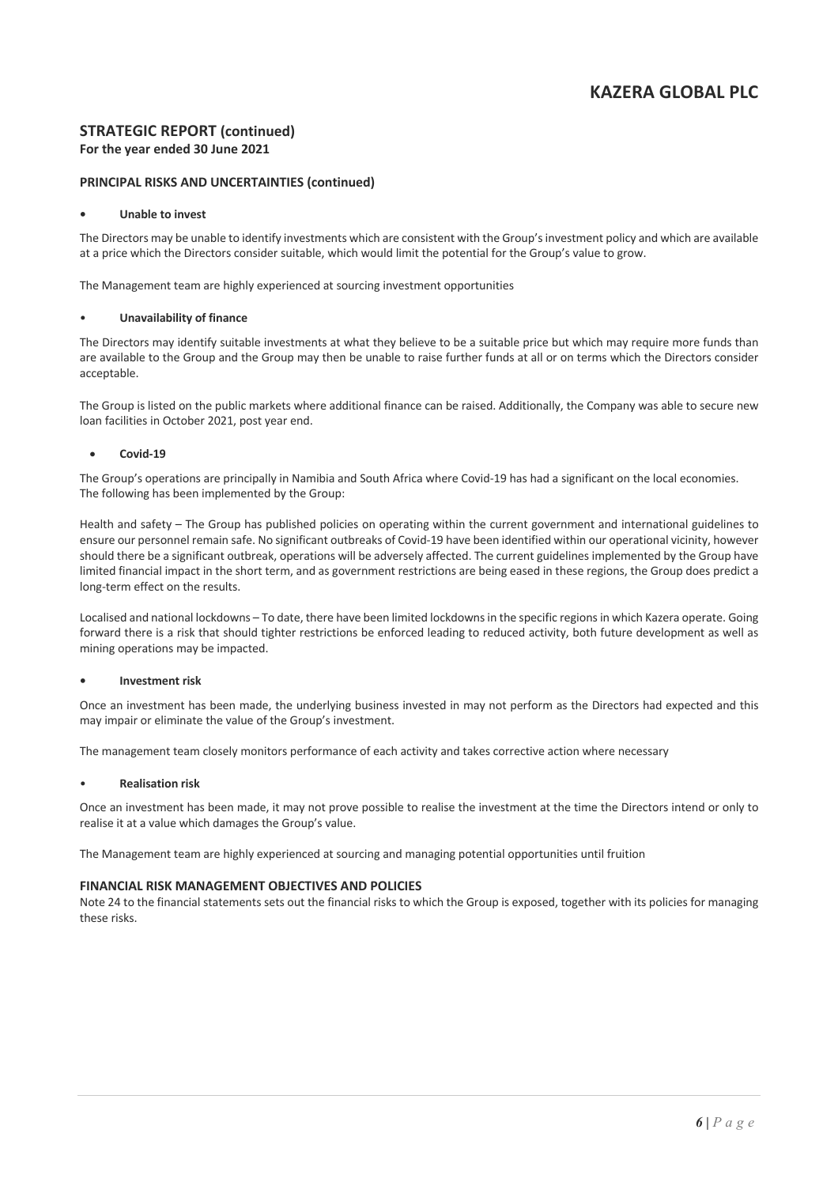## STRATEGIC REPORT (continued)

**For the year ended 30 June 2021**

### PRINCIPAL RISKS AND UNCERTAINTIES (continued)

- **Unable to invest**

The Directors may be unable to identify investments which are consistent with the Group's investment policy and which are available at a price which the Directors consider suitable, which would limit the potential for the Group's value to grow.

The Management team are highly experienced at sourcing investment opportunities

- **Unavailability of finance**

The Directors may identify suitable investments at what they believe to be a suitable price but which may require more funds than are available to the Group and the Group may then be unable to raise further funds at all or on terms which the Directors consider acceptable.

The Group is listed on the public markets where additional finance can be raised. Additionally, the Company was able to secure new loan facilities in October 2021, post year end.

- **Covid-19**

The Group's operations are principally in Namibia and South Africa where Covid-19 has had a significant on the local economies. The following has been implemented by the Group:

Health and safety – The Group has published policies on operating within the current government and international guidelines to ensure our personnel remain safe. No significant outbreaks of Covid-19 have been identified within our operational vicinity, however should there be a significant outbreak, operations will be adversely affected. The current guidelines implemented by the Group have limited financial impact in the short term, and as government restrictions are being eased in these regions, the Group does predict a long-term effect on the results.

Localised and national lockdowns – To date, there have been limited lockdowns in the specific regions in which Kazera operate. Going forward there is a risk that should tighter restrictions be enforced leading to reduced activity, both future development as well as mining operations may be impacted.

- **Investment risk**

Once an investment has been made, the underlying business invested in may not perform as the Directors had expected and this may impair or eliminate the value of the Group's investment.

The management team closely monitors performance of each activity and takes corrective action where necessary

- **Realisation risk**

Once an investment has been made, it may not prove possible to realise the investment at the time the Directors intend or only to realise it at a value which damages the Group's value.

The Management team are highly experienced at sourcing and managing potential opportunities until fruition

### FINANCIAL RISK MANAGEMENT OBJECTIVES AND POLICIES

Note 24 to the financial statements sets out the financial risks to which the Group is exposed, together with its policies for managing these risks.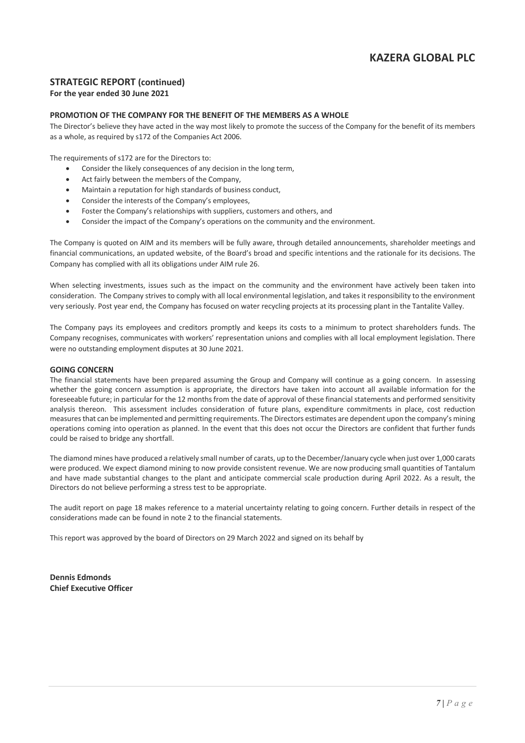## STRATEGIC REPORT (continued)

**For the year ended 30 June 2021**

### PROMOTION OF THE COMPANY FOR THE BENEFIT OF THE MEMBERS AS A WHOLE

The Director's believe they have acted in the way most likely to promote the success of the Company for the benefit of its members as a whole, as required by s172 of the Companies Act 2006.

The requirements of s172 are for the Directors to:

- Consider the likely consequences of any decision in the long term,
- Act fairly between the members of the Company,
- Maintain a reputation for high standards of business conduct,
- Consider the interests of the Company's employees,
- Foster the Company's relationships with suppliers, customers and others, and
- Consider the impact of the Company's operations on the community and the environment.

The Company is quoted on AIM and its members will be fully aware, through detailed announcements, shareholder meetings and financial communications, an updated website, of the Board's broad and specific intentions and the rationale for its decisions. The Company has complied with all its obligations under AIM rule 26.

When selecting investments, issues such as the impact on the community and the environment have actively been taken into consideration. The Company strives to comply with all local environmental legislation, and takes it responsibility to the environment very seriously. Post year end, the Company has focused on water recycling projects at its processing plant in the Tantalite Valley.

The Company pays its employees and creditors promptly and keeps its costs to a minimum to protect shareholders funds. The Company recognises, communicates with workers' representation unions and complies with all local employment legislation. There were no outstanding employment disputes at 30 June 2021.

### GOING CONCERN

The financial statements have been prepared assuming the Group and Company will continue as a going concern. In assessing whether the going concern assumption is appropriate, the directors have taken into account all available information for the foreseeable future; in particular for the 12 months from the date of approval of these financial statements and performed sensitivity analysis thereon. This assessment includes consideration of future plans, expenditure commitments in place, cost reduction measures that can be implemented and permitting requirements. The Directors estimates are dependent upon the company's mining operations coming into operation as planned. In the event that this does not occur the Directors are confident that further funds could be raised to bridge any shortfall.

The diamond mines have produced a relatively small number of carats, up to the December/January cycle when just over 1,000 carats were produced. We expect diamond mining to now provide consistent revenue. We are now producing small quantities of Tantalum and have made substantial changes to the plant and anticipate commercial scale production during April 2022. As a result, the Directors do not believe performing a stress test to be appropriate.

The audit report on page 18 makes reference to a material uncertainty relating to going concern. Further details in respect of the considerations made can be found in note 2 to the financial statements.

This report was approved by the board of Directors on 29 March 2022 and signed on its behalf by

**Dennis Edmonds**
**Chief Executive Officer**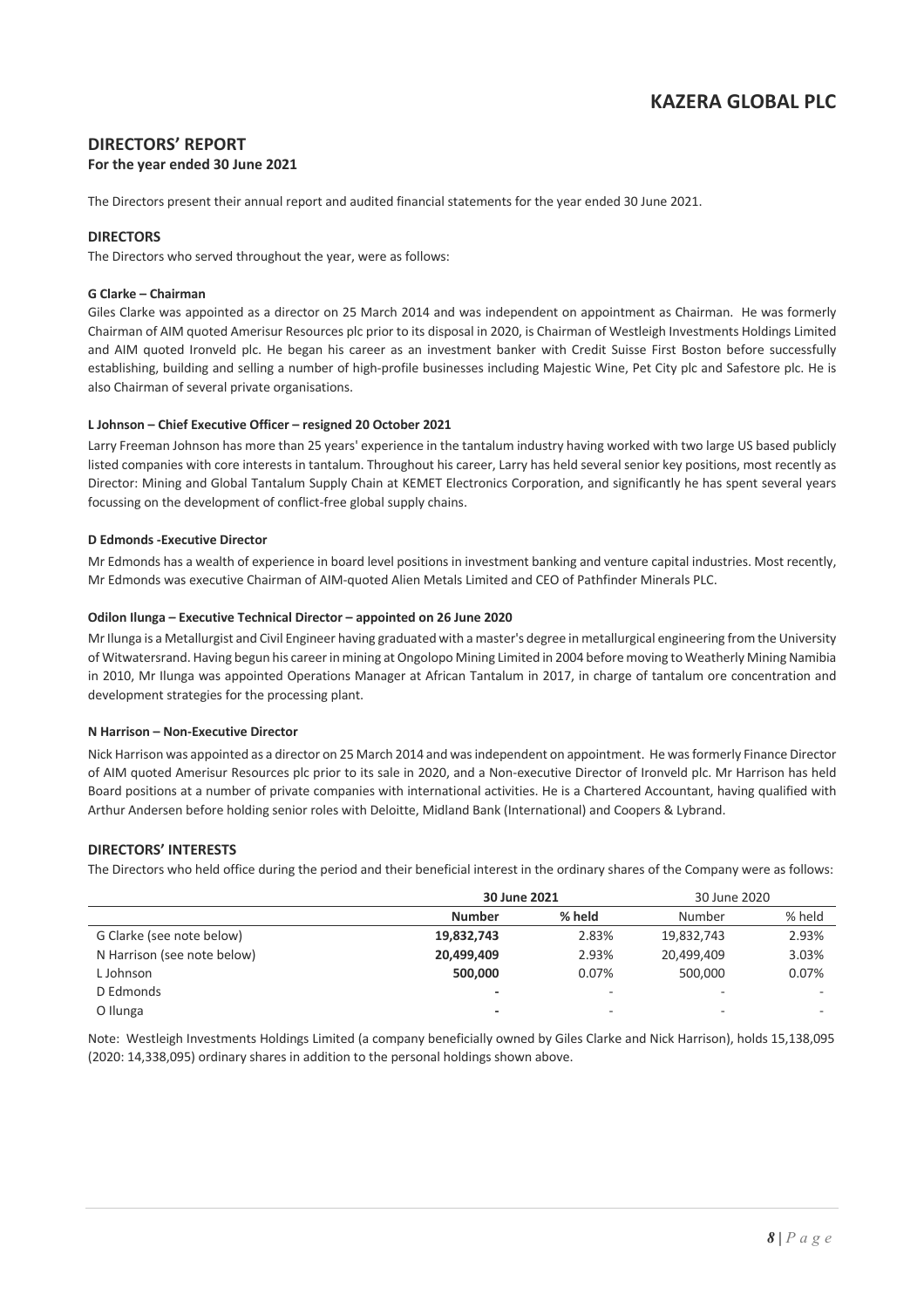## DIRECTORS' REPORT

**For the year ended 30 June 2021**

The Directors present their annual report and audited financial statements for the year ended 30 June 2021.

### DIRECTORS

The Directors who served throughout the year, were as follows:

**G Clarke – Chairman**

Giles Clarke was appointed as a director on 25 March 2014 and was independent on appointment as Chairman. He was formerly Chairman of AIM quoted Amerisur Resources plc prior to its disposal in 2020, is Chairman of Westleigh Investments Holdings Limited and AIM quoted Ironveld plc. He began his career as an investment banker with Credit Suisse First Boston before successfully establishing, building and selling a number of high-profile businesses including Majestic Wine, Pet City plc and Safestore plc. He is also Chairman of several private organisations.

**L Johnson – Chief Executive Officer – resigned 20 October 2021**

Larry Freeman Johnson has more than 25 years' experience in the tantalum industry having worked with two large US based publicly listed companies with core interests in tantalum. Throughout his career, Larry has held several senior key positions, most recently as Director: Mining and Global Tantalum Supply Chain at KEMET Electronics Corporation, and significantly he has spent several years focussing on the development of conflict-free global supply chains.

**D Edmonds -Executive Director**

Mr Edmonds has a wealth of experience in board level positions in investment banking and venture capital industries. Most recently, Mr Edmonds was executive Chairman of AIM-quoted Alien Metals Limited and CEO of Pathfinder Minerals PLC.

**Odilon Ilunga – Executive Technical Director – appointed on 26 June 2020**

Mr Ilunga is a Metallurgist and Civil Engineer having graduated with a master's degree in metallurgical engineering from the University of Witwatersrand. Having begun his career in mining at Ongolopo Mining Limited in 2004 before moving to Weatherly Mining Namibia in 2010, Mr Ilunga was appointed Operations Manager at African Tantalum in 2017, in charge of tantalum ore concentration and development strategies for the processing plant.

**N Harrison – Non-Executive Director**

Nick Harrison was appointed as a director on 25 March 2014 and was independent on appointment. He was formerly Finance Director of AIM quoted Amerisur Resources plc prior to its sale in 2020, and a Non-executive Director of Ironveld plc. Mr Harrison has held Board positions at a number of private companies with international activities. He is a Chartered Accountant, having qualified with Arthur Andersen before holding senior roles with Deloitte, Midland Bank (International) and Coopers & Lybrand.

### DIRECTORS' INTERESTS

The Directors who held office during the period and their beneficial interest in the ordinary shares of the Company were as follows:

| | **30 June 2021** | | 30 June 2020 | |
|---|---|---|---|---|
| | **Number** | **% held** | Number | % held |
| G Clarke (see note below) | **19,832,743** | 2.83% | 19,832,743 | 2.93% |
| N Harrison (see note below) | **20,499,409** | 2.93% | 20,499,409 | 3.03% |
| L Johnson | **500,000** | 0.07% | 500,000 | 0.07% |
| D Edmonds | **-** | - | - | - |
| O Ilunga | **-** | - | - | - |

Note: Westleigh Investments Holdings Limited (a company beneficially owned by Giles Clarke and Nick Harrison), holds 15,138,095 (2020: 14,338,095) ordinary shares in addition to the personal holdings shown above.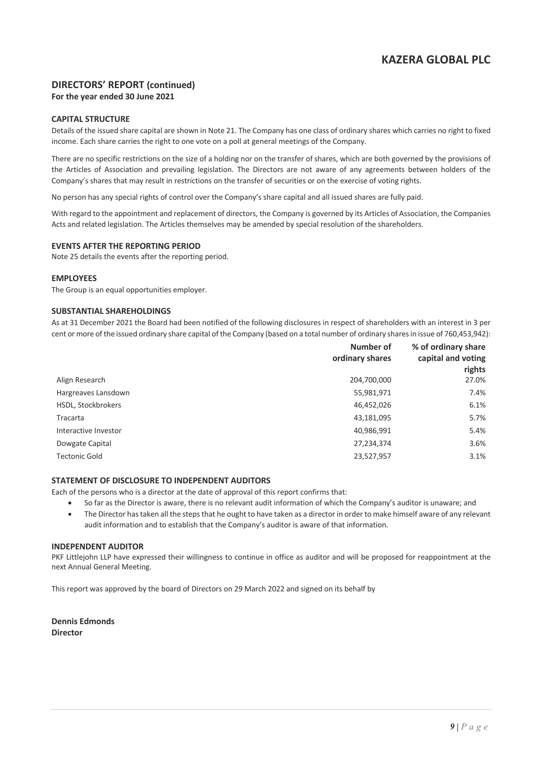# KAZERA GLOBAL PLC

## DIRECTORS' REPORT (continued)

**For the year ended 30 June 2021**

### CAPITAL STRUCTURE

Details of the issued share capital are shown in Note 21. The Company has one class of ordinary shares which carries no right to fixed income. Each share carries the right to one vote on a poll at general meetings of the Company.

There are no specific restrictions on the size of a holding nor on the transfer of shares, which are both governed by the provisions of the Articles of Association and prevailing legislation. The Directors are not aware of any agreements between holders of the Company's shares that may result in restrictions on the transfer of securities or on the exercise of voting rights.

No person has any special rights of control over the Company's share capital and all issued shares are fully paid.

With regard to the appointment and replacement of directors, the Company is governed by its Articles of Association, the Companies Acts and related legislation. The Articles themselves may be amended by special resolution of the shareholders.

### EVENTS AFTER THE REPORTING PERIOD

Note 25 details the events after the reporting period.

### EMPLOYEES

The Group is an equal opportunities employer.

### SUBSTANTIAL SHAREHOLDINGS

As at 31 December 2021 the Board had been notified of the following disclosures in respect of shareholders with an interest in 3 per cent or more of the issued ordinary share capital of the Company (based on a total number of ordinary shares in issue of 760,453,942):

| | Number of ordinary shares | % of ordinary share capital and voting rights |
|---|---|---|
| Align Research | 204,700,000 | 27.0% |
| Hargreaves Lansdown | 55,981,971 | 7.4% |
| HSDL, Stockbrokers | 46,452,026 | 6.1% |
| Tracarta | 43,181,095 | 5.7% |
| Interactive Investor | 40,986,991 | 5.4% |
| Dowgate Capital | 27,234,374 | 3.6% |
| Tectonic Gold | 23,527,957 | 3.1% |

### STATEMENT OF DISCLOSURE TO INDEPENDENT AUDITORS

Each of the persons who is a director at the date of approval of this report confirms that:

- So far as the Director is aware, there is no relevant audit information of which the Company's auditor is unaware; and
- The Director has taken all the steps that he ought to have taken as a director in order to make himself aware of any relevant audit information and to establish that the Company's auditor is aware of that information.

### INDEPENDENT AUDITOR

PKF Littlejohn LLP have expressed their willingness to continue in office as auditor and will be proposed for reappointment at the next Annual General Meeting.

This report was approved by the board of Directors on 29 March 2022 and signed on its behalf by

**Dennis Edmonds**
**Director**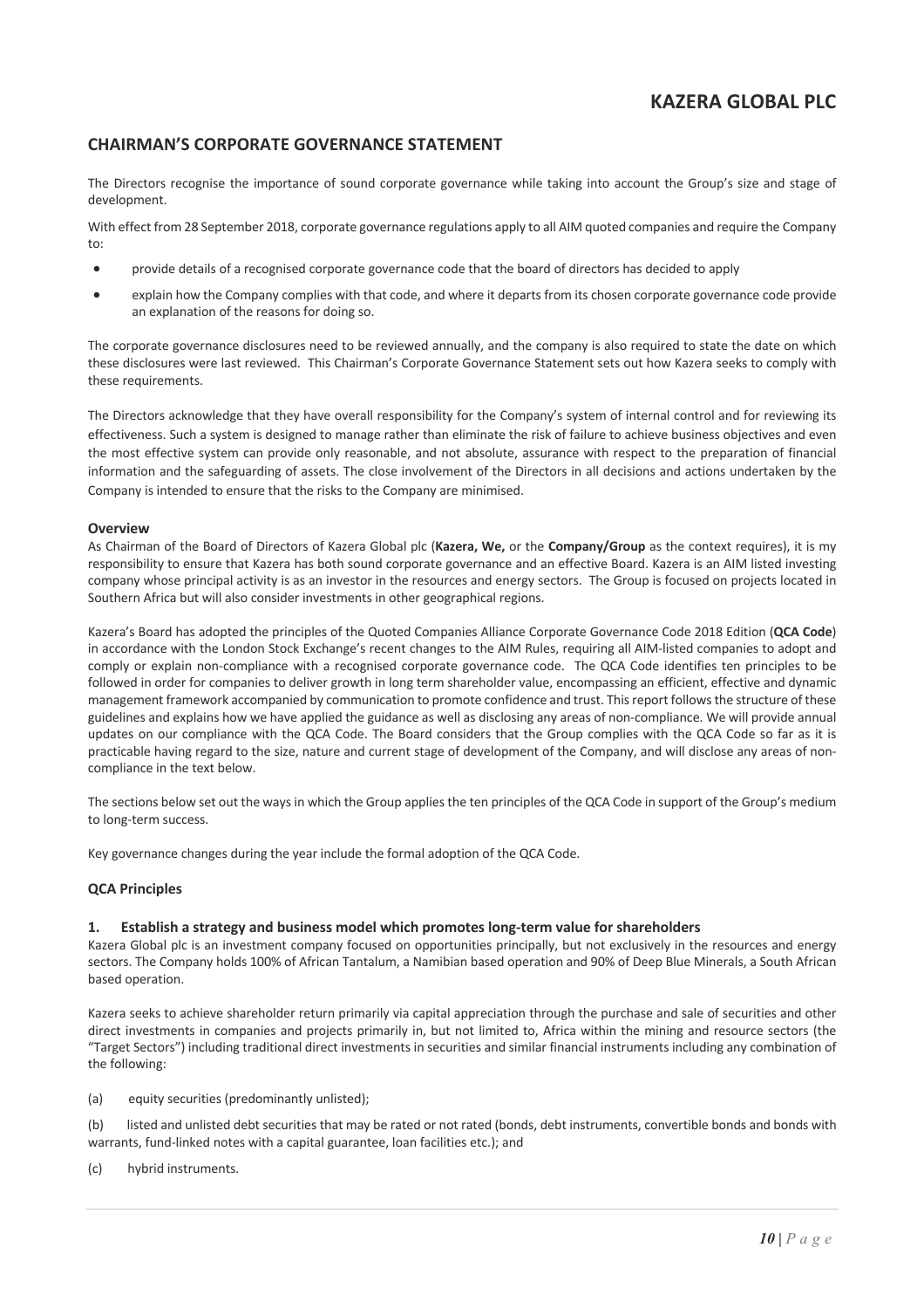## CHAIRMAN'S CORPORATE GOVERNANCE STATEMENT

The Directors recognise the importance of sound corporate governance while taking into account the Group's size and stage of development.

With effect from 28 September 2018, corporate governance regulations apply to all AIM quoted companies and require the Company to:

- provide details of a recognised corporate governance code that the board of directors has decided to apply
- explain how the Company complies with that code, and where it departs from its chosen corporate governance code provide an explanation of the reasons for doing so.

The corporate governance disclosures need to be reviewed annually, and the company is also required to state the date on which these disclosures were last reviewed. This Chairman's Corporate Governance Statement sets out how Kazera seeks to comply with these requirements.

The Directors acknowledge that they have overall responsibility for the Company's system of internal control and for reviewing its effectiveness. Such a system is designed to manage rather than eliminate the risk of failure to achieve business objectives and even the most effective system can provide only reasonable, and not absolute, assurance with respect to the preparation of financial information and the safeguarding of assets. The close involvement of the Directors in all decisions and actions undertaken by the Company is intended to ensure that the risks to the Company are minimised.

### Overview

As Chairman of the Board of Directors of Kazera Global plc (**Kazera, We,** or the **Company/Group** as the context requires), it is my responsibility to ensure that Kazera has both sound corporate governance and an effective Board. Kazera is an AIM listed investing company whose principal activity is as an investor in the resources and energy sectors. The Group is focused on projects located in Southern Africa but will also consider investments in other geographical regions.

Kazera's Board has adopted the principles of the Quoted Companies Alliance Corporate Governance Code 2018 Edition (**QCA Code**) in accordance with the London Stock Exchange's recent changes to the AIM Rules, requiring all AIM-listed companies to adopt and comply or explain non-compliance with a recognised corporate governance code. The QCA Code identifies ten principles to be followed in order for companies to deliver growth in long term shareholder value, encompassing an efficient, effective and dynamic management framework accompanied by communication to promote confidence and trust. This report follows the structure of these guidelines and explains how we have applied the guidance as well as disclosing any areas of non-compliance. We will provide annual updates on our compliance with the QCA Code. The Board considers that the Group complies with the QCA Code so far as it is practicable having regard to the size, nature and current stage of development of the Company, and will disclose any areas of non-compliance in the text below.

The sections below set out the ways in which the Group applies the ten principles of the QCA Code in support of the Group's medium to long-term success.

Key governance changes during the year include the formal adoption of the QCA Code.

### QCA Principles

#### 1. Establish a strategy and business model which promotes long-term value for shareholders

Kazera Global plc is an investment company focused on opportunities principally, but not exclusively in the resources and energy sectors. The Company holds 100% of African Tantalum, a Namibian based operation and 90% of Deep Blue Minerals, a South African based operation.

Kazera seeks to achieve shareholder return primarily via capital appreciation through the purchase and sale of securities and other direct investments in companies and projects primarily in, but not limited to, Africa within the mining and resource sectors (the "Target Sectors") including traditional direct investments in securities and similar financial instruments including any combination of the following:

(a) equity securities (predominantly unlisted);

(b) listed and unlisted debt securities that may be rated or not rated (bonds, debt instruments, convertible bonds and bonds with warrants, fund-linked notes with a capital guarantee, loan facilities etc.); and

(c) hybrid instruments.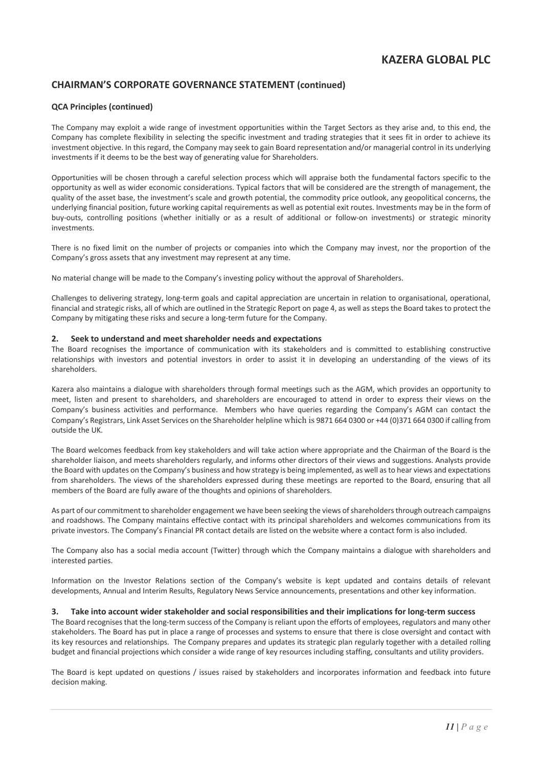## CHAIRMAN'S CORPORATE GOVERNANCE STATEMENT (continued)

### QCA Principles (continued)

The Company may exploit a wide range of investment opportunities within the Target Sectors as they arise and, to this end, the Company has complete flexibility in selecting the specific investment and trading strategies that it sees fit in order to achieve its investment objective. In this regard, the Company may seek to gain Board representation and/or managerial control in its underlying investments if it deems to be the best way of generating value for Shareholders.

Opportunities will be chosen through a careful selection process which will appraise both the fundamental factors specific to the opportunity as well as wider economic considerations. Typical factors that will be considered are the strength of management, the quality of the asset base, the investment's scale and growth potential, the commodity price outlook, any geopolitical concerns, the underlying financial position, future working capital requirements as well as potential exit routes. Investments may be in the form of buy-outs, controlling positions (whether initially or as a result of additional or follow-on investments) or strategic minority investments.

There is no fixed limit on the number of projects or companies into which the Company may invest, nor the proportion of the Company's gross assets that any investment may represent at any time.

No material change will be made to the Company's investing policy without the approval of Shareholders.

Challenges to delivering strategy, long-term goals and capital appreciation are uncertain in relation to organisational, operational, financial and strategic risks, all of which are outlined in the Strategic Report on page 4, as well as steps the Board takes to protect the Company by mitigating these risks and secure a long-term future for the Company.

### 2. Seek to understand and meet shareholder needs and expectations

The Board recognises the importance of communication with its stakeholders and is committed to establishing constructive relationships with investors and potential investors in order to assist it in developing an understanding of the views of its shareholders.

Kazera also maintains a dialogue with shareholders through formal meetings such as the AGM, which provides an opportunity to meet, listen and present to shareholders, and shareholders are encouraged to attend in order to express their views on the Company's business activities and performance. Members who have queries regarding the Company's AGM can contact the Company's Registrars, Link Asset Services on the Shareholder helpline which is 9871 664 0300 or +44 (0)371 664 0300 if calling from outside the UK.

The Board welcomes feedback from key stakeholders and will take action where appropriate and the Chairman of the Board is the shareholder liaison, and meets shareholders regularly, and informs other directors of their views and suggestions. Analysts provide the Board with updates on the Company's business and how strategy is being implemented, as well as to hear views and expectations from shareholders. The views of the shareholders expressed during these meetings are reported to the Board, ensuring that all members of the Board are fully aware of the thoughts and opinions of shareholders.

As part of our commitment to shareholder engagement we have been seeking the views of shareholders through outreach campaigns and roadshows. The Company maintains effective contact with its principal shareholders and welcomes communications from its private investors. The Company's Financial PR contact details are listed on the website where a contact form is also included.

The Company also has a social media account (Twitter) through which the Company maintains a dialogue with shareholders and interested parties.

Information on the Investor Relations section of the Company's website is kept updated and contains details of relevant developments, Annual and Interim Results, Regulatory News Service announcements, presentations and other key information.

### 3. Take into account wider stakeholder and social responsibilities and their implications for long-term success

The Board recognises that the long-term success of the Company is reliant upon the efforts of employees, regulators and many other stakeholders. The Board has put in place a range of processes and systems to ensure that there is close oversight and contact with its key resources and relationships. The Company prepares and updates its strategic plan regularly together with a detailed rolling budget and financial projections which consider a wide range of key resources including staffing, consultants and utility providers.

The Board is kept updated on questions / issues raised by stakeholders and incorporates information and feedback into future decision making.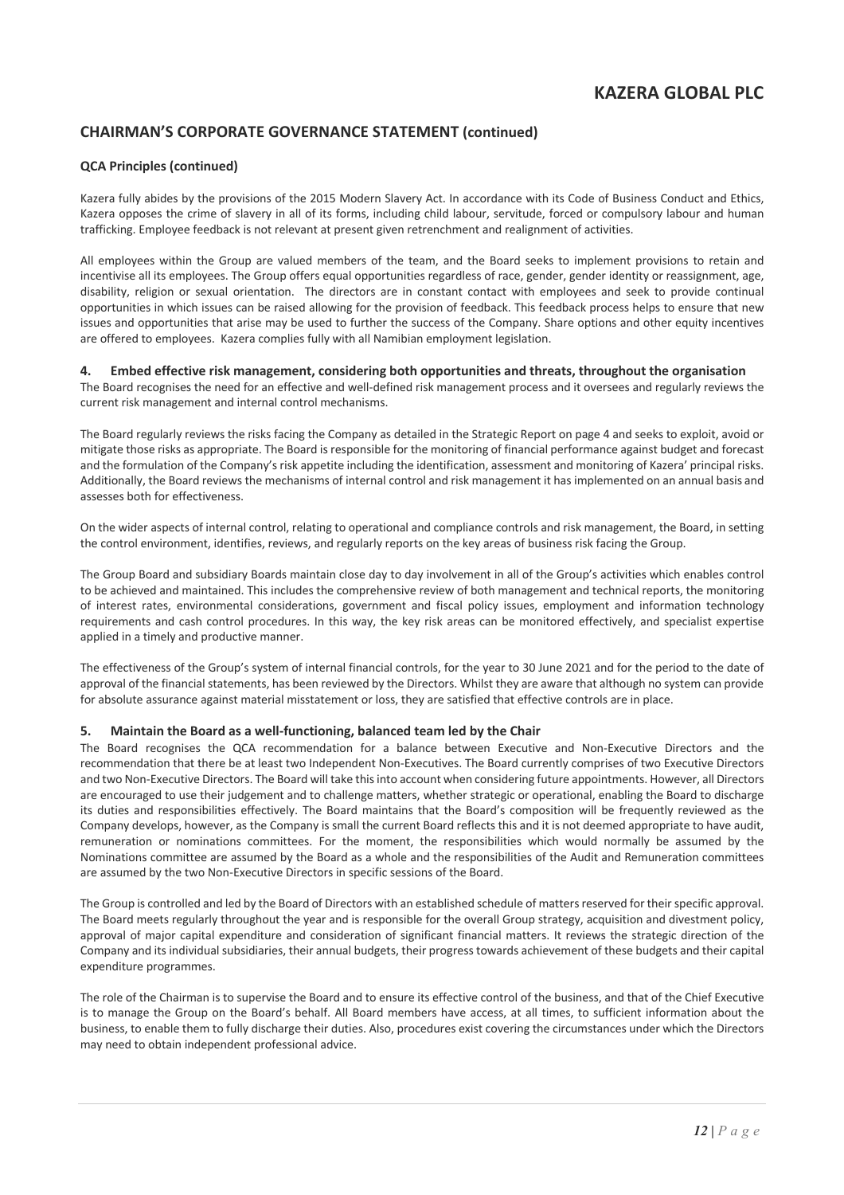## CHAIRMAN'S CORPORATE GOVERNANCE STATEMENT (continued)

### QCA Principles (continued)

Kazera fully abides by the provisions of the 2015 Modern Slavery Act. In accordance with its Code of Business Conduct and Ethics, Kazera opposes the crime of slavery in all of its forms, including child labour, servitude, forced or compulsory labour and human trafficking. Employee feedback is not relevant at present given retrenchment and realignment of activities.

All employees within the Group are valued members of the team, and the Board seeks to implement provisions to retain and incentivise all its employees. The Group offers equal opportunities regardless of race, gender, gender identity or reassignment, age, disability, religion or sexual orientation. The directors are in constant contact with employees and seek to provide continual opportunities in which issues can be raised allowing for the provision of feedback. This feedback process helps to ensure that new issues and opportunities that arise may be used to further the success of the Company. Share options and other equity incentives are offered to employees. Kazera complies fully with all Namibian employment legislation.

#### 4. Embed effective risk management, considering both opportunities and threats, throughout the organisation

The Board recognises the need for an effective and well-defined risk management process and it oversees and regularly reviews the current risk management and internal control mechanisms.

The Board regularly reviews the risks facing the Company as detailed in the Strategic Report on page 4 and seeks to exploit, avoid or mitigate those risks as appropriate. The Board is responsible for the monitoring of financial performance against budget and forecast and the formulation of the Company's risk appetite including the identification, assessment and monitoring of Kazera' principal risks. Additionally, the Board reviews the mechanisms of internal control and risk management it has implemented on an annual basis and assesses both for effectiveness.

On the wider aspects of internal control, relating to operational and compliance controls and risk management, the Board, in setting the control environment, identifies, reviews, and regularly reports on the key areas of business risk facing the Group.

The Group Board and subsidiary Boards maintain close day to day involvement in all of the Group's activities which enables control to be achieved and maintained. This includes the comprehensive review of both management and technical reports, the monitoring of interest rates, environmental considerations, government and fiscal policy issues, employment and information technology requirements and cash control procedures. In this way, the key risk areas can be monitored effectively, and specialist expertise applied in a timely and productive manner.

The effectiveness of the Group's system of internal financial controls, for the year to 30 June 2021 and for the period to the date of approval of the financial statements, has been reviewed by the Directors. Whilst they are aware that although no system can provide for absolute assurance against material misstatement or loss, they are satisfied that effective controls are in place.

#### 5. Maintain the Board as a well-functioning, balanced team led by the Chair

The Board recognises the QCA recommendation for a balance between Executive and Non-Executive Directors and the recommendation that there be at least two Independent Non-Executives. The Board currently comprises of two Executive Directors and two Non-Executive Directors. The Board will take this into account when considering future appointments. However, all Directors are encouraged to use their judgement and to challenge matters, whether strategic or operational, enabling the Board to discharge its duties and responsibilities effectively. The Board maintains that the Board's composition will be frequently reviewed as the Company develops, however, as the Company is small the current Board reflects this and it is not deemed appropriate to have audit, remuneration or nominations committees. For the moment, the responsibilities which would normally be assumed by the Nominations committee are assumed by the Board as a whole and the responsibilities of the Audit and Remuneration committees are assumed by the two Non-Executive Directors in specific sessions of the Board.

The Group is controlled and led by the Board of Directors with an established schedule of matters reserved for their specific approval. The Board meets regularly throughout the year and is responsible for the overall Group strategy, acquisition and divestment policy, approval of major capital expenditure and consideration of significant financial matters. It reviews the strategic direction of the Company and its individual subsidiaries, their annual budgets, their progress towards achievement of these budgets and their capital expenditure programmes.

The role of the Chairman is to supervise the Board and to ensure its effective control of the business, and that of the Chief Executive is to manage the Group on the Board's behalf. All Board members have access, at all times, to sufficient information about the business, to enable them to fully discharge their duties. Also, procedures exist covering the circumstances under which the Directors may need to obtain independent professional advice.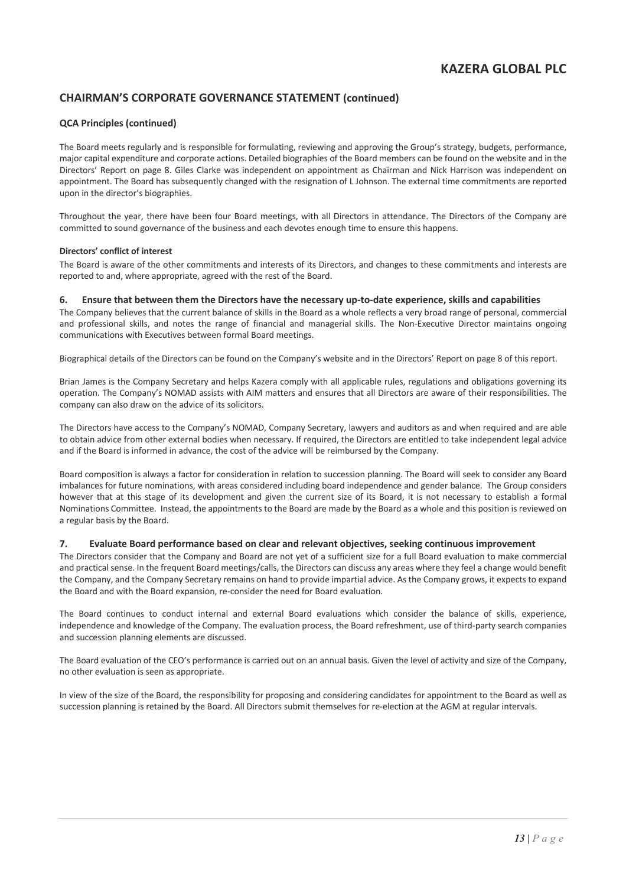## CHAIRMAN'S CORPORATE GOVERNANCE STATEMENT (continued)

### QCA Principles (continued)

The Board meets regularly and is responsible for formulating, reviewing and approving the Group's strategy, budgets, performance, major capital expenditure and corporate actions. Detailed biographies of the Board members can be found on the website and in the Directors' Report on page 8. Giles Clarke was independent on appointment as Chairman and Nick Harrison was independent on appointment. The Board has subsequently changed with the resignation of L Johnson. The external time commitments are reported upon in the director's biographies.

Throughout the year, there have been four Board meetings, with all Directors in attendance. The Directors of the Company are committed to sound governance of the business and each devotes enough time to ensure this happens.

**Directors' conflict of interest**

The Board is aware of the other commitments and interests of its Directors, and changes to these commitments and interests are reported to and, where appropriate, agreed with the rest of the Board.

### 6. Ensure that between them the Directors have the necessary up-to-date experience, skills and capabilities

The Company believes that the current balance of skills in the Board as a whole reflects a very broad range of personal, commercial and professional skills, and notes the range of financial and managerial skills. The Non-Executive Director maintains ongoing communications with Executives between formal Board meetings.

Biographical details of the Directors can be found on the Company's website and in the Directors' Report on page 8 of this report.

Brian James is the Company Secretary and helps Kazera comply with all applicable rules, regulations and obligations governing its operation. The Company's NOMAD assists with AIM matters and ensures that all Directors are aware of their responsibilities. The company can also draw on the advice of its solicitors.

The Directors have access to the Company's NOMAD, Company Secretary, lawyers and auditors as and when required and are able to obtain advice from other external bodies when necessary. If required, the Directors are entitled to take independent legal advice and if the Board is informed in advance, the cost of the advice will be reimbursed by the Company.

Board composition is always a factor for consideration in relation to succession planning. The Board will seek to consider any Board imbalances for future nominations, with areas considered including board independence and gender balance. The Group considers however that at this stage of its development and given the current size of its Board, it is not necessary to establish a formal Nominations Committee. Instead, the appointments to the Board are made by the Board as a whole and this position is reviewed on a regular basis by the Board.

### 7. Evaluate Board performance based on clear and relevant objectives, seeking continuous improvement

The Directors consider that the Company and Board are not yet of a sufficient size for a full Board evaluation to make commercial and practical sense. In the frequent Board meetings/calls, the Directors can discuss any areas where they feel a change would benefit the Company, and the Company Secretary remains on hand to provide impartial advice. As the Company grows, it expects to expand the Board and with the Board expansion, re-consider the need for Board evaluation.

The Board continues to conduct internal and external Board evaluations which consider the balance of skills, experience, independence and knowledge of the Company. The evaluation process, the Board refreshment, use of third-party search companies and succession planning elements are discussed.

The Board evaluation of the CEO's performance is carried out on an annual basis. Given the level of activity and size of the Company, no other evaluation is seen as appropriate.

In view of the size of the Board, the responsibility for proposing and considering candidates for appointment to the Board as well as succession planning is retained by the Board. All Directors submit themselves for re-election at the AGM at regular intervals.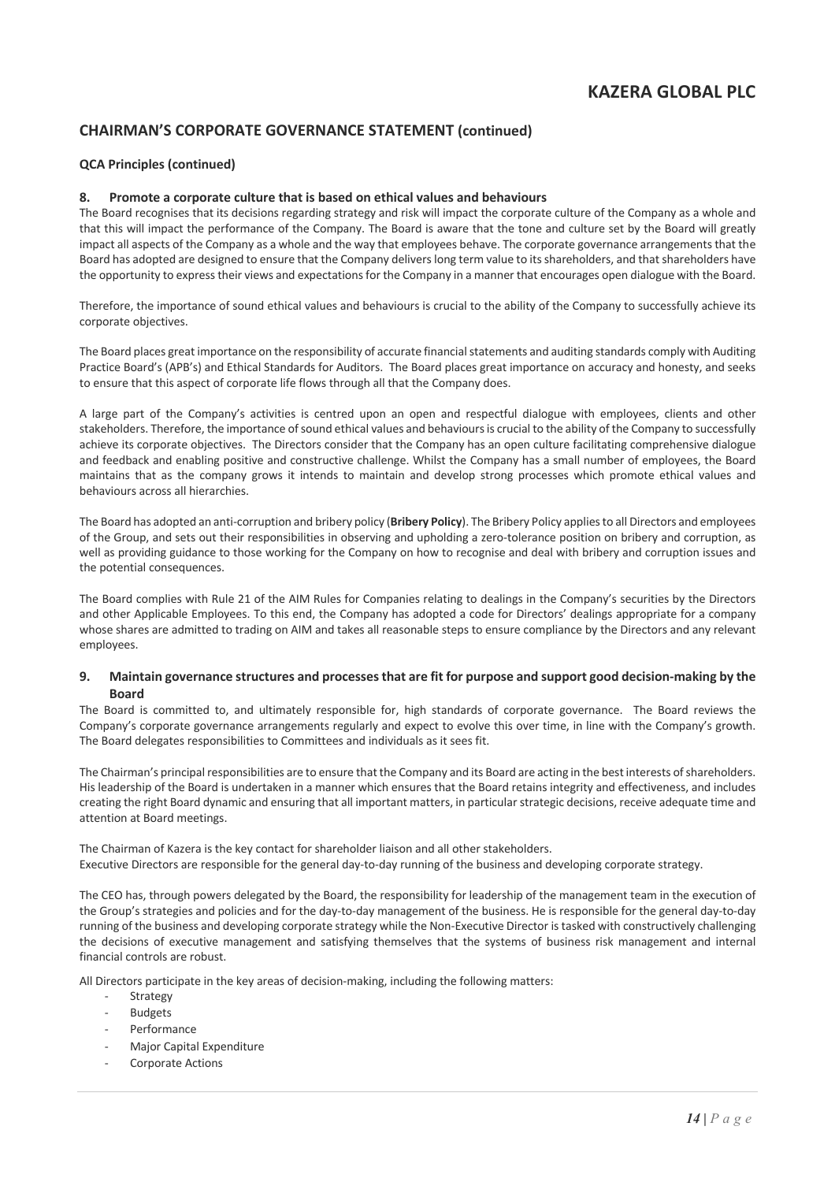## CHAIRMAN'S CORPORATE GOVERNANCE STATEMENT (continued)

### QCA Principles (continued)

#### 8. Promote a corporate culture that is based on ethical values and behaviours

The Board recognises that its decisions regarding strategy and risk will impact the corporate culture of the Company as a whole and that this will impact the performance of the Company. The Board is aware that the tone and culture set by the Board will greatly impact all aspects of the Company as a whole and the way that employees behave. The corporate governance arrangements that the Board has adopted are designed to ensure that the Company delivers long term value to its shareholders, and that shareholders have the opportunity to express their views and expectations for the Company in a manner that encourages open dialogue with the Board.

Therefore, the importance of sound ethical values and behaviours is crucial to the ability of the Company to successfully achieve its corporate objectives.

The Board places great importance on the responsibility of accurate financial statements and auditing standards comply with Auditing Practice Board's (APB's) and Ethical Standards for Auditors. The Board places great importance on accuracy and honesty, and seeks to ensure that this aspect of corporate life flows through all that the Company does.

A large part of the Company's activities is centred upon an open and respectful dialogue with employees, clients and other stakeholders. Therefore, the importance of sound ethical values and behaviours is crucial to the ability of the Company to successfully achieve its corporate objectives. The Directors consider that the Company has an open culture facilitating comprehensive dialogue and feedback and enabling positive and constructive challenge. Whilst the Company has a small number of employees, the Board maintains that as the company grows it intends to maintain and develop strong processes which promote ethical values and behaviours across all hierarchies.

The Board has adopted an anti-corruption and bribery policy (**Bribery Policy**). The Bribery Policy applies to all Directors and employees of the Group, and sets out their responsibilities in observing and upholding a zero-tolerance position on bribery and corruption, as well as providing guidance to those working for the Company on how to recognise and deal with bribery and corruption issues and the potential consequences.

The Board complies with Rule 21 of the AIM Rules for Companies relating to dealings in the Company's securities by the Directors and other Applicable Employees. To this end, the Company has adopted a code for Directors' dealings appropriate for a company whose shares are admitted to trading on AIM and takes all reasonable steps to ensure compliance by the Directors and any relevant employees.

#### 9. Maintain governance structures and processes that are fit for purpose and support good decision-making by the Board

The Board is committed to, and ultimately responsible for, high standards of corporate governance. The Board reviews the Company's corporate governance arrangements regularly and expect to evolve this over time, in line with the Company's growth. The Board delegates responsibilities to Committees and individuals as it sees fit.

The Chairman's principal responsibilities are to ensure that the Company and its Board are acting in the best interests of shareholders. His leadership of the Board is undertaken in a manner which ensures that the Board retains integrity and effectiveness, and includes creating the right Board dynamic and ensuring that all important matters, in particular strategic decisions, receive adequate time and attention at Board meetings.

The Chairman of Kazera is the key contact for shareholder liaison and all other stakeholders.
Executive Directors are responsible for the general day-to-day running of the business and developing corporate strategy.

The CEO has, through powers delegated by the Board, the responsibility for leadership of the management team in the execution of the Group's strategies and policies and for the day-to-day management of the business. He is responsible for the general day-to-day running of the business and developing corporate strategy while the Non-Executive Director is tasked with constructively challenging the decisions of executive management and satisfying themselves that the systems of business risk management and internal financial controls are robust.

All Directors participate in the key areas of decision-making, including the following matters:

- Strategy
- Budgets
- Performance
- Major Capital Expenditure
- Corporate Actions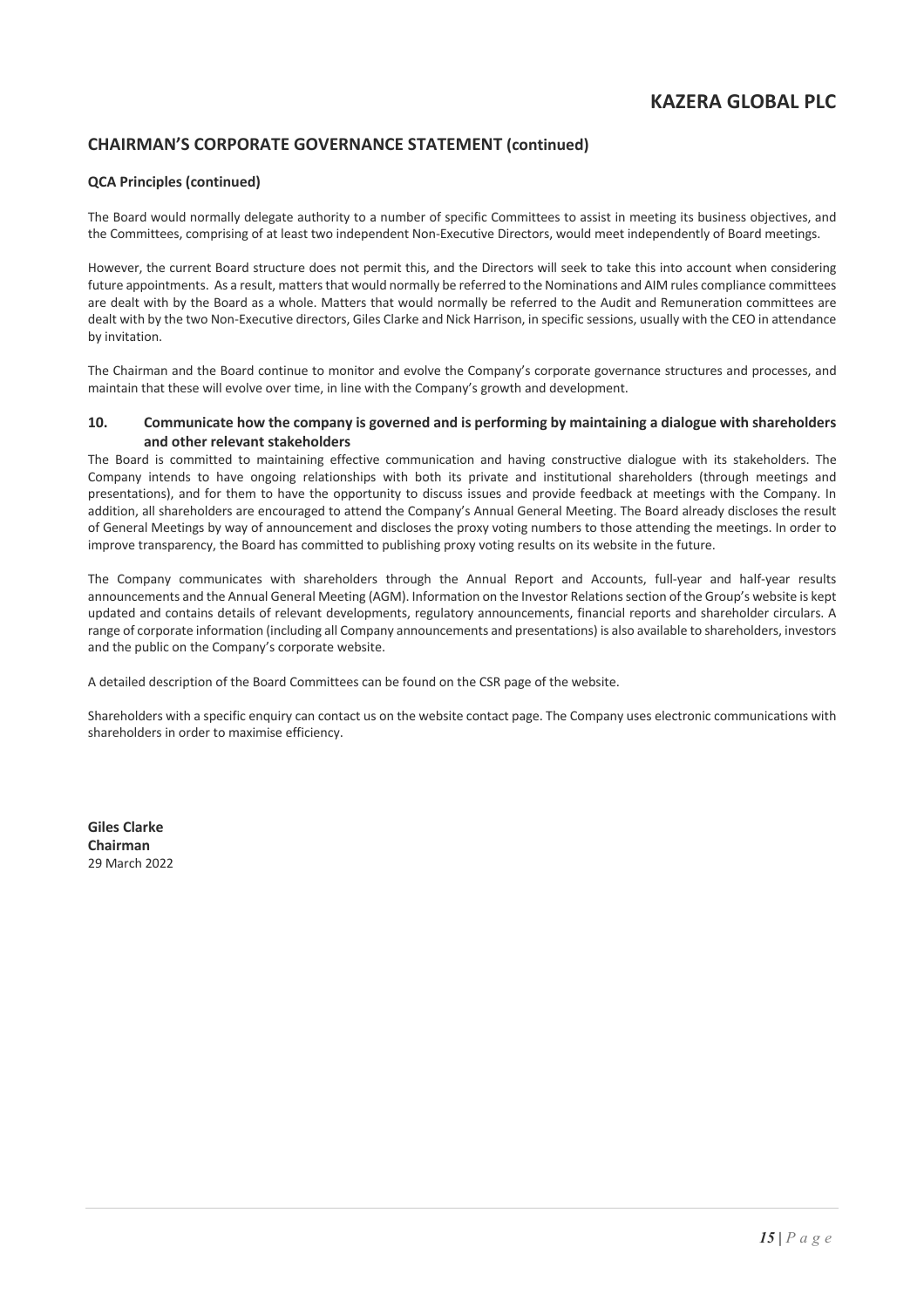## CHAIRMAN'S CORPORATE GOVERNANCE STATEMENT (continued)

### QCA Principles (continued)

The Board would normally delegate authority to a number of specific Committees to assist in meeting its business objectives, and the Committees, comprising of at least two independent Non-Executive Directors, would meet independently of Board meetings.

However, the current Board structure does not permit this, and the Directors will seek to take this into account when considering future appointments. As a result, matters that would normally be referred to the Nominations and AIM rules compliance committees are dealt with by the Board as a whole. Matters that would normally be referred to the Audit and Remuneration committees are dealt with by the two Non-Executive directors, Giles Clarke and Nick Harrison, in specific sessions, usually with the CEO in attendance by invitation.

The Chairman and the Board continue to monitor and evolve the Company's corporate governance structures and processes, and maintain that these will evolve over time, in line with the Company's growth and development.

### 10. Communicate how the company is governed and is performing by maintaining a dialogue with shareholders and other relevant stakeholders

The Board is committed to maintaining effective communication and having constructive dialogue with its stakeholders. The Company intends to have ongoing relationships with both its private and institutional shareholders (through meetings and presentations), and for them to have the opportunity to discuss issues and provide feedback at meetings with the Company. In addition, all shareholders are encouraged to attend the Company's Annual General Meeting. The Board already discloses the result of General Meetings by way of announcement and discloses the proxy voting numbers to those attending the meetings. In order to improve transparency, the Board has committed to publishing proxy voting results on its website in the future.

The Company communicates with shareholders through the Annual Report and Accounts, full-year and half-year results announcements and the Annual General Meeting (AGM). Information on the Investor Relations section of the Group's website is kept updated and contains details of relevant developments, regulatory announcements, financial reports and shareholder circulars. A range of corporate information (including all Company announcements and presentations) is also available to shareholders, investors and the public on the Company's corporate website.

A detailed description of the Board Committees can be found on the CSR page of the website.

Shareholders with a specific enquiry can contact us on the website contact page. The Company uses electronic communications with shareholders in order to maximise efficiency.

**Giles Clarke**
**Chairman**
29 March 2022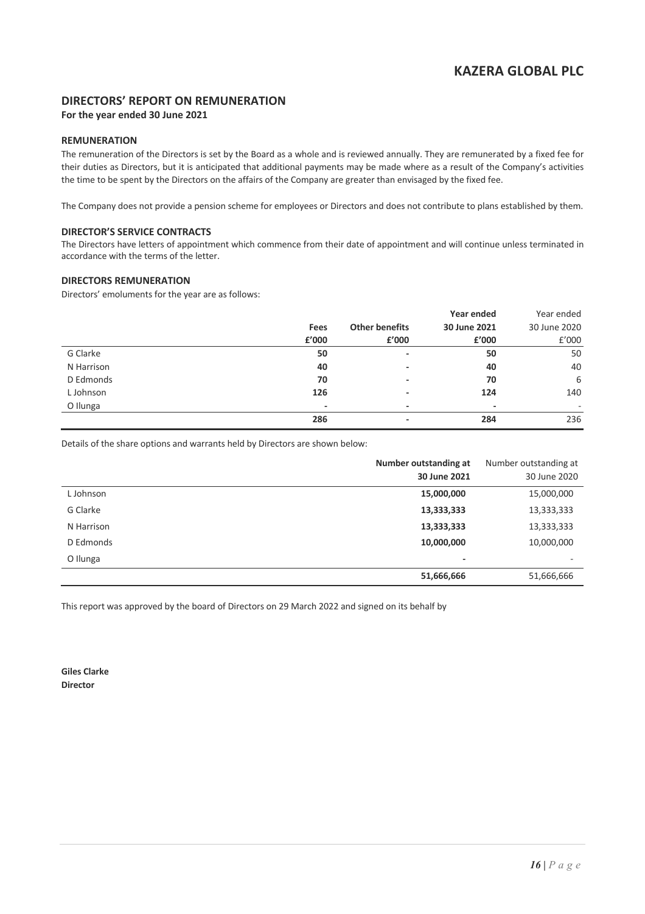## DIRECTORS' REPORT ON REMUNERATION

**For the year ended 30 June 2021**

### REMUNERATION

The remuneration of the Directors is set by the Board as a whole and is reviewed annually. They are remunerated by a fixed fee for their duties as Directors, but it is anticipated that additional payments may be made where as a result of the Company's activities the time to be spent by the Directors on the affairs of the Company are greater than envisaged by the fixed fee.

The Company does not provide a pension scheme for employees or Directors and does not contribute to plans established by them.

### DIRECTOR'S SERVICE CONTRACTS

The Directors have letters of appointment which commence from their date of appointment and will continue unless terminated in accordance with the terms of the letter.

### DIRECTORS REMUNERATION

Directors' emoluments for the year are as follows:

| | **Fees** | **Other benefits** | **Year ended 30 June 2021** | Year ended 30 June 2020 |
|---|---|---|---|---|
| | **£'000** | **£'000** | **£'000** | £'000 |
| G Clarke | **50** | - | **50** | 50 |
| N Harrison | **40** | - | **40** | 40 |
| D Edmonds | **70** | - | **70** | 6 |
| L Johnson | **126** | - | **124** | 140 |
| O Ilunga | - | - | - | - |
| | **286** | - | **284** | 236 |

Details of the share options and warrants held by Directors are shown below:

| | **Number outstanding at 30 June 2021** | Number outstanding at 30 June 2020 |
|---|---|---|
| L Johnson | **15,000,000** | 15,000,000 |
| G Clarke | **13,333,333** | 13,333,333 |
| N Harrison | **13,333,333** | 13,333,333 |
| D Edmonds | **10,000,000** | 10,000,000 |
| O Ilunga | - | - |
| | **51,666,666** | 51,666,666 |

This report was approved by the board of Directors on 29 March 2022 and signed on its behalf by

**Giles Clarke**
**Director**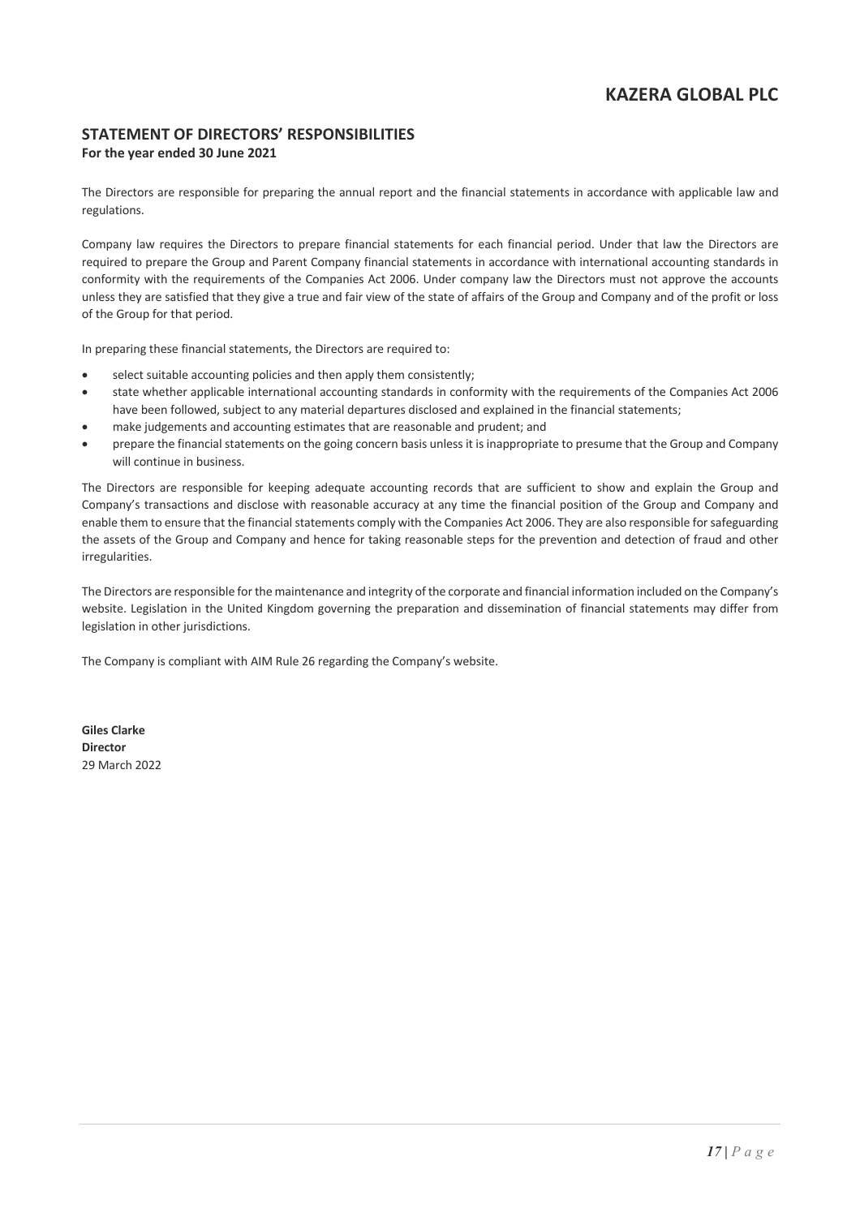## STATEMENT OF DIRECTORS' RESPONSIBILITIES

**For the year ended 30 June 2021**

The Directors are responsible for preparing the annual report and the financial statements in accordance with applicable law and regulations.

Company law requires the Directors to prepare financial statements for each financial period. Under that law the Directors are required to prepare the Group and Parent Company financial statements in accordance with international accounting standards in conformity with the requirements of the Companies Act 2006. Under company law the Directors must not approve the accounts unless they are satisfied that they give a true and fair view of the state of affairs of the Group and Company and of the profit or loss of the Group for that period.

In preparing these financial statements, the Directors are required to:

- select suitable accounting policies and then apply them consistently;
- state whether applicable international accounting standards in conformity with the requirements of the Companies Act 2006 have been followed, subject to any material departures disclosed and explained in the financial statements;
- make judgements and accounting estimates that are reasonable and prudent; and
- prepare the financial statements on the going concern basis unless it is inappropriate to presume that the Group and Company will continue in business.

The Directors are responsible for keeping adequate accounting records that are sufficient to show and explain the Group and Company's transactions and disclose with reasonable accuracy at any time the financial position of the Group and Company and enable them to ensure that the financial statements comply with the Companies Act 2006. They are also responsible for safeguarding the assets of the Group and Company and hence for taking reasonable steps for the prevention and detection of fraud and other irregularities.

The Directors are responsible for the maintenance and integrity of the corporate and financial information included on the Company's website. Legislation in the United Kingdom governing the preparation and dissemination of financial statements may differ from legislation in other jurisdictions.

The Company is compliant with AIM Rule 26 regarding the Company's website.

**Giles Clarke**
**Director**
29 March 2022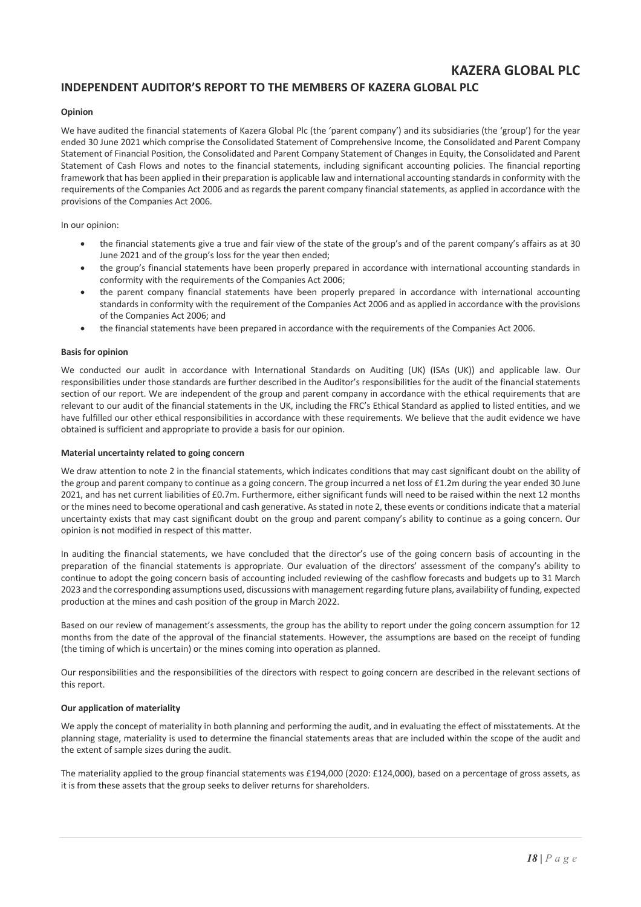## INDEPENDENT AUDITOR'S REPORT TO THE MEMBERS OF KAZERA GLOBAL PLC

**Opinion**

We have audited the financial statements of Kazera Global Plc (the 'parent company') and its subsidiaries (the 'group') for the year ended 30 June 2021 which comprise the Consolidated Statement of Comprehensive Income, the Consolidated and Parent Company Statement of Financial Position, the Consolidated and Parent Company Statement of Changes in Equity, the Consolidated and Parent Statement of Cash Flows and notes to the financial statements, including significant accounting policies. The financial reporting framework that has been applied in their preparation is applicable law and international accounting standards in conformity with the requirements of the Companies Act 2006 and as regards the parent company financial statements, as applied in accordance with the provisions of the Companies Act 2006.

In our opinion:

- the financial statements give a true and fair view of the state of the group's and of the parent company's affairs as at 30 June 2021 and of the group's loss for the year then ended;
- the group's financial statements have been properly prepared in accordance with international accounting standards in conformity with the requirements of the Companies Act 2006;
- the parent company financial statements have been properly prepared in accordance with international accounting standards in conformity with the requirement of the Companies Act 2006 and as applied in accordance with the provisions of the Companies Act 2006; and
- the financial statements have been prepared in accordance with the requirements of the Companies Act 2006.

**Basis for opinion**

We conducted our audit in accordance with International Standards on Auditing (UK) (ISAs (UK)) and applicable law. Our responsibilities under those standards are further described in the Auditor's responsibilities for the audit of the financial statements section of our report. We are independent of the group and parent company in accordance with the ethical requirements that are relevant to our audit of the financial statements in the UK, including the FRC's Ethical Standard as applied to listed entities, and we have fulfilled our other ethical responsibilities in accordance with these requirements. We believe that the audit evidence we have obtained is sufficient and appropriate to provide a basis for our opinion.

**Material uncertainty related to going concern**

We draw attention to note 2 in the financial statements, which indicates conditions that may cast significant doubt on the ability of the group and parent company to continue as a going concern. The group incurred a net loss of £1.2m during the year ended 30 June 2021, and has net current liabilities of £0.7m. Furthermore, either significant funds will need to be raised within the next 12 months or the mines need to become operational and cash generative. As stated in note 2, these events or conditions indicate that a material uncertainty exists that may cast significant doubt on the group and parent company's ability to continue as a going concern. Our opinion is not modified in respect of this matter.

In auditing the financial statements, we have concluded that the director's use of the going concern basis of accounting in the preparation of the financial statements is appropriate. Our evaluation of the directors' assessment of the company's ability to continue to adopt the going concern basis of accounting included reviewing of the cashflow forecasts and budgets up to 31 March 2023 and the corresponding assumptions used, discussions with management regarding future plans, availability of funding, expected production at the mines and cash position of the group in March 2022.

Based on our review of management's assessments, the group has the ability to report under the going concern assumption for 12 months from the date of the approval of the financial statements. However, the assumptions are based on the receipt of funding (the timing of which is uncertain) or the mines coming into operation as planned.

Our responsibilities and the responsibilities of the directors with respect to going concern are described in the relevant sections of this report.

**Our application of materiality**

We apply the concept of materiality in both planning and performing the audit, and in evaluating the effect of misstatements. At the planning stage, materiality is used to determine the financial statements areas that are included within the scope of the audit and the extent of sample sizes during the audit.

The materiality applied to the group financial statements was £194,000 (2020: £124,000), based on a percentage of gross assets, as it is from these assets that the group seeks to deliver returns for shareholders.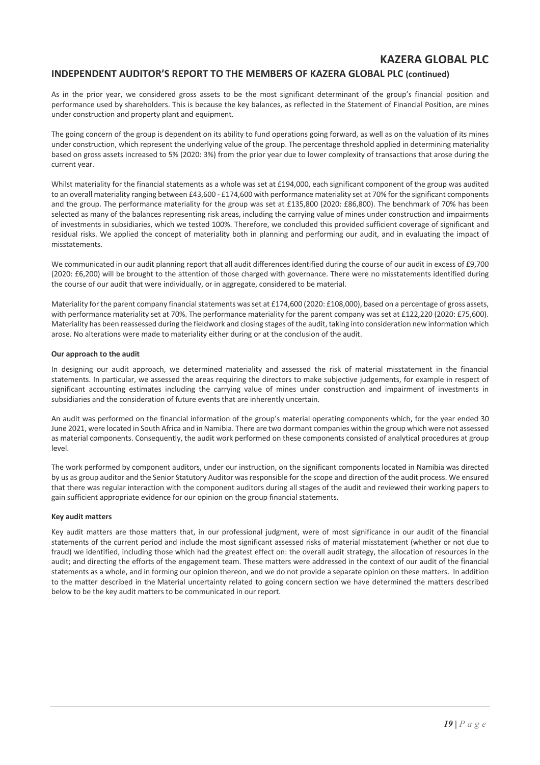As in the prior year, we considered gross assets to be the most significant determinant of the group's financial position and performance used by shareholders. This is because the key balances, as reflected in the Statement of Financial Position, are mines under construction and property plant and equipment.

The going concern of the group is dependent on its ability to fund operations going forward, as well as on the valuation of its mines under construction, which represent the underlying value of the group. The percentage threshold applied in determining materiality based on gross assets increased to 5% (2020: 3%) from the prior year due to lower complexity of transactions that arose during the current year.

Whilst materiality for the financial statements as a whole was set at £194,000, each significant component of the group was audited to an overall materiality ranging between £43,600 - £174,600 with performance materiality set at 70% for the significant components and the group. The performance materiality for the group was set at £135,800 (2020: £86,800). The benchmark of 70% has been selected as many of the balances representing risk areas, including the carrying value of mines under construction and impairments of investments in subsidiaries, which we tested 100%. Therefore, we concluded this provided sufficient coverage of significant and residual risks. We applied the concept of materiality both in planning and performing our audit, and in evaluating the impact of misstatements.

We communicated in our audit planning report that all audit differences identified during the course of our audit in excess of £9,700 (2020: £6,200) will be brought to the attention of those charged with governance. There were no misstatements identified during the course of our audit that were individually, or in aggregate, considered to be material.

Materiality for the parent company financial statements was set at £174,600 (2020: £108,000), based on a percentage of gross assets, with performance materiality set at 70%. The performance materiality for the parent company was set at £122,220 (2020: £75,600). Materiality has been reassessed during the fieldwork and closing stages of the audit, taking into consideration new information which arose. No alterations were made to materiality either during or at the conclusion of the audit.

**Our approach to the audit**

In designing our audit approach, we determined materiality and assessed the risk of material misstatement in the financial statements. In particular, we assessed the areas requiring the directors to make subjective judgements, for example in respect of significant accounting estimates including the carrying value of mines under construction and impairment of investments in subsidiaries and the consideration of future events that are inherently uncertain.

An audit was performed on the financial information of the group's material operating components which, for the year ended 30 June 2021, were located in South Africa and in Namibia. There are two dormant companies within the group which were not assessed as material components. Consequently, the audit work performed on these components consisted of analytical procedures at group level.

The work performed by component auditors, under our instruction, on the significant components located in Namibia was directed by us as group auditor and the Senior Statutory Auditor was responsible for the scope and direction of the audit process. We ensured that there was regular interaction with the component auditors during all stages of the audit and reviewed their working papers to gain sufficient appropriate evidence for our opinion on the group financial statements.

**Key audit matters**

Key audit matters are those matters that, in our professional judgment, were of most significance in our audit of the financial statements of the current period and include the most significant assessed risks of material misstatement (whether or not due to fraud) we identified, including those which had the greatest effect on: the overall audit strategy, the allocation of resources in the audit; and directing the efforts of the engagement team. These matters were addressed in the context of our audit of the financial statements as a whole, and in forming our opinion thereon, and we do not provide a separate opinion on these matters. In addition to the matter described in the Material uncertainty related to going concern section we have determined the matters described below to be the key audit matters to be communicated in our report.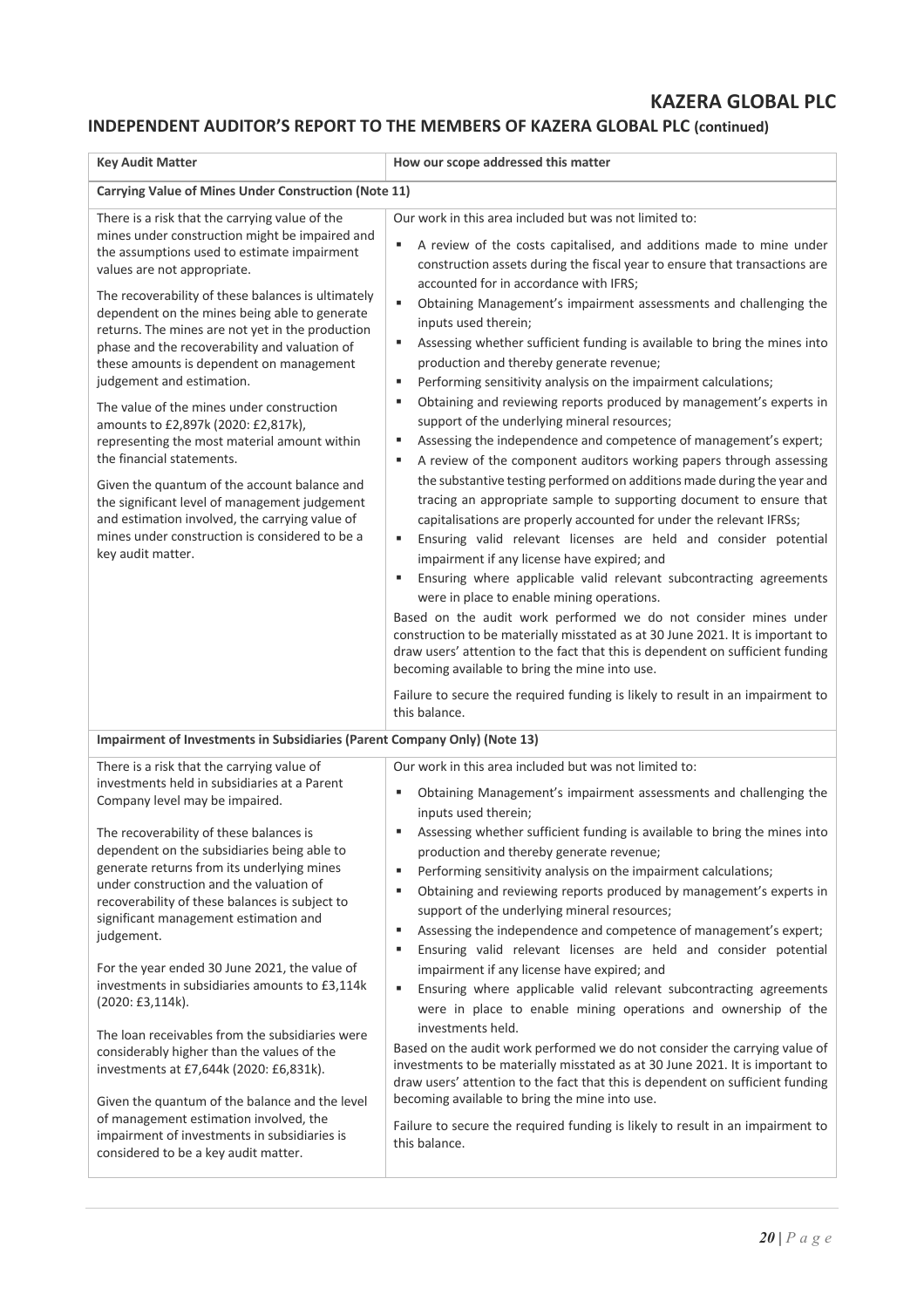## INDEPENDENT AUDITOR'S REPORT TO THE MEMBERS OF KAZERA GLOBAL PLC (continued)

| Key Audit Matter | How our scope addressed this matter |
|---|---|
| **Carrying Value of Mines Under Construction (Note 11)** | |
| There is a risk that the carrying value of the mines under construction might be impaired and the assumptions used to estimate impairment values are not appropriate.<br><br>The recoverability of these balances is ultimately dependent on the mines being able to generate returns. The mines are not yet in the production phase and the recoverability and valuation of these amounts is dependent on management judgement and estimation.<br><br>The value of the mines under construction amounts to £2,897k (2020: £2,817k), representing the most material amount within the financial statements.<br><br>Given the quantum of the account balance and the significant level of management judgement and estimation involved, the carrying value of mines under construction is considered to be a key audit matter. | Our work in this area included but was not limited to:<br><br>▪ A review of the costs capitalised, and additions made to mine under construction assets during the fiscal year to ensure that transactions are accounted for in accordance with IFRS;<br>▪ Obtaining Management's impairment assessments and challenging the inputs used therein;<br>▪ Assessing whether sufficient funding is available to bring the mines into production and thereby generate revenue;<br>▪ Performing sensitivity analysis on the impairment calculations;<br>▪ Obtaining and reviewing reports produced by management's experts in support of the underlying mineral resources;<br>▪ Assessing the independence and competence of management's expert;<br>▪ A review of the component auditors working papers through assessing the substantive testing performed on additions made during the year and tracing an appropriate sample to supporting document to ensure that capitalisations are properly accounted for under the relevant IFRSs;<br>▪ Ensuring valid relevant licenses are held and consider potential impairment if any license have expired; and<br>▪ Ensuring where applicable valid relevant subcontracting agreements were in place to enable mining operations.<br><br>Based on the audit work performed we do not consider mines under construction to be materially misstated as at 30 June 2021. It is important to draw users' attention to the fact that this is dependent on sufficient funding becoming available to bring the mine into use.<br><br>Failure to secure the required funding is likely to result in an impairment to this balance. |
| **Impairment of Investments in Subsidiaries (Parent Company Only) (Note 13)** | |
| There is a risk that the carrying value of investments held in subsidiaries at a Parent Company level may be impaired.<br><br>The recoverability of these balances is dependent on the subsidiaries being able to generate returns from its underlying mines under construction and the valuation of recoverability of these balances is subject to significant management estimation and judgement.<br><br>For the year ended 30 June 2021, the value of investments in subsidiaries amounts to £3,114k (2020: £3,114k).<br><br>The loan receivables from the subsidiaries were considerably higher than the values of the investments at £7,644k (2020: £6,831k).<br><br>Given the quantum of the balance and the level of management estimation involved, the impairment of investments in subsidiaries is considered to be a key audit matter. | Our work in this area included but was not limited to:<br><br>▪ Obtaining Management's impairment assessments and challenging the inputs used therein;<br>▪ Assessing whether sufficient funding is available to bring the mines into production and thereby generate revenue;<br>▪ Performing sensitivity analysis on the impairment calculations;<br>▪ Obtaining and reviewing reports produced by management's experts in support of the underlying mineral resources;<br>▪ Assessing the independence and competence of management's expert;<br>▪ Ensuring valid relevant licenses are held and consider potential impairment if any license have expired; and<br>▪ Ensuring where applicable valid relevant subcontracting agreements were in place to enable mining operations and ownership of the investments held.<br><br>Based on the audit work performed we do not consider the carrying value of investments to be materially misstated as at 30 June 2021. It is important to draw users' attention to the fact that this is dependent on sufficient funding becoming available to bring the mine into use.<br><br>Failure to secure the required funding is likely to result in an impairment to this balance. |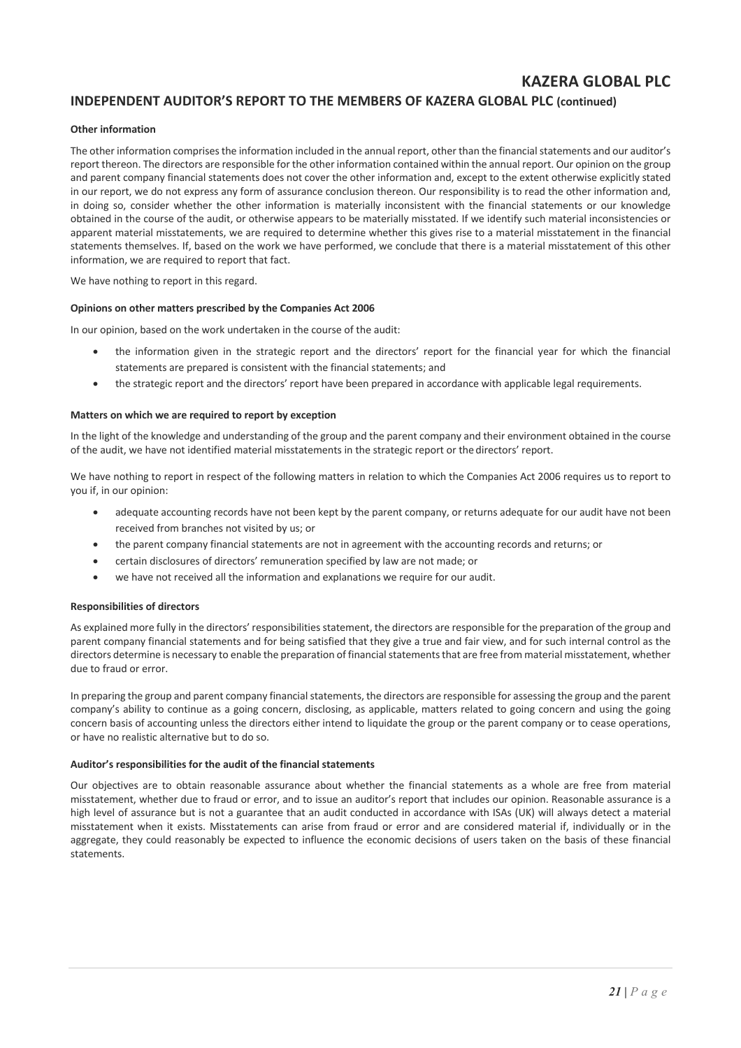## INDEPENDENT AUDITOR'S REPORT TO THE MEMBERS OF KAZERA GLOBAL PLC (continued)

**Other information**

The other information comprises the information included in the annual report, other than the financial statements and our auditor's report thereon. The directors are responsible for the other information contained within the annual report. Our opinion on the group and parent company financial statements does not cover the other information and, except to the extent otherwise explicitly stated in our report, we do not express any form of assurance conclusion thereon. Our responsibility is to read the other information and, in doing so, consider whether the other information is materially inconsistent with the financial statements or our knowledge obtained in the course of the audit, or otherwise appears to be materially misstated. If we identify such material inconsistencies or apparent material misstatements, we are required to determine whether this gives rise to a material misstatement in the financial statements themselves. If, based on the work we have performed, we conclude that there is a material misstatement of this other information, we are required to report that fact.

We have nothing to report in this regard.

**Opinions on other matters prescribed by the Companies Act 2006**

In our opinion, based on the work undertaken in the course of the audit:

- the information given in the strategic report and the directors' report for the financial year for which the financial statements are prepared is consistent with the financial statements; and
- the strategic report and the directors' report have been prepared in accordance with applicable legal requirements.

**Matters on which we are required to report by exception**

In the light of the knowledge and understanding of the group and the parent company and their environment obtained in the course of the audit, we have not identified material misstatements in the strategic report or the directors' report.

We have nothing to report in respect of the following matters in relation to which the Companies Act 2006 requires us to report to you if, in our opinion:

- adequate accounting records have not been kept by the parent company, or returns adequate for our audit have not been received from branches not visited by us; or
- the parent company financial statements are not in agreement with the accounting records and returns; or
- certain disclosures of directors' remuneration specified by law are not made; or
- we have not received all the information and explanations we require for our audit.

**Responsibilities of directors**

As explained more fully in the directors' responsibilities statement, the directors are responsible for the preparation of the group and parent company financial statements and for being satisfied that they give a true and fair view, and for such internal control as the directors determine is necessary to enable the preparation of financial statements that are free from material misstatement, whether due to fraud or error.

In preparing the group and parent company financial statements, the directors are responsible for assessing the group and the parent company's ability to continue as a going concern, disclosing, as applicable, matters related to going concern and using the going concern basis of accounting unless the directors either intend to liquidate the group or the parent company or to cease operations, or have no realistic alternative but to do so.

**Auditor's responsibilities for the audit of the financial statements**

Our objectives are to obtain reasonable assurance about whether the financial statements as a whole are free from material misstatement, whether due to fraud or error, and to issue an auditor's report that includes our opinion. Reasonable assurance is a high level of assurance but is not a guarantee that an audit conducted in accordance with ISAs (UK) will always detect a material misstatement when it exists. Misstatements can arise from fraud or error and are considered material if, individually or in the aggregate, they could reasonably be expected to influence the economic decisions of users taken on the basis of these financial statements.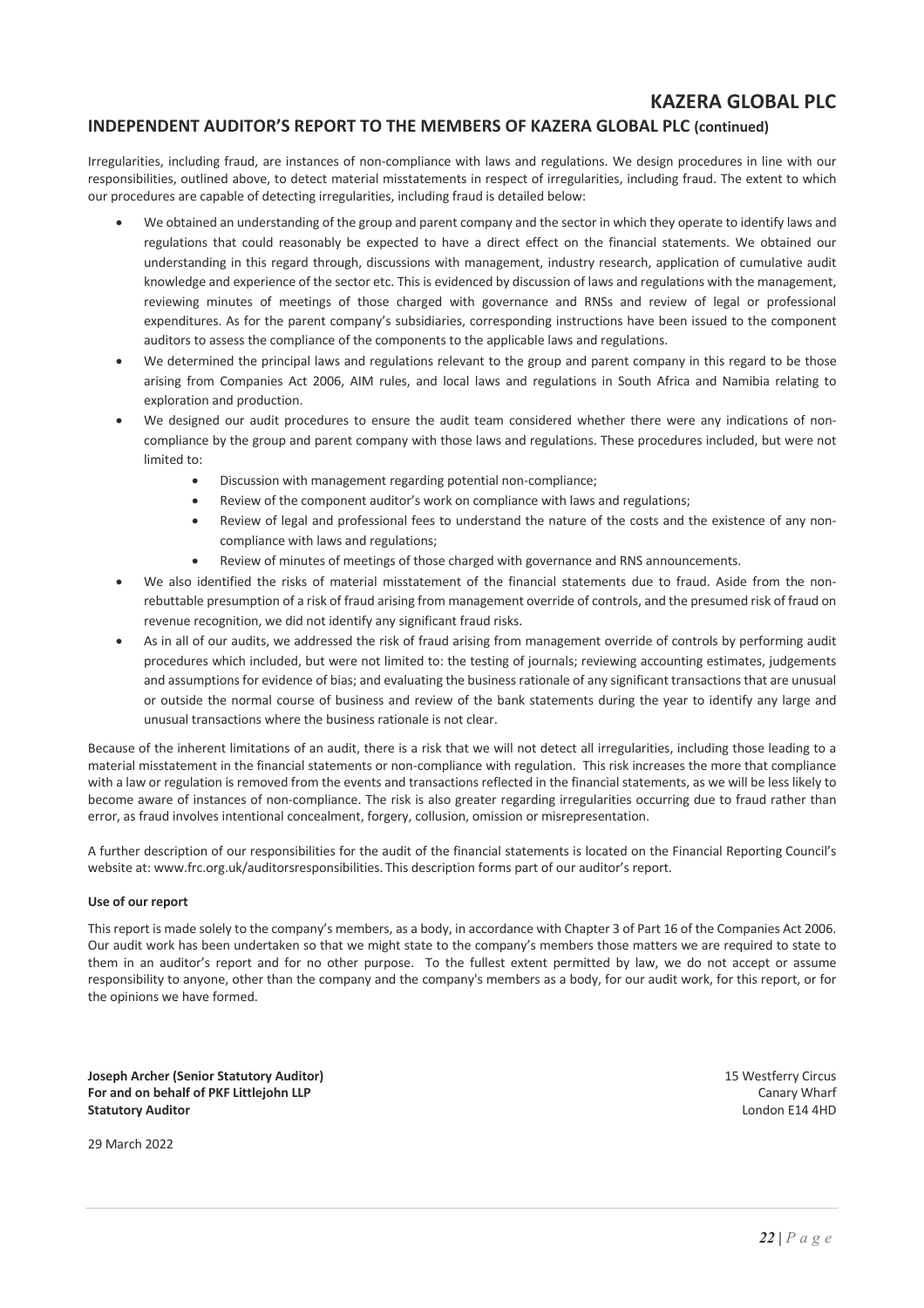## INDEPENDENT AUDITOR'S REPORT TO THE MEMBERS OF KAZERA GLOBAL PLC (continued)

Irregularities, including fraud, are instances of non-compliance with laws and regulations. We design procedures in line with our responsibilities, outlined above, to detect material misstatements in respect of irregularities, including fraud. The extent to which our procedures are capable of detecting irregularities, including fraud is detailed below:

- We obtained an understanding of the group and parent company and the sector in which they operate to identify laws and regulations that could reasonably be expected to have a direct effect on the financial statements. We obtained our understanding in this regard through, discussions with management, industry research, application of cumulative audit knowledge and experience of the sector etc. This is evidenced by discussion of laws and regulations with the management, reviewing minutes of meetings of those charged with governance and RNSs and review of legal or professional expenditures. As for the parent company's subsidiaries, corresponding instructions have been issued to the component auditors to assess the compliance of the components to the applicable laws and regulations.
- We determined the principal laws and regulations relevant to the group and parent company in this regard to be those arising from Companies Act 2006, AIM rules, and local laws and regulations in South Africa and Namibia relating to exploration and production.
- We designed our audit procedures to ensure the audit team considered whether there were any indications of non-compliance by the group and parent company with those laws and regulations. These procedures included, but were not limited to:
  - Discussion with management regarding potential non-compliance;
  - Review of the component auditor's work on compliance with laws and regulations;
  - Review of legal and professional fees to understand the nature of the costs and the existence of any non-compliance with laws and regulations;
  - Review of minutes of meetings of those charged with governance and RNS announcements.
- We also identified the risks of material misstatement of the financial statements due to fraud. Aside from the non-rebuttable presumption of a risk of fraud arising from management override of controls, and the presumed risk of fraud on revenue recognition, we did not identify any significant fraud risks.
- As in all of our audits, we addressed the risk of fraud arising from management override of controls by performing audit procedures which included, but were not limited to: the testing of journals; reviewing accounting estimates, judgements and assumptions for evidence of bias; and evaluating the business rationale of any significant transactions that are unusual or outside the normal course of business and review of the bank statements during the year to identify any large and unusual transactions where the business rationale is not clear.

Because of the inherent limitations of an audit, there is a risk that we will not detect all irregularities, including those leading to a material misstatement in the financial statements or non-compliance with regulation. This risk increases the more that compliance with a law or regulation is removed from the events and transactions reflected in the financial statements, as we will be less likely to become aware of instances of non-compliance. The risk is also greater regarding irregularities occurring due to fraud rather than error, as fraud involves intentional concealment, forgery, collusion, omission or misrepresentation.

A further description of our responsibilities for the audit of the financial statements is located on the Financial Reporting Council's website at: www.frc.org.uk/auditorsresponsibilities. This description forms part of our auditor's report.

**Use of our report**

This report is made solely to the company's members, as a body, in accordance with Chapter 3 of Part 16 of the Companies Act 2006. Our audit work has been undertaken so that we might state to the company's members those matters we are required to state to them in an auditor's report and for no other purpose. To the fullest extent permitted by law, we do not accept or assume responsibility to anyone, other than the company and the company's members as a body, for our audit work, for this report, or for the opinions we have formed.

**Joseph Archer (Senior Statutory Auditor)**
**For and on behalf of PKF Littlejohn LLP**
**Statutory Auditor**

15 Westferry Circus
Canary Wharf
London E14 4HD

29 March 2022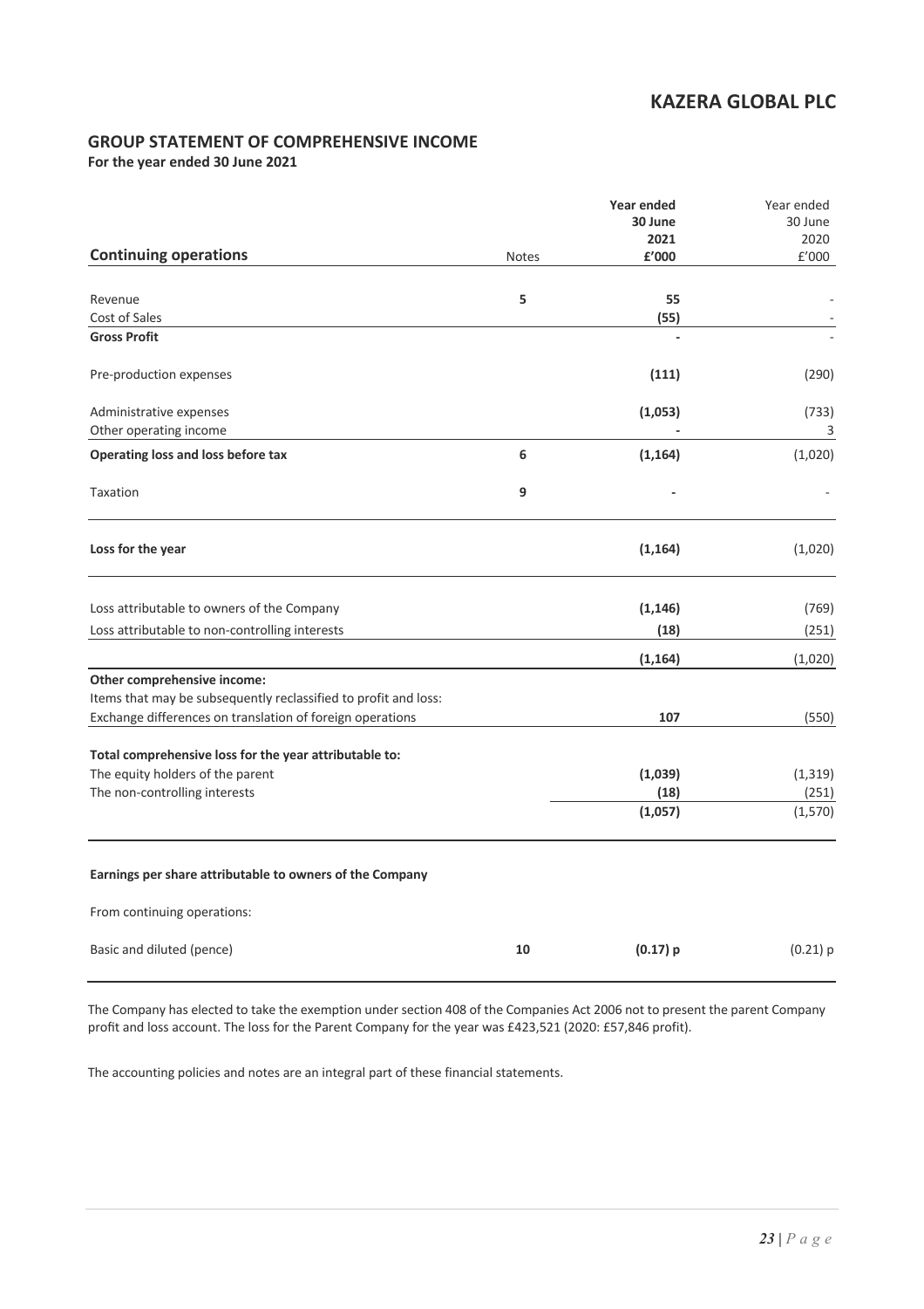# KAZERA GLOBAL PLC

## GROUP STATEMENT OF COMPREHENSIVE INCOME

**For the year ended 30 June 2021**

| **Continuing operations** | Notes | **Year ended 30 June 2021 £'000** | Year ended 30 June 2020 £'000 |
|---|---|---|---|
| Revenue | **5** | **55** | - |
| Cost of Sales | | **(55)** | - |
| **Gross Profit** | | **-** | - |
| Pre-production expenses | | **(111)** | (290) |
| Administrative expenses | | **(1,053)** | (733) |
| Other operating income | | **-** | 3 |
| **Operating loss and loss before tax** | **6** | **(1,164)** | (1,020) |
| Taxation | **9** | **-** | - |
| **Loss for the year** | | **(1,164)** | (1,020) |
| Loss attributable to owners of the Company | | **(1,146)** | (769) |
| Loss attributable to non-controlling interests | | **(18)** | (251) |
| | | **(1,164)** | (1,020) |
| **Other comprehensive income:** | | | |
| Items that may be subsequently reclassified to profit and loss: | | | |
| Exchange differences on translation of foreign operations | | **107** | (550) |
| **Total comprehensive loss for the year attributable to:** | | | |
| The equity holders of the parent | | **(1,039)** | (1,319) |
| The non-controlling interests | | **(18)** | (251) |
| | | **(1,057)** | (1,570) |
| **Earnings per share attributable to owners of the Company** | | | |
| From continuing operations: | | | |
| Basic and diluted (pence) | **10** | **(0.17) p** | (0.21) p |

The Company has elected to take the exemption under section 408 of the Companies Act 2006 not to present the parent Company profit and loss account. The loss for the Parent Company for the year was £423,521 (2020: £57,846 profit).

The accounting policies and notes are an integral part of these financial statements.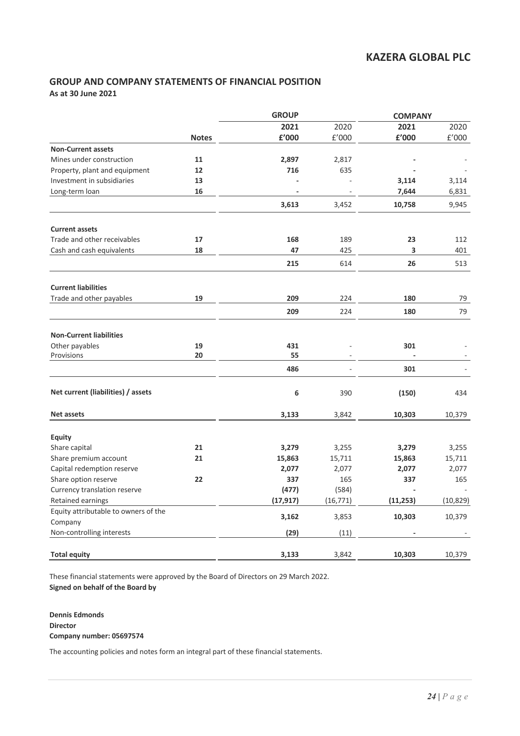## GROUP AND COMPANY STATEMENTS OF FINANCIAL POSITION

**As at 30 June 2021**

| | | GROUP | | COMPANY | |
|---|---|---|---|---|---|
| | | **2021** | 2020 | **2021** | 2020 |
| | **Notes** | **£'000** | £'000 | **£'000** | £'000 |
| **Non-Current assets** | | | | | |
| Mines under construction | 11 | **2,897** | 2,817 | **-** | - |
| Property, plant and equipment | 12 | **716** | 635 | **-** | - |
| Investment in subsidiaries | 13 | **-** | - | **3,114** | 3,114 |
| Long-term loan | 16 | **-** | - | **7,644** | 6,831 |
| | | **3,613** | 3,452 | **10,758** | 9,945 |
| **Current assets** | | | | | |
| Trade and other receivables | 17 | **168** | 189 | **23** | 112 |
| Cash and cash equivalents | 18 | **47** | 425 | **3** | 401 |
| | | **215** | 614 | **26** | 513 |
| **Current liabilities** | | | | | |
| Trade and other payables | 19 | **209** | 224 | **180** | 79 |
| | | **209** | 224 | **180** | 79 |
| **Non-Current liabilities** | | | | | |
| Other payables | 19 | **431** | - | **301** | - |
| Provisions | 20 | **55** | - | **-** | - |
| | | **486** | - | **301** | - |
| **Net current (liabilities) / assets** | | **6** | 390 | **(150)** | 434 |
| **Net assets** | | **3,133** | 3,842 | **10,303** | 10,379 |
| **Equity** | | | | | |
| Share capital | 21 | **3,279** | 3,255 | **3,279** | 3,255 |
| Share premium account | 21 | **15,863** | 15,711 | **15,863** | 15,711 |
| Capital redemption reserve | | **2,077** | 2,077 | **2,077** | 2,077 |
| Share option reserve | 22 | **337** | 165 | **337** | 165 |
| Currency translation reserve | | **(477)** | (584) | **-** | - |
| Retained earnings | | **(17,917)** | (16,771) | **(11,253)** | (10,829) |
| Equity attributable to owners of the Company | | **3,162** | 3,853 | **10,303** | 10,379 |
| Non-controlling interests | | **(29)** | (11) | **-** | - |
| **Total equity** | | **3,133** | 3,842 | **10,303** | 10,379 |

These financial statements were approved by the Board of Directors on 29 March 2022.

**Signed on behalf of the Board by**

**Dennis Edmonds**
**Director**
**Company number: 05697574**

The accounting policies and notes form an integral part of these financial statements.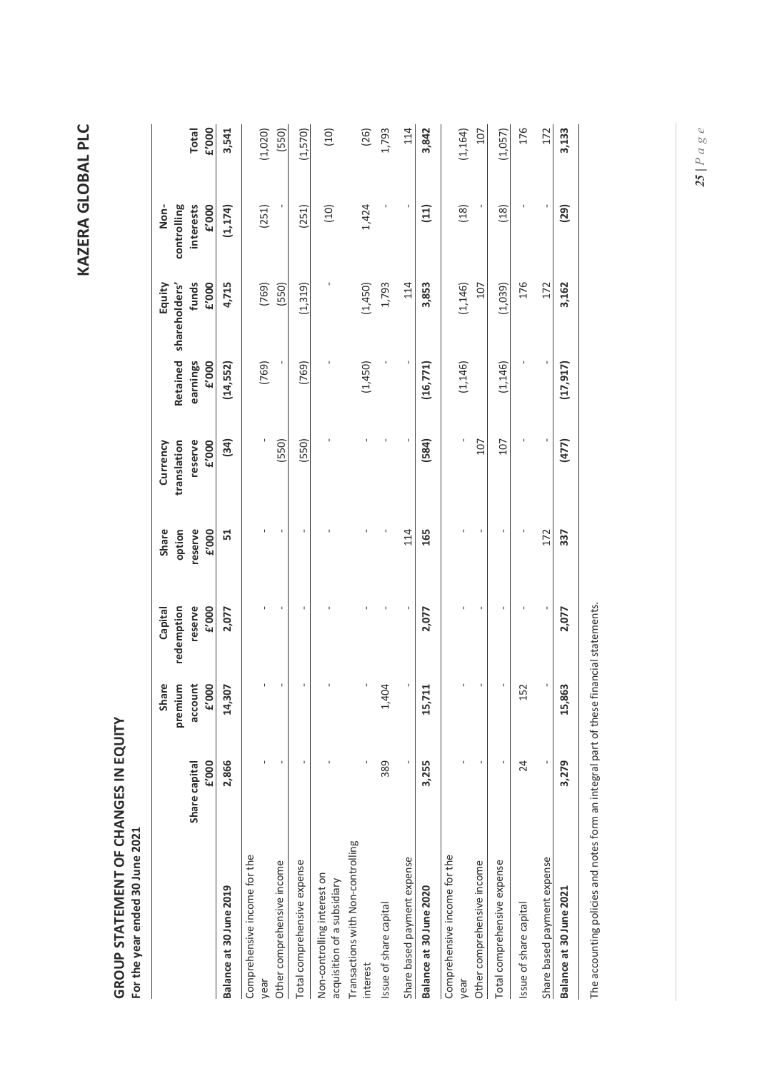# GROUP STATEMENT OF CHANGES IN EQUITY

**For the year ended 30 June 2021**

| | Share capital £'000 | Share premium account £'000 | Capital redemption reserve £'000 | Share option reserve £'000 | Currency translation reserve £'000 | Retained earnings £'000 | Equity shareholders' funds £'000 | Non-controlling interests £'000 | Total £'000 |
|---|---|---|---|---|---|---|---|---|---|
| **Balance at 30 June 2019** | **2,866** | **14,307** | **2,077** | **51** | **(34)** | **(14,552)** | **4,715** | **(1,174)** | **3,541** |
| Comprehensive income for the year | - | - | - | - | - | (769) | (769) | (251) | (1,020) |
| Other comprehensive income | - | - | - | - | (550) | - | (550) | - | (550) |
| Total comprehensive expense | - | - | - | - | (550) | (769) | (1,319) | (251) | (1,570) |
| Non-controlling interest on acquisition of a subsidiary | - | - | - | - | - | - | - | (10) | (10) |
| Transactions with Non-controlling interest | - | - | - | - | - | (1,450) | (1,450) | 1,424 | (26) |
| Issue of share capital | 389 | 1,404 | - | - | - | - | 1,793 | - | 1,793 |
| Share based payment expense | - | - | - | 114 | - | - | 114 | - | 114 |
| **Balance at 30 June 2020** | **3,255** | **15,711** | **2,077** | **165** | **(584)** | **(16,771)** | **3,853** | **(11)** | **3,842** |
| Comprehensive income for the year | - | - | - | - | - | (1,146) | (1,146) | (18) | (1,164) |
| Other comprehensive income | - | - | - | - | 107 | - | 107 | - | 107 |
| Total comprehensive expense | - | - | - | - | 107 | (1,146) | (1,039) | (18) | (1,057) |
| Issue of share capital | 24 | 152 | - | - | - | - | 176 | - | 176 |
| Share based payment expense | - | - | - | 172 | - | - | 172 | - | 172 |
| **Balance at 30 June 2021** | **3,279** | **15,863** | **2,077** | **337** | **(477)** | **(17,917)** | **3,162** | **(29)** | **3,133** |

The accounting policies and notes form an integral part of these financial statements.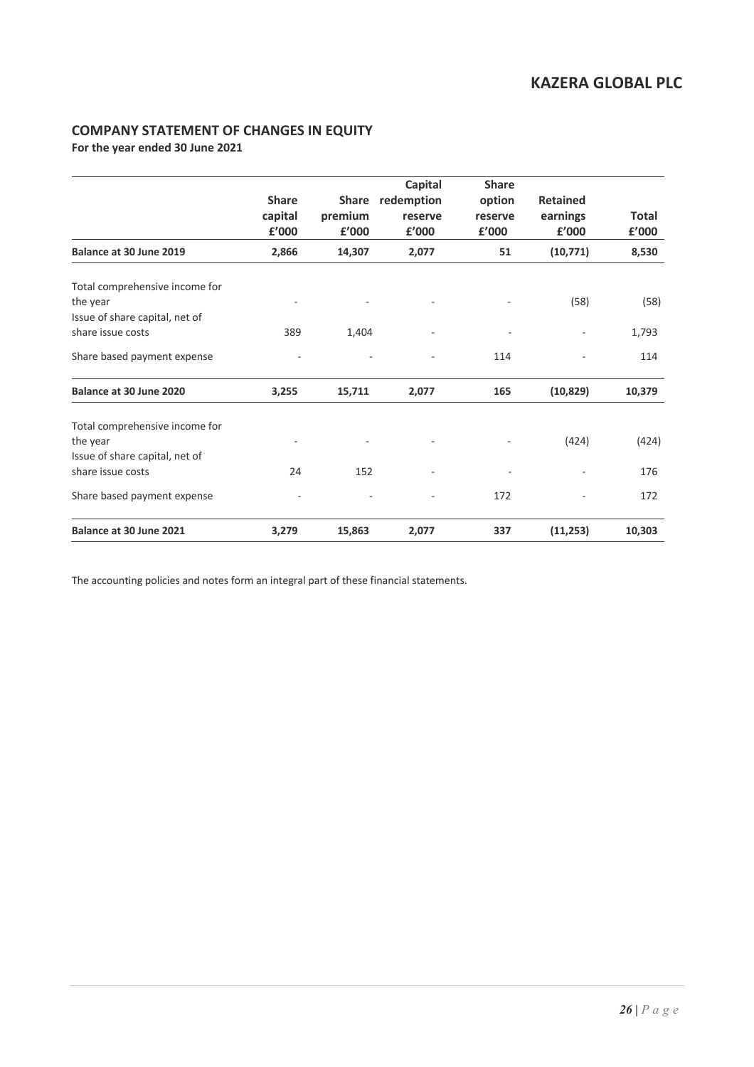## COMPANY STATEMENT OF CHANGES IN EQUITY

**For the year ended 30 June 2021**

| | Share capital £'000 | Share premium £'000 | Capital redemption reserve £'000 | Share option reserve £'000 | Retained earnings £'000 | Total £'000 |
|---|---|---|---|---|---|---|
| **Balance at 30 June 2019** | **2,866** | **14,307** | **2,077** | **51** | **(10,771)** | **8,530** |
| Total comprehensive income for the year | - | - | - | - | (58) | (58) |
| Issue of share capital, net of share issue costs | 389 | 1,404 | - | - | - | 1,793 |
| Share based payment expense | - | - | - | 114 | - | 114 |
| **Balance at 30 June 2020** | **3,255** | **15,711** | **2,077** | **165** | **(10,829)** | **10,379** |
| Total comprehensive income for the year | - | - | - | - | (424) | (424) |
| Issue of share capital, net of share issue costs | 24 | 152 | - | - | - | 176 |
| Share based payment expense | - | - | - | 172 | - | 172 |
| **Balance at 30 June 2021** | **3,279** | **15,863** | **2,077** | **337** | **(11,253)** | **10,303** |

The accounting policies and notes form an integral part of these financial statements.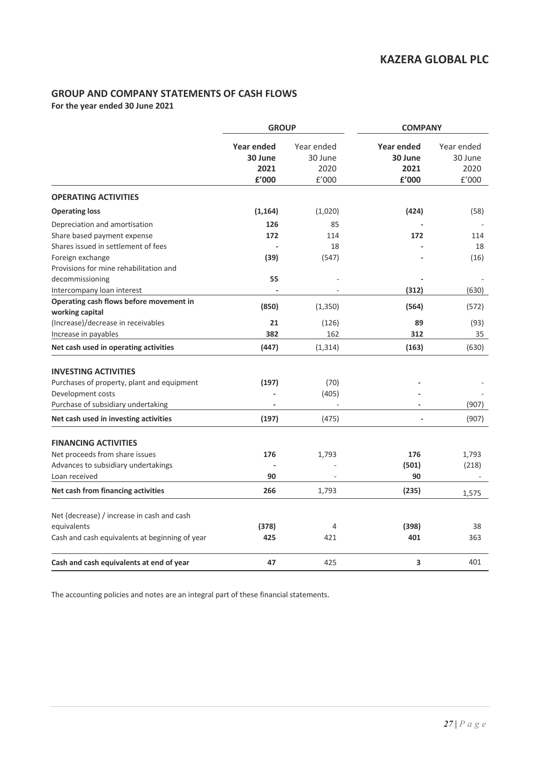## GROUP AND COMPANY STATEMENTS OF CASH FLOWS

**For the year ended 30 June 2021**

| | GROUP | | COMPANY | |
|---|---|---|---|---|
| | **Year ended 30 June 2021 £'000** | Year ended 30 June 2020 £'000 | **Year ended 30 June 2021 £'000** | Year ended 30 June 2020 £'000 |
| **OPERATING ACTIVITIES** | | | | |
| **Operating loss** | **(1,164)** | (1,020) | **(424)** | (58) |
| Depreciation and amortisation | **126** | 85 | **-** | - |
| Share based payment expense | **172** | 114 | **172** | 114 |
| Shares issued in settlement of fees | **-** | 18 | **-** | 18 |
| Foreign exchange | **(39)** | (547) | **-** | (16) |
| Provisions for mine rehabilitation and decommissioning | **55** | - | **-** | - |
| Intercompany loan interest | **-** | - | **(312)** | (630) |
| **Operating cash flows before movement in working capital** | **(850)** | (1,350) | **(564)** | (572) |
| (Increase)/decrease in receivables | **21** | (126) | **89** | (93) |
| Increase in payables | **382** | 162 | **312** | 35 |
| **Net cash used in operating activities** | **(447)** | (1,314) | **(163)** | (630) |
| **INVESTING ACTIVITIES** | | | | |
| Purchases of property, plant and equipment | **(197)** | (70) | **-** | - |
| Development costs | **-** | (405) | **-** | - |
| Purchase of subsidiary undertaking | **-** | - | **-** | (907) |
| **Net cash used in investing activities** | **(197)** | (475) | **-** | (907) |
| **FINANCING ACTIVITIES** | | | | |
| Net proceeds from share issues | **176** | 1,793 | **176** | 1,793 |
| Advances to subsidiary undertakings | **-** | - | **(501)** | (218) |
| Loan received | **90** | - | **90** | - |
| **Net cash from financing activities** | **266** | 1,793 | **(235)** | 1,575 |
| Net (decrease) / increase in cash and cash equivalents | **(378)** | 4 | **(398)** | 38 |
| Cash and cash equivalents at beginning of year | **425** | 421 | **401** | 363 |
| **Cash and cash equivalents at end of year** | **47** | 425 | **3** | 401 |

The accounting policies and notes are an integral part of these financial statements.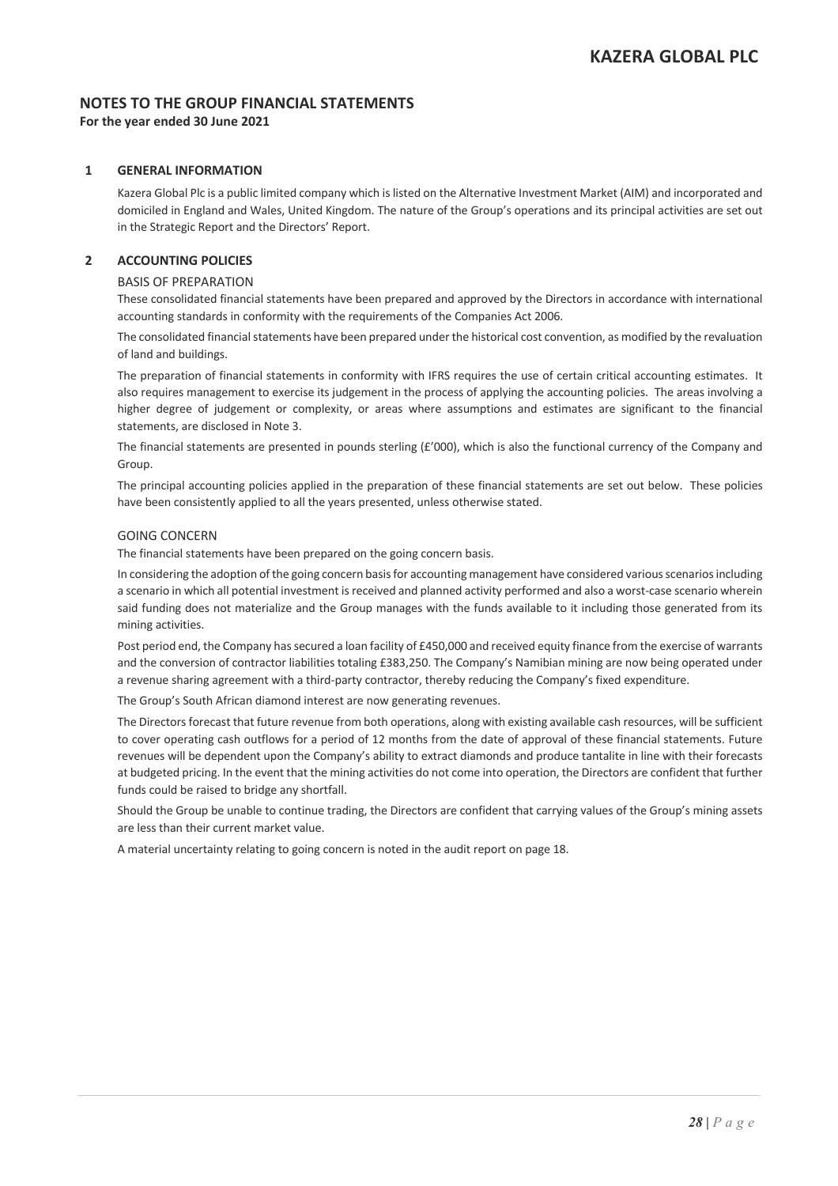# NOTES TO THE GROUP FINANCIAL STATEMENTS

**For the year ended 30 June 2021**

## 1 GENERAL INFORMATION

Kazera Global Plc is a public limited company which is listed on the Alternative Investment Market (AIM) and incorporated and domiciled in England and Wales, United Kingdom. The nature of the Group's operations and its principal activities are set out in the Strategic Report and the Directors' Report.

## 2 ACCOUNTING POLICIES

### BASIS OF PREPARATION

These consolidated financial statements have been prepared and approved by the Directors in accordance with international accounting standards in conformity with the requirements of the Companies Act 2006.

The consolidated financial statements have been prepared under the historical cost convention, as modified by the revaluation of land and buildings.

The preparation of financial statements in conformity with IFRS requires the use of certain critical accounting estimates. It also requires management to exercise its judgement in the process of applying the accounting policies. The areas involving a higher degree of judgement or complexity, or areas where assumptions and estimates are significant to the financial statements, are disclosed in Note 3.

The financial statements are presented in pounds sterling (£'000), which is also the functional currency of the Company and Group.

The principal accounting policies applied in the preparation of these financial statements are set out below. These policies have been consistently applied to all the years presented, unless otherwise stated.

### GOING CONCERN

The financial statements have been prepared on the going concern basis.

In considering the adoption of the going concern basis for accounting management have considered various scenarios including a scenario in which all potential investment is received and planned activity performed and also a worst-case scenario wherein said funding does not materialize and the Group manages with the funds available to it including those generated from its mining activities.

Post period end, the Company has secured a loan facility of £450,000 and received equity finance from the exercise of warrants and the conversion of contractor liabilities totaling £383,250. The Company's Namibian mining are now being operated under a revenue sharing agreement with a third-party contractor, thereby reducing the Company's fixed expenditure.

The Group's South African diamond interest are now generating revenues.

The Directors forecast that future revenue from both operations, along with existing available cash resources, will be sufficient to cover operating cash outflows for a period of 12 months from the date of approval of these financial statements. Future revenues will be dependent upon the Company's ability to extract diamonds and produce tantalite in line with their forecasts at budgeted pricing. In the event that the mining activities do not come into operation, the Directors are confident that further funds could be raised to bridge any shortfall.

Should the Group be unable to continue trading, the Directors are confident that carrying values of the Group's mining assets are less than their current market value.

A material uncertainty relating to going concern is noted in the audit report on page 18.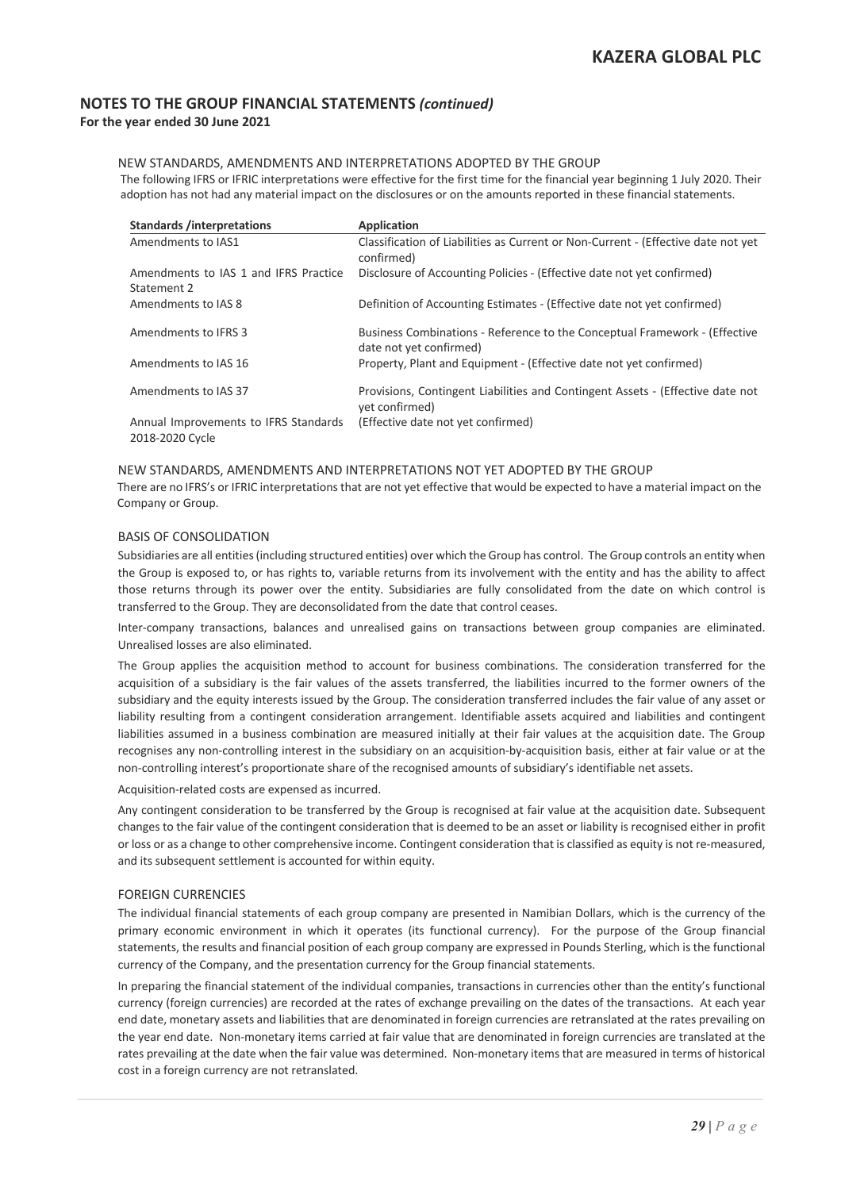## NOTES TO THE GROUP FINANCIAL STATEMENTS *(continued)*

**For the year ended 30 June 2021**

### NEW STANDARDS, AMENDMENTS AND INTERPRETATIONS ADOPTED BY THE GROUP

The following IFRS or IFRIC interpretations were effective for the first time for the financial year beginning 1 July 2020. Their adoption has not had any material impact on the disclosures or on the amounts reported in these financial statements.

| Standards /interpretations | Application |
|---|---|
| Amendments to IAS1 | Classification of Liabilities as Current or Non-Current - (Effective date not yet confirmed) |
| Amendments to IAS 1 and IFRS Practice Statement 2 | Disclosure of Accounting Policies - (Effective date not yet confirmed) |
| Amendments to IAS 8 | Definition of Accounting Estimates - (Effective date not yet confirmed) |
| Amendments to IFRS 3 | Business Combinations - Reference to the Conceptual Framework - (Effective date not yet confirmed) |
| Amendments to IAS 16 | Property, Plant and Equipment - (Effective date not yet confirmed) |
| Amendments to IAS 37 | Provisions, Contingent Liabilities and Contingent Assets - (Effective date not yet confirmed) |
| Annual Improvements to IFRS Standards 2018-2020 Cycle | (Effective date not yet confirmed) |

### NEW STANDARDS, AMENDMENTS AND INTERPRETATIONS NOT YET ADOPTED BY THE GROUP

There are no IFRS's or IFRIC interpretations that are not yet effective that would be expected to have a material impact on the Company or Group.

### BASIS OF CONSOLIDATION

Subsidiaries are all entities (including structured entities) over which the Group has control. The Group controls an entity when the Group is exposed to, or has rights to, variable returns from its involvement with the entity and has the ability to affect those returns through its power over the entity. Subsidiaries are fully consolidated from the date on which control is transferred to the Group. They are deconsolidated from the date that control ceases.

Inter-company transactions, balances and unrealised gains on transactions between group companies are eliminated. Unrealised losses are also eliminated.

The Group applies the acquisition method to account for business combinations. The consideration transferred for the acquisition of a subsidiary is the fair values of the assets transferred, the liabilities incurred to the former owners of the subsidiary and the equity interests issued by the Group. The consideration transferred includes the fair value of any asset or liability resulting from a contingent consideration arrangement. Identifiable assets acquired and liabilities and contingent liabilities assumed in a business combination are measured initially at their fair values at the acquisition date. The Group recognises any non-controlling interest in the subsidiary on an acquisition-by-acquisition basis, either at fair value or at the non-controlling interest's proportionate share of the recognised amounts of subsidiary's identifiable net assets.

Acquisition-related costs are expensed as incurred.

Any contingent consideration to be transferred by the Group is recognised at fair value at the acquisition date. Subsequent changes to the fair value of the contingent consideration that is deemed to be an asset or liability is recognised either in profit or loss or as a change to other comprehensive income. Contingent consideration that is classified as equity is not re-measured, and its subsequent settlement is accounted for within equity.

### FOREIGN CURRENCIES

The individual financial statements of each group company are presented in Namibian Dollars, which is the currency of the primary economic environment in which it operates (its functional currency). For the purpose of the Group financial statements, the results and financial position of each group company are expressed in Pounds Sterling, which is the functional currency of the Company, and the presentation currency for the Group financial statements.

In preparing the financial statement of the individual companies, transactions in currencies other than the entity's functional currency (foreign currencies) are recorded at the rates of exchange prevailing on the dates of the transactions. At each year end date, monetary assets and liabilities that are denominated in foreign currencies are retranslated at the rates prevailing on the year end date. Non-monetary items carried at fair value that are denominated in foreign currencies are translated at the rates prevailing at the date when the fair value was determined. Non-monetary items that are measured in terms of historical cost in a foreign currency are not retranslated.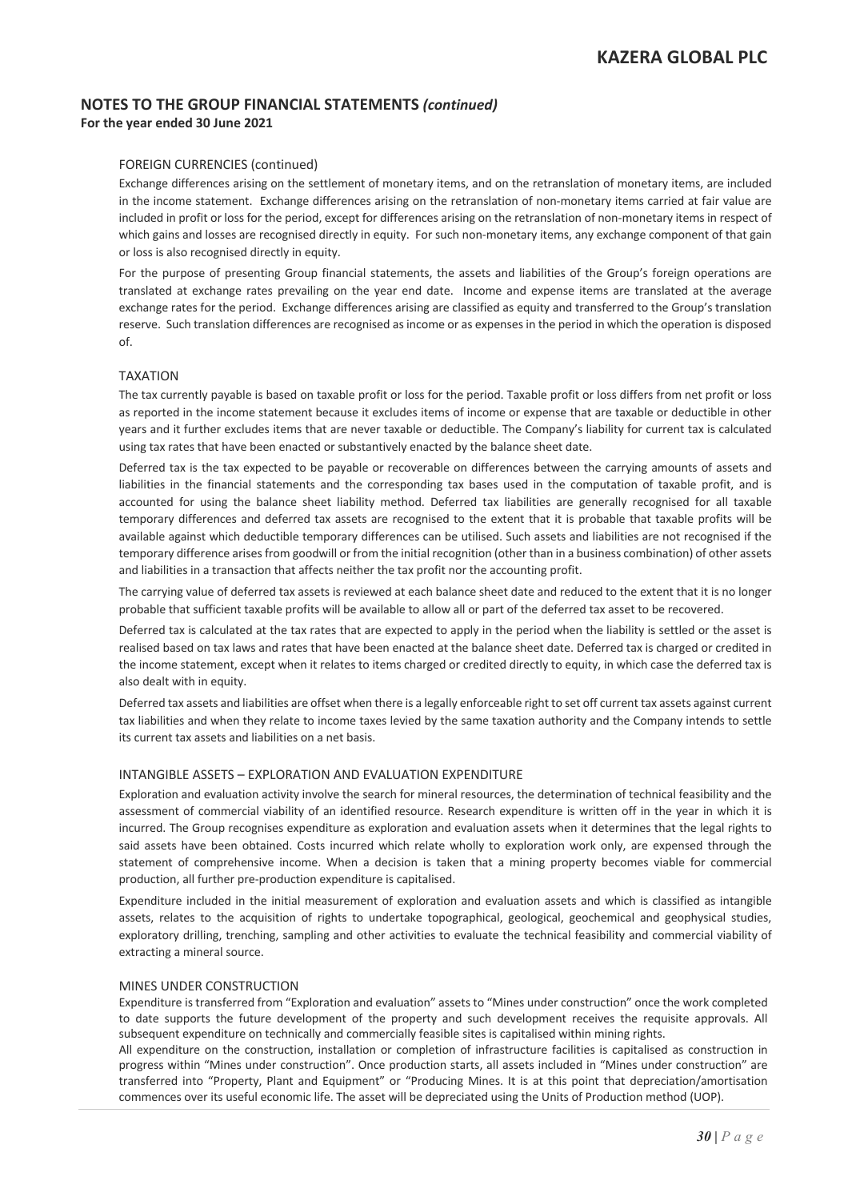## NOTES TO THE GROUP FINANCIAL STATEMENTS *(continued)*

**For the year ended 30 June 2021**

### FOREIGN CURRENCIES (continued)

Exchange differences arising on the settlement of monetary items, and on the retranslation of monetary items, are included in the income statement. Exchange differences arising on the retranslation of non-monetary items carried at fair value are included in profit or loss for the period, except for differences arising on the retranslation of non-monetary items in respect of which gains and losses are recognised directly in equity. For such non-monetary items, any exchange component of that gain or loss is also recognised directly in equity.

For the purpose of presenting Group financial statements, the assets and liabilities of the Group's foreign operations are translated at exchange rates prevailing on the year end date. Income and expense items are translated at the average exchange rates for the period. Exchange differences arising are classified as equity and transferred to the Group's translation reserve. Such translation differences are recognised as income or as expenses in the period in which the operation is disposed of.

### TAXATION

The tax currently payable is based on taxable profit or loss for the period. Taxable profit or loss differs from net profit or loss as reported in the income statement because it excludes items of income or expense that are taxable or deductible in other years and it further excludes items that are never taxable or deductible. The Company's liability for current tax is calculated using tax rates that have been enacted or substantively enacted by the balance sheet date.

Deferred tax is the tax expected to be payable or recoverable on differences between the carrying amounts of assets and liabilities in the financial statements and the corresponding tax bases used in the computation of taxable profit, and is accounted for using the balance sheet liability method. Deferred tax liabilities are generally recognised for all taxable temporary differences and deferred tax assets are recognised to the extent that it is probable that taxable profits will be available against which deductible temporary differences can be utilised. Such assets and liabilities are not recognised if the temporary difference arises from goodwill or from the initial recognition (other than in a business combination) of other assets and liabilities in a transaction that affects neither the tax profit nor the accounting profit.

The carrying value of deferred tax assets is reviewed at each balance sheet date and reduced to the extent that it is no longer probable that sufficient taxable profits will be available to allow all or part of the deferred tax asset to be recovered.

Deferred tax is calculated at the tax rates that are expected to apply in the period when the liability is settled or the asset is realised based on tax laws and rates that have been enacted at the balance sheet date. Deferred tax is charged or credited in the income statement, except when it relates to items charged or credited directly to equity, in which case the deferred tax is also dealt with in equity.

Deferred tax assets and liabilities are offset when there is a legally enforceable right to set off current tax assets against current tax liabilities and when they relate to income taxes levied by the same taxation authority and the Company intends to settle its current tax assets and liabilities on a net basis.

### INTANGIBLE ASSETS – EXPLORATION AND EVALUATION EXPENDITURE

Exploration and evaluation activity involve the search for mineral resources, the determination of technical feasibility and the assessment of commercial viability of an identified resource. Research expenditure is written off in the year in which it is incurred. The Group recognises expenditure as exploration and evaluation assets when it determines that the legal rights to said assets have been obtained. Costs incurred which relate wholly to exploration work only, are expensed through the statement of comprehensive income. When a decision is taken that a mining property becomes viable for commercial production, all further pre-production expenditure is capitalised.

Expenditure included in the initial measurement of exploration and evaluation assets and which is classified as intangible assets, relates to the acquisition of rights to undertake topographical, geological, geochemical and geophysical studies, exploratory drilling, trenching, sampling and other activities to evaluate the technical feasibility and commercial viability of extracting a mineral source.

### MINES UNDER CONSTRUCTION

Expenditure is transferred from "Exploration and evaluation" assets to "Mines under construction" once the work completed to date supports the future development of the property and such development receives the requisite approvals. All subsequent expenditure on technically and commercially feasible sites is capitalised within mining rights.

All expenditure on the construction, installation or completion of infrastructure facilities is capitalised as construction in progress within "Mines under construction". Once production starts, all assets included in "Mines under construction" are transferred into "Property, Plant and Equipment" or "Producing Mines. It is at this point that depreciation/amortisation commences over its useful economic life. The asset will be depreciated using the Units of Production method (UOP).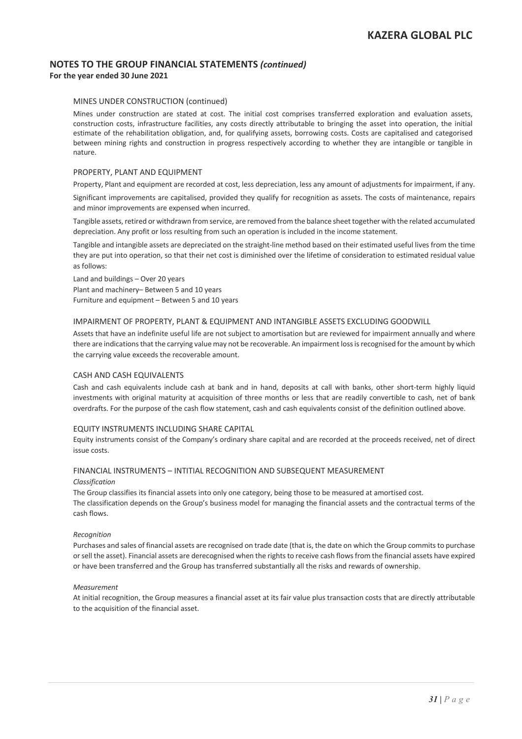## NOTES TO THE GROUP FINANCIAL STATEMENTS *(continued)*

**For the year ended 30 June 2021**

### MINES UNDER CONSTRUCTION (continued)

Mines under construction are stated at cost. The initial cost comprises transferred exploration and evaluation assets, construction costs, infrastructure facilities, any costs directly attributable to bringing the asset into operation, the initial estimate of the rehabilitation obligation, and, for qualifying assets, borrowing costs. Costs are capitalised and categorised between mining rights and construction in progress respectively according to whether they are intangible or tangible in nature.

### PROPERTY, PLANT AND EQUIPMENT

Property, Plant and equipment are recorded at cost, less depreciation, less any amount of adjustments for impairment, if any.

Significant improvements are capitalised, provided they qualify for recognition as assets. The costs of maintenance, repairs and minor improvements are expensed when incurred.

Tangible assets, retired or withdrawn from service, are removed from the balance sheet together with the related accumulated depreciation. Any profit or loss resulting from such an operation is included in the income statement.

Tangible and intangible assets are depreciated on the straight-line method based on their estimated useful lives from the time they are put into operation, so that their net cost is diminished over the lifetime of consideration to estimated residual value as follows:

Land and buildings – Over 20 years
Plant and machinery– Between 5 and 10 years
Furniture and equipment – Between 5 and 10 years

### IMPAIRMENT OF PROPERTY, PLANT & EQUIPMENT AND INTANGIBLE ASSETS EXCLUDING GOODWILL

Assets that have an indefinite useful life are not subject to amortisation but are reviewed for impairment annually and where there are indications that the carrying value may not be recoverable. An impairment loss is recognised for the amount by which the carrying value exceeds the recoverable amount.

### CASH AND CASH EQUIVALENTS

Cash and cash equivalents include cash at bank and in hand, deposits at call with banks, other short-term highly liquid investments with original maturity at acquisition of three months or less that are readily convertible to cash, net of bank overdrafts. For the purpose of the cash flow statement, cash and cash equivalents consist of the definition outlined above.

### EQUITY INSTRUMENTS INCLUDING SHARE CAPITAL

Equity instruments consist of the Company's ordinary share capital and are recorded at the proceeds received, net of direct issue costs.

### FINANCIAL INSTRUMENTS – INTITIAL RECOGNITION AND SUBSEQUENT MEASUREMENT

*Classification*

The Group classifies its financial assets into only one category, being those to be measured at amortised cost.
The classification depends on the Group's business model for managing the financial assets and the contractual terms of the cash flows.

*Recognition*

Purchases and sales of financial assets are recognised on trade date (that is, the date on which the Group commits to purchase or sell the asset). Financial assets are derecognised when the rights to receive cash flows from the financial assets have expired or have been transferred and the Group has transferred substantially all the risks and rewards of ownership.

*Measurement*

At initial recognition, the Group measures a financial asset at its fair value plus transaction costs that are directly attributable to the acquisition of the financial asset.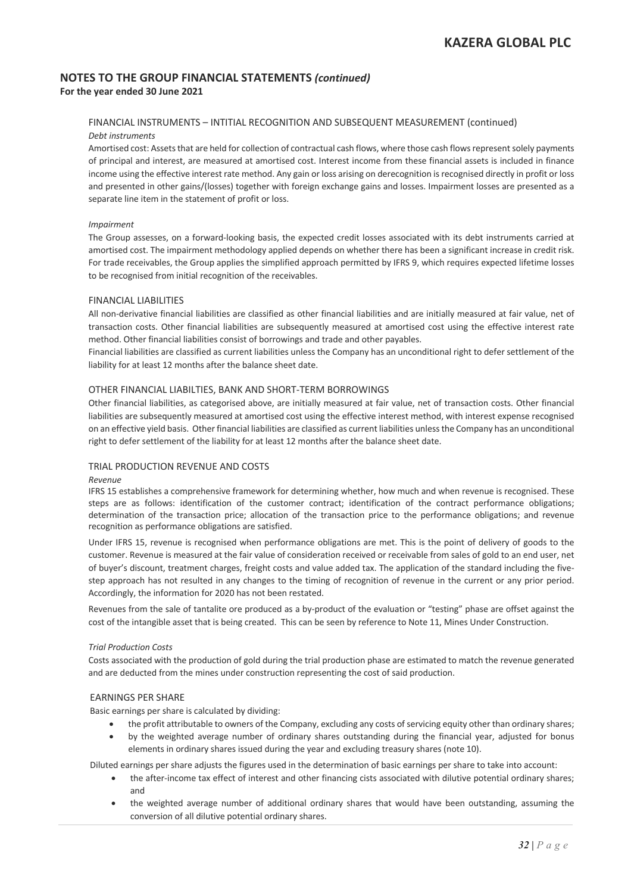## NOTES TO THE GROUP FINANCIAL STATEMENTS *(continued)*

**For the year ended 30 June 2021**

### FINANCIAL INSTRUMENTS – INTITIAL RECOGNITION AND SUBSEQUENT MEASUREMENT (continued)

*Debt instruments*

Amortised cost: Assets that are held for collection of contractual cash flows, where those cash flows represent solely payments of principal and interest, are measured at amortised cost. Interest income from these financial assets is included in finance income using the effective interest rate method. Any gain or loss arising on derecognition is recognised directly in profit or loss and presented in other gains/(losses) together with foreign exchange gains and losses. Impairment losses are presented as a separate line item in the statement of profit or loss.

*Impairment*

The Group assesses, on a forward-looking basis, the expected credit losses associated with its debt instruments carried at amortised cost. The impairment methodology applied depends on whether there has been a significant increase in credit risk. For trade receivables, the Group applies the simplified approach permitted by IFRS 9, which requires expected lifetime losses to be recognised from initial recognition of the receivables.

### FINANCIAL LIABILITIES

All non-derivative financial liabilities are classified as other financial liabilities and are initially measured at fair value, net of transaction costs. Other financial liabilities are subsequently measured at amortised cost using the effective interest rate method. Other financial liabilities consist of borrowings and trade and other payables.

Financial liabilities are classified as current liabilities unless the Company has an unconditional right to defer settlement of the liability for at least 12 months after the balance sheet date.

### OTHER FINANCIAL LIABILTIES, BANK AND SHORT-TERM BORROWINGS

Other financial liabilities, as categorised above, are initially measured at fair value, net of transaction costs. Other financial liabilities are subsequently measured at amortised cost using the effective interest method, with interest expense recognised on an effective yield basis. Other financial liabilities are classified as current liabilities unless the Company has an unconditional right to defer settlement of the liability for at least 12 months after the balance sheet date.

### TRIAL PRODUCTION REVENUE AND COSTS

*Revenue*

IFRS 15 establishes a comprehensive framework for determining whether, how much and when revenue is recognised. These steps are as follows: identification of the customer contract; identification of the contract performance obligations; determination of the transaction price; allocation of the transaction price to the performance obligations; and revenue recognition as performance obligations are satisfied.

Under IFRS 15, revenue is recognised when performance obligations are met. This is the point of delivery of goods to the customer. Revenue is measured at the fair value of consideration received or receivable from sales of gold to an end user, net of buyer's discount, treatment charges, freight costs and value added tax. The application of the standard including the five-step approach has not resulted in any changes to the timing of recognition of revenue in the current or any prior period. Accordingly, the information for 2020 has not been restated.

Revenues from the sale of tantalite ore produced as a by-product of the evaluation or "testing" phase are offset against the cost of the intangible asset that is being created. This can be seen by reference to Note 11, Mines Under Construction.

*Trial Production Costs*

Costs associated with the production of gold during the trial production phase are estimated to match the revenue generated and are deducted from the mines under construction representing the cost of said production.

### EARNINGS PER SHARE

Basic earnings per share is calculated by dividing:

- the profit attributable to owners of the Company, excluding any costs of servicing equity other than ordinary shares;
- by the weighted average number of ordinary shares outstanding during the financial year, adjusted for bonus elements in ordinary shares issued during the year and excluding treasury shares (note 10).

Diluted earnings per share adjusts the figures used in the determination of basic earnings per share to take into account:

- the after-income tax effect of interest and other financing cists associated with dilutive potential ordinary shares; and
- the weighted average number of additional ordinary shares that would have been outstanding, assuming the conversion of all dilutive potential ordinary shares.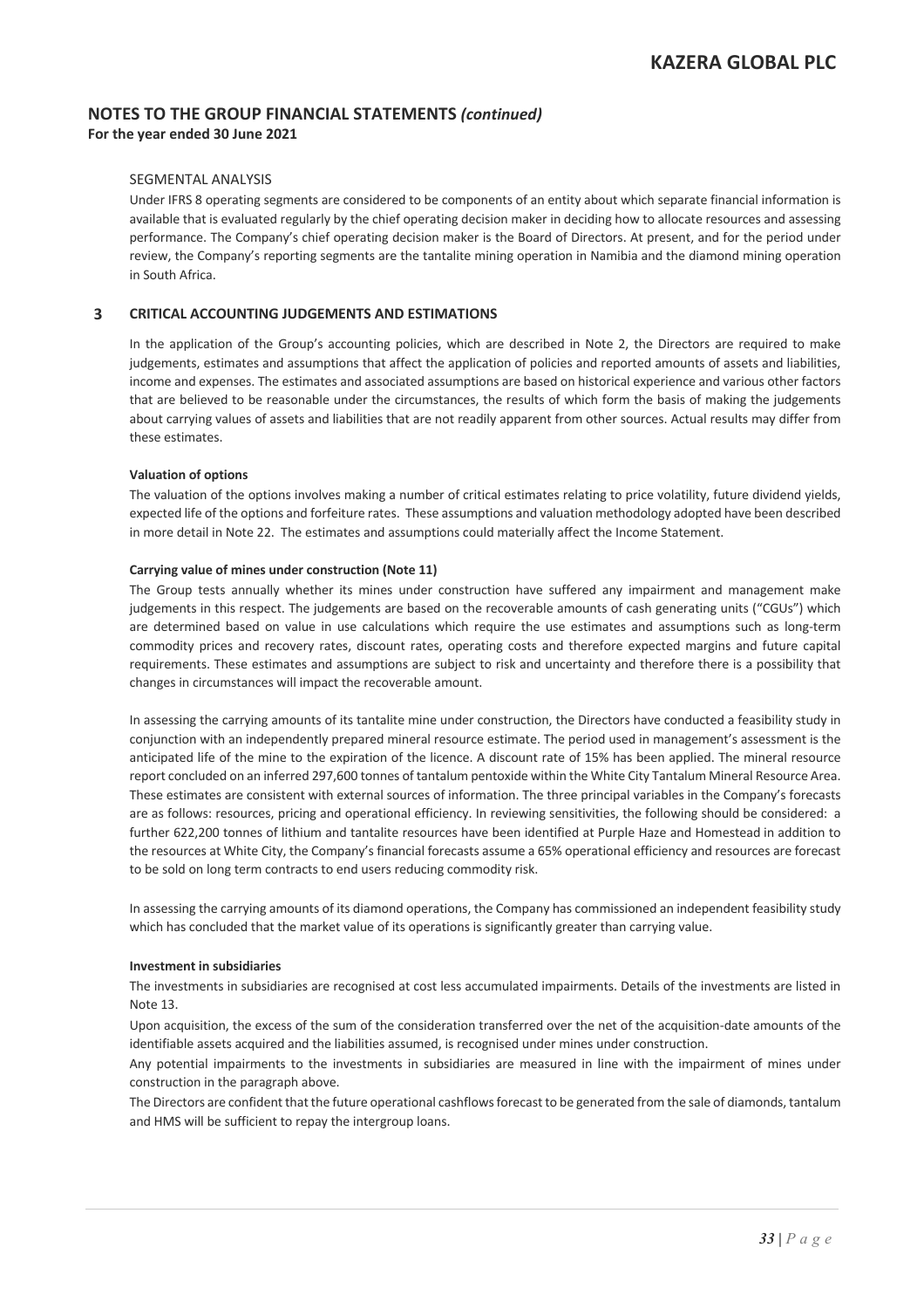## SEGMENTAL ANALYSIS

Under IFRS 8 operating segments are considered to be components of an entity about which separate financial information is available that is evaluated regularly by the chief operating decision maker in deciding how to allocate resources and assessing performance. The Company's chief operating decision maker is the Board of Directors. At present, and for the period under review, the Company's reporting segments are the tantalite mining operation in Namibia and the diamond mining operation in South Africa.

## 3 CRITICAL ACCOUNTING JUDGEMENTS AND ESTIMATIONS

In the application of the Group's accounting policies, which are described in Note 2, the Directors are required to make judgements, estimates and assumptions that affect the application of policies and reported amounts of assets and liabilities, income and expenses. The estimates and associated assumptions are based on historical experience and various other factors that are believed to be reasonable under the circumstances, the results of which form the basis of making the judgements about carrying values of assets and liabilities that are not readily apparent from other sources. Actual results may differ from these estimates.

**Valuation of options**

The valuation of the options involves making a number of critical estimates relating to price volatility, future dividend yields, expected life of the options and forfeiture rates. These assumptions and valuation methodology adopted have been described in more detail in Note 22. The estimates and assumptions could materially affect the Income Statement.

**Carrying value of mines under construction (Note 11)**

The Group tests annually whether its mines under construction have suffered any impairment and management make judgements in this respect. The judgements are based on the recoverable amounts of cash generating units ("CGUs") which are determined based on value in use calculations which require the use estimates and assumptions such as long-term commodity prices and recovery rates, discount rates, operating costs and therefore expected margins and future capital requirements. These estimates and assumptions are subject to risk and uncertainty and therefore there is a possibility that changes in circumstances will impact the recoverable amount.

In assessing the carrying amounts of its tantalite mine under construction, the Directors have conducted a feasibility study in conjunction with an independently prepared mineral resource estimate. The period used in management's assessment is the anticipated life of the mine to the expiration of the licence. A discount rate of 15% has been applied. The mineral resource report concluded on an inferred 297,600 tonnes of tantalum pentoxide within the White City Tantalum Mineral Resource Area. These estimates are consistent with external sources of information. The three principal variables in the Company's forecasts are as follows: resources, pricing and operational efficiency. In reviewing sensitivities, the following should be considered: a further 622,200 tonnes of lithium and tantalite resources have been identified at Purple Haze and Homestead in addition to the resources at White City, the Company's financial forecasts assume a 65% operational efficiency and resources are forecast to be sold on long term contracts to end users reducing commodity risk.

In assessing the carrying amounts of its diamond operations, the Company has commissioned an independent feasibility study which has concluded that the market value of its operations is significantly greater than carrying value.

**Investment in subsidiaries**

The investments in subsidiaries are recognised at cost less accumulated impairments. Details of the investments are listed in Note 13.

Upon acquisition, the excess of the sum of the consideration transferred over the net of the acquisition-date amounts of the identifiable assets acquired and the liabilities assumed, is recognised under mines under construction.

Any potential impairments to the investments in subsidiaries are measured in line with the impairment of mines under construction in the paragraph above.

The Directors are confident that the future operational cashflows forecast to be generated from the sale of diamonds, tantalum and HMS will be sufficient to repay the intergroup loans.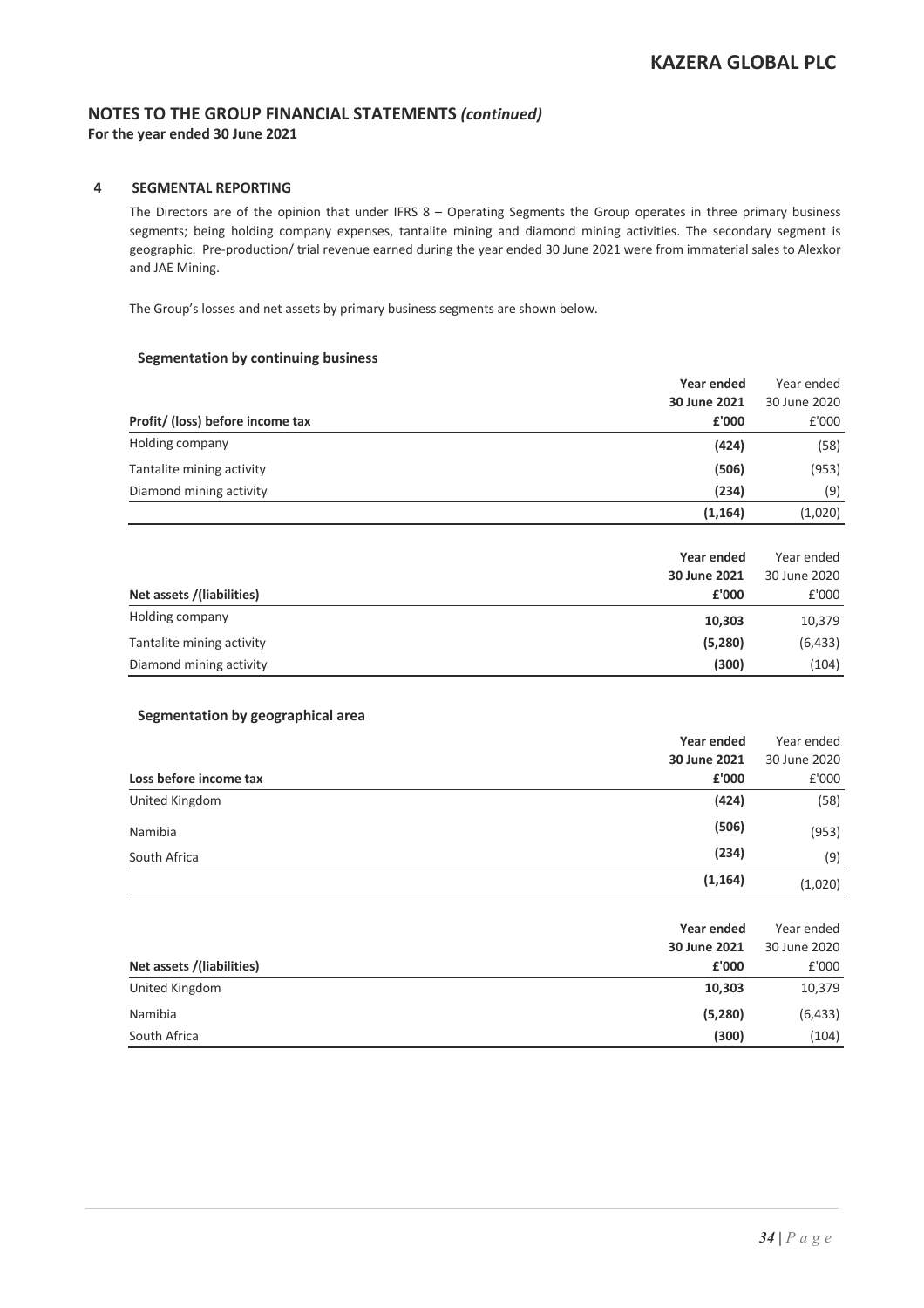## NOTES TO THE GROUP FINANCIAL STATEMENTS *(continued)*

**For the year ended 30 June 2021**

### 4 SEGMENTAL REPORTING

The Directors are of the opinion that under IFRS 8 – Operating Segments the Group operates in three primary business segments; being holding company expenses, tantalite mining and diamond mining activities. The secondary segment is geographic. Pre-production/ trial revenue earned during the year ended 30 June 2021 were from immaterial sales to Alexkor and JAE Mining.

The Group's losses and net assets by primary business segments are shown below.

#### Segmentation by continuing business

| Profit/ (loss) before income tax | **Year ended 30 June 2021 £'000** | Year ended 30 June 2020 £'000 |
|---|---|---|
| Holding company | **(424)** | (58) |
| Tantalite mining activity | **(506)** | (953) |
| Diamond mining activity | **(234)** | (9) |
| | **(1,164)** | (1,020) |

| Net assets /(liabilities) | **Year ended 30 June 2021 £'000** | Year ended 30 June 2020 £'000 |
|---|---|---|
| Holding company | **10,303** | 10,379 |
| Tantalite mining activity | **(5,280)** | (6,433) |
| Diamond mining activity | **(300)** | (104) |

#### Segmentation by geographical area

| Loss before income tax | **Year ended 30 June 2021 £'000** | Year ended 30 June 2020 £'000 |
|---|---|---|
| United Kingdom | **(424)** | (58) |
| Namibia | **(506)** | (953) |
| South Africa | **(234)** | (9) |
| | **(1,164)** | (1,020) |

| Net assets /(liabilities) | **Year ended 30 June 2021 £'000** | Year ended 30 June 2020 £'000 |
|---|---|---|
| United Kingdom | **10,303** | 10,379 |
| Namibia | **(5,280)** | (6,433) |
| South Africa | **(300)** | (104) |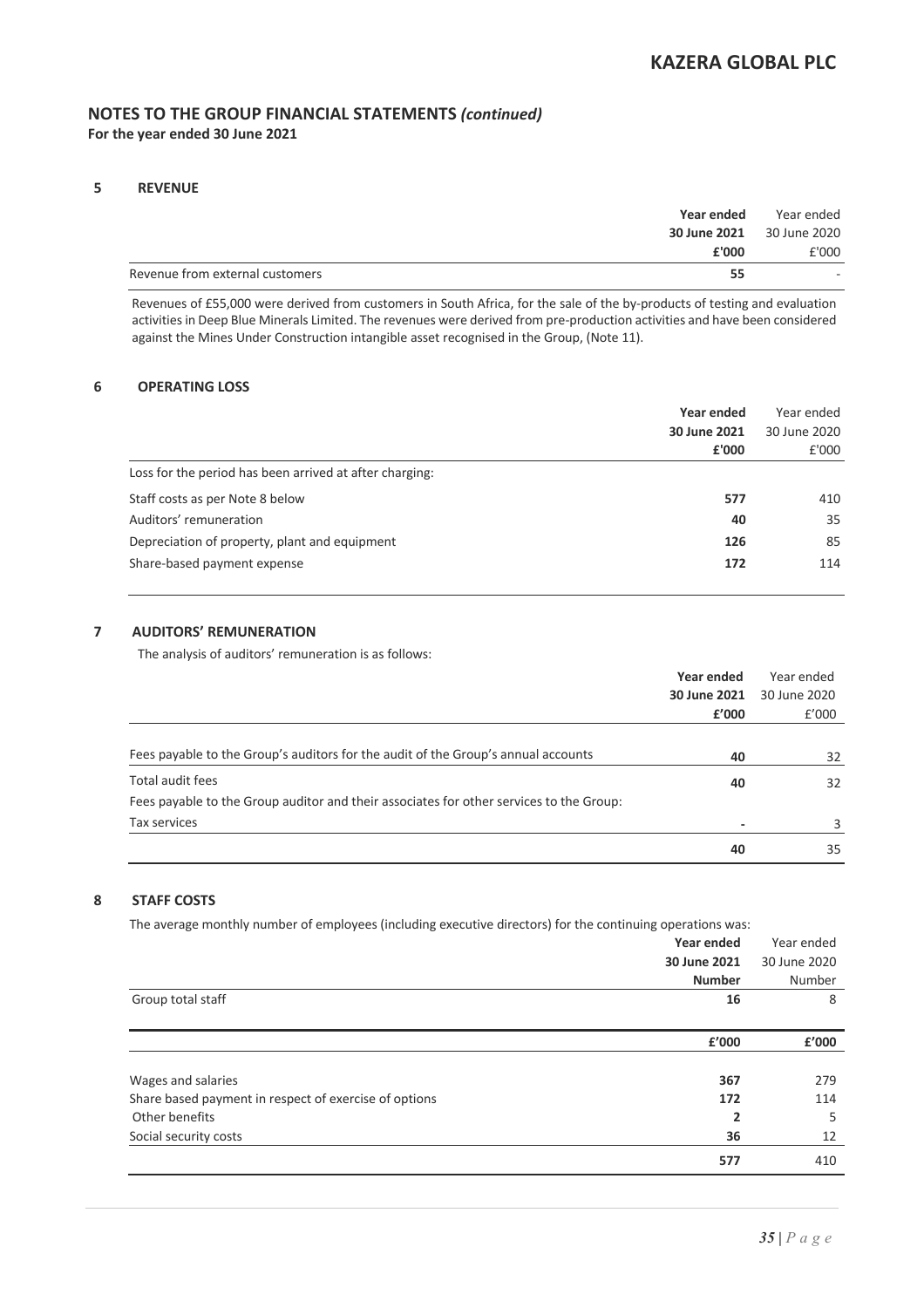## NOTES TO THE GROUP FINANCIAL STATEMENTS *(continued)*
**For the year ended 30 June 2021**

### 5 REVENUE

| | Year ended 30 June 2021 £'000 | Year ended 30 June 2020 £'000 |
|---|---|---|
| Revenue from external customers | **55** | - |

Revenues of £55,000 were derived from customers in South Africa, for the sale of the by-products of testing and evaluation activities in Deep Blue Minerals Limited. The revenues were derived from pre-production activities and have been considered against the Mines Under Construction intangible asset recognised in the Group, (Note 11).

### 6 OPERATING LOSS

| | Year ended 30 June 2021 £'000 | Year ended 30 June 2020 £'000 |
|---|---|---|
| Loss for the period has been arrived at after charging: | | |
| Staff costs as per Note 8 below | **577** | 410 |
| Auditors' remuneration | **40** | 35 |
| Depreciation of property, plant and equipment | **126** | 85 |
| Share-based payment expense | **172** | 114 |

### 7 AUDITORS' REMUNERATION

The analysis of auditors' remuneration is as follows:

| | Year ended 30 June 2021 £'000 | Year ended 30 June 2020 £'000 |
|---|---|---|
| Fees payable to the Group's auditors for the audit of the Group's annual accounts | **40** | 32 |
| Total audit fees | **40** | 32 |
| Fees payable to the Group auditor and their associates for other services to the Group: | | |
| Tax services | **-** | 3 |
| | **40** | 35 |

### 8 STAFF COSTS

The average monthly number of employees (including executive directors) for the continuing operations was:

| | Year ended 30 June 2021 Number | Year ended 30 June 2020 Number |
|---|---|---|
| Group total staff | **16** | 8 |

| | £'000 | £'000 |
|---|---|---|
| Wages and salaries | **367** | 279 |
| Share based payment in respect of exercise of options | **172** | 114 |
| Other benefits | **2** | 5 |
| Social security costs | **36** | 12 |
| | **577** | 410 |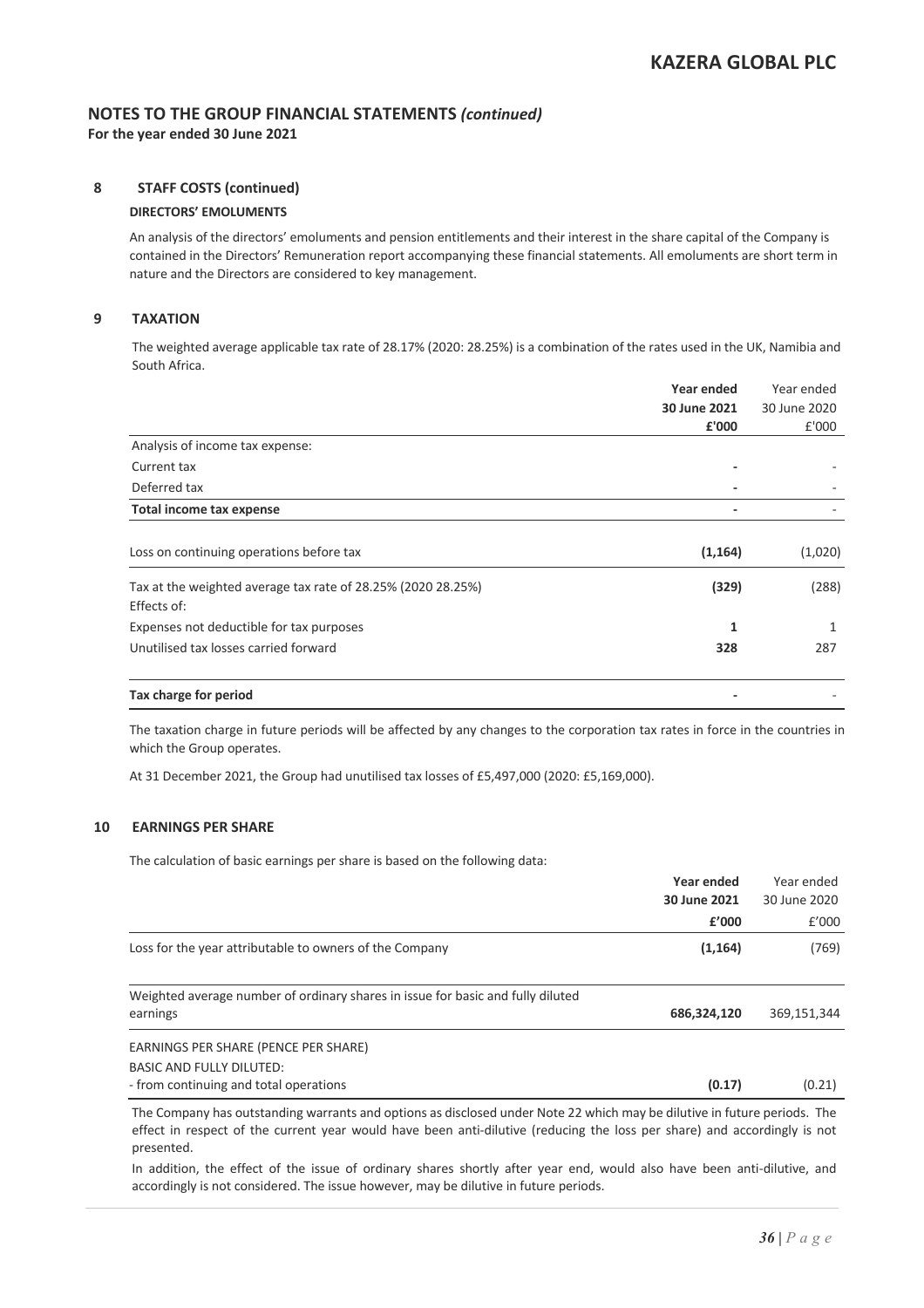## NOTES TO THE GROUP FINANCIAL STATEMENTS *(continued)*

**For the year ended 30 June 2021**

### 8 STAFF COSTS (continued)

**DIRECTORS' EMOLUMENTS**

An analysis of the directors' emoluments and pension entitlements and their interest in the share capital of the Company is contained in the Directors' Remuneration report accompanying these financial statements. All emoluments are short term in nature and the Directors are considered to key management.

### 9 TAXATION

The weighted average applicable tax rate of 28.17% (2020: 28.25%) is a combination of the rates used in the UK, Namibia and South Africa.

| | **Year ended 30 June 2021 £'000** | Year ended 30 June 2020 £'000 |
|---|---|---|
| Analysis of income tax expense: | | |
| Current tax | **-** | - |
| Deferred tax | **-** | - |
| **Total income tax expense** | **-** | - |
| | | |
| Loss on continuing operations before tax | **(1,164)** | (1,020) |
| | | |
| Tax at the weighted average tax rate of 28.25% (2020 28.25%) | **(329)** | (288) |
| Effects of: | | |
| Expenses not deductible for tax purposes | **1** | 1 |
| Unutilised tax losses carried forward | **328** | 287 |
| | | |
| **Tax charge for period** | **-** | - |

The taxation charge in future periods will be affected by any changes to the corporation tax rates in force in the countries in which the Group operates.

At 31 December 2021, the Group had unutilised tax losses of £5,497,000 (2020: £5,169,000).

### 10 EARNINGS PER SHARE

The calculation of basic earnings per share is based on the following data:

| | **Year ended 30 June 2021 £'000** | Year ended 30 June 2020 £'000 |
|---|---|---|
| Loss for the year attributable to owners of the Company | **(1,164)** | (769) |
| | | |
| Weighted average number of ordinary shares in issue for basic and fully diluted earnings | **686,324,120** | 369,151,344 |
| EARNINGS PER SHARE (PENCE PER SHARE) | | |
| BASIC AND FULLY DILUTED: | | |
| - from continuing and total operations | **(0.17)** | (0.21) |

The Company has outstanding warrants and options as disclosed under Note 22 which may be dilutive in future periods. The effect in respect of the current year would have been anti-dilutive (reducing the loss per share) and accordingly is not presented.

In addition, the effect of the issue of ordinary shares shortly after year end, would also have been anti-dilutive, and accordingly is not considered. The issue however, may be dilutive in future periods.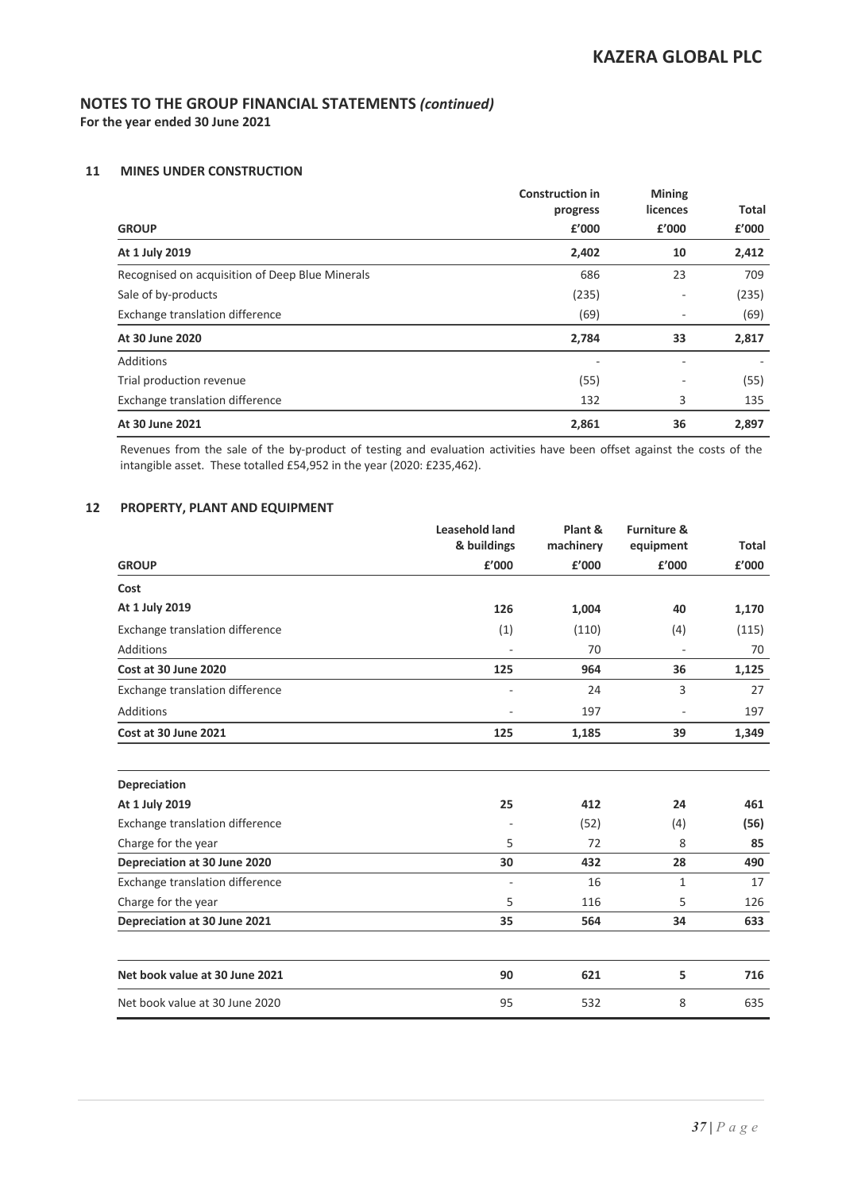# NOTES TO THE GROUP FINANCIAL STATEMENTS *(continued)*

**For the year ended 30 June 2021**

## 11 MINES UNDER CONSTRUCTION

| GROUP | Construction in progress £'000 | Mining licences £'000 | Total £'000 |
|---|---|---|---|
| **At 1 July 2019** | **2,402** | **10** | **2,412** |
| Recognised on acquisition of Deep Blue Minerals | 686 | 23 | 709 |
| Sale of by-products | (235) | - | (235) |
| Exchange translation difference | (69) | - | (69) |
| **At 30 June 2020** | **2,784** | **33** | **2,817** |
| Additions | - | - | - |
| Trial production revenue | (55) | - | (55) |
| Exchange translation difference | 132 | 3 | 135 |
| **At 30 June 2021** | **2,861** | **36** | **2,897** |

Revenues from the sale of the by-product of testing and evaluation activities have been offset against the costs of the intangible asset. These totalled £54,952 in the year (2020: £235,462).

## 12 PROPERTY, PLANT AND EQUIPMENT

| GROUP | Leasehold land & buildings £'000 | Plant & machinery £'000 | Furniture & equipment £'000 | Total £'000 |
|---|---|---|---|---|
| **Cost** | | | | |
| **At 1 July 2019** | **126** | **1,004** | **40** | **1,170** |
| Exchange translation difference | (1) | (110) | (4) | (115) |
| Additions | - | 70 | - | 70 |
| **Cost at 30 June 2020** | **125** | **964** | **36** | **1,125** |
| Exchange translation difference | - | 24 | 3 | 27 |
| Additions | - | 197 | - | 197 |
| **Cost at 30 June 2021** | **125** | **1,185** | **39** | **1,349** |
| | | | | |
| **Depreciation** | | | | |
| **At 1 July 2019** | **25** | **412** | **24** | **461** |
| Exchange translation difference | - | (52) | (4) | **(56)** |
| Charge for the year | 5 | 72 | 8 | **85** |
| **Depreciation at 30 June 2020** | **30** | **432** | **28** | **490** |
| Exchange translation difference | - | 16 | 1 | 17 |
| Charge for the year | 5 | 116 | 5 | 126 |
| **Depreciation at 30 June 2021** | **35** | **564** | **34** | **633** |
| | | | | |
| **Net book value at 30 June 2021** | **90** | **621** | **5** | **716** |
| Net book value at 30 June 2020 | 95 | 532 | 8 | 635 |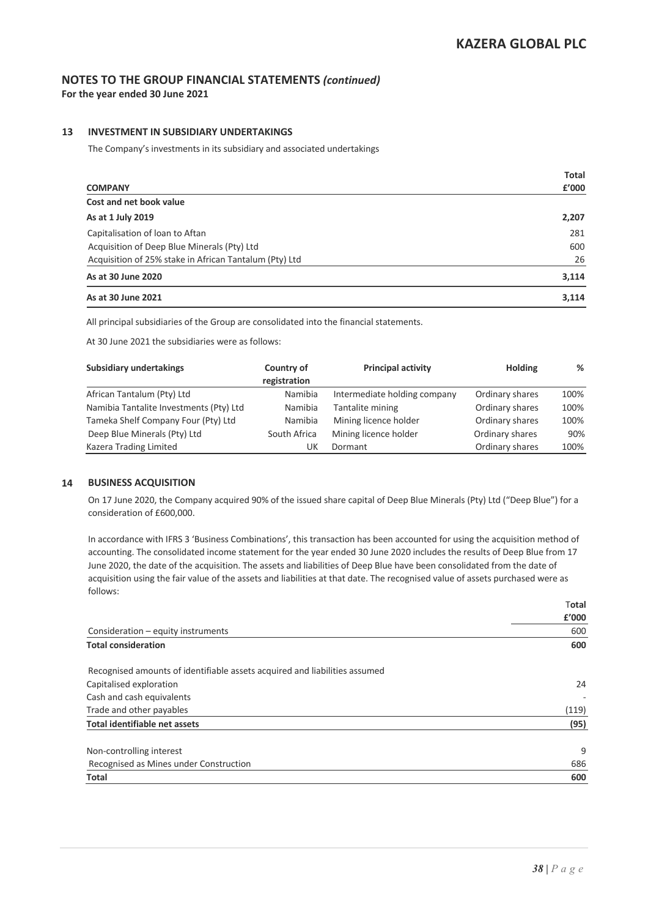## NOTES TO THE GROUP FINANCIAL STATEMENTS *(continued)*

**For the year ended 30 June 2021**

### 13 INVESTMENT IN SUBSIDIARY UNDERTAKINGS

The Company's investments in its subsidiary and associated undertakings

| **COMPANY** | **Total £'000** |
|---|---|
| **Cost and net book value** | |
| **As at 1 July 2019** | **2,207** |
| Capitalisation of loan to Aftan | 281 |
| Acquisition of Deep Blue Minerals (Pty) Ltd | 600 |
| Acquisition of 25% stake in African Tantalum (Pty) Ltd | 26 |
| **As at 30 June 2020** | **3,114** |
| **As at 30 June 2021** | **3,114** |

All principal subsidiaries of the Group are consolidated into the financial statements.

At 30 June 2021 the subsidiaries were as follows:

| Subsidiary undertakings | Country of registration | Principal activity | Holding | % |
|---|---|---|---|---|
| African Tantalum (Pty) Ltd | Namibia | Intermediate holding company | Ordinary shares | 100% |
| Namibia Tantalite Investments (Pty) Ltd | Namibia | Tantalite mining | Ordinary shares | 100% |
| Tameka Shelf Company Four (Pty) Ltd | Namibia | Mining licence holder | Ordinary shares | 100% |
| Deep Blue Minerals (Pty) Ltd | South Africa | Mining licence holder | Ordinary shares | 90% |
| Kazera Trading Limited | UK | Dormant | Ordinary shares | 100% |

### 14 BUSINESS ACQUISITION

On 17 June 2020, the Company acquired 90% of the issued share capital of Deep Blue Minerals (Pty) Ltd ("Deep Blue") for a consideration of £600,000.

In accordance with IFRS 3 'Business Combinations', this transaction has been accounted for using the acquisition method of accounting. The consolidated income statement for the year ended 30 June 2020 includes the results of Deep Blue from 17 June 2020, the date of the acquisition. The assets and liabilities of Deep Blue have been consolidated from the date of acquisition using the fair value of the assets and liabilities at that date. The recognised value of assets purchased were as follows:

| | **Total £'000** |
|---|---|
| Consideration – equity instruments | 600 |
| **Total consideration** | **600** |
| | |
| Recognised amounts of identifiable assets acquired and liabilities assumed | |
| Capitalised exploration | 24 |
| Cash and cash equivalents | - |
| Trade and other payables | (119) |
| **Total identifiable net assets** | **(95)** |
| | |
| Non-controlling interest | 9 |
| Recognised as Mines under Construction | 686 |
| **Total** | **600** |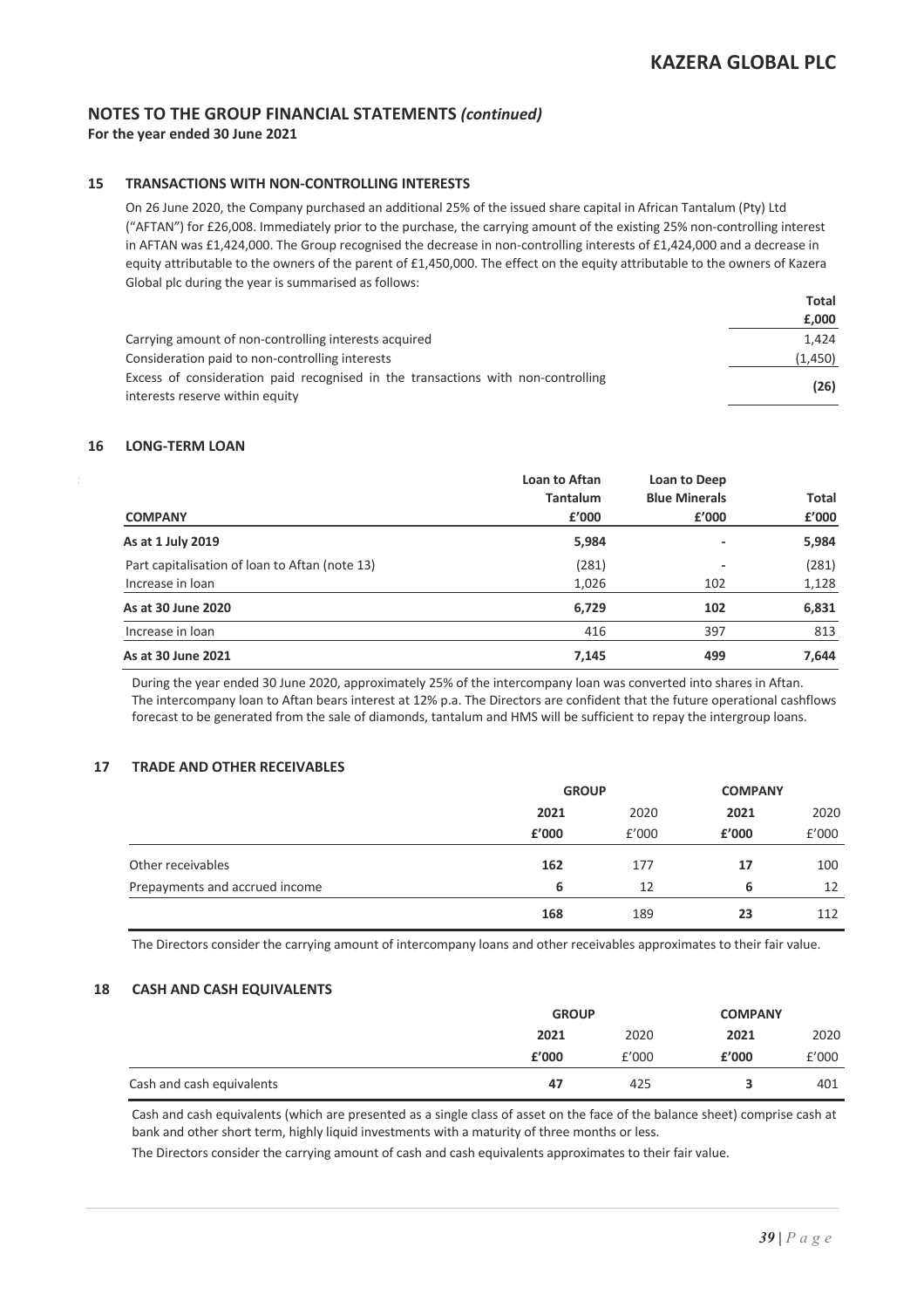## NOTES TO THE GROUP FINANCIAL STATEMENTS *(continued)*

**For the year ended 30 June 2021**

### 15 TRANSACTIONS WITH NON-CONTROLLING INTERESTS

On 26 June 2020, the Company purchased an additional 25% of the issued share capital in African Tantalum (Pty) Ltd ("AFTAN") for £26,008. Immediately prior to the purchase, the carrying amount of the existing 25% non-controlling interest in AFTAN was £1,424,000. The Group recognised the decrease in non-controlling interests of £1,424,000 and a decrease in equity attributable to the owners of the parent of £1,450,000. The effect on the equity attributable to the owners of Kazera Global plc during the year is summarised as follows:

| | **Total** |
|---|---|
| | **£,000** |
| Carrying amount of non-controlling interests acquired | 1,424 |
| Consideration paid to non-controlling interests | (1,450) |
| Excess of consideration paid recognised in the transactions with non-controlling interests reserve within equity | **(26)** |

### 16 LONG-TERM LOAN

| **COMPANY** | **Loan to Aftan Tantalum £'000** | **Loan to Deep Blue Minerals £'000** | **Total £'000** |
|---|---|---|---|
| **As at 1 July 2019** | **5,984** | **-** | **5,984** |
| Part capitalisation of loan to Aftan (note 13) | (281) | - | (281) |
| Increase in loan | 1,026 | 102 | 1,128 |
| **As at 30 June 2020** | **6,729** | **102** | **6,831** |
| Increase in loan | 416 | 397 | 813 |
| **As at 30 June 2021** | **7,145** | **499** | **7,644** |

During the year ended 30 June 2020, approximately 25% of the intercompany loan was converted into shares in Aftan. The intercompany loan to Aftan bears interest at 12% p.a. The Directors are confident that the future operational cashflows forecast to be generated from the sale of diamonds, tantalum and HMS will be sufficient to repay the intergroup loans.

### 17 TRADE AND OTHER RECEIVABLES

| | **GROUP** | | **COMPANY** | |
|---|---|---|---|---|
| | **2021** | 2020 | **2021** | 2020 |
| | **£'000** | £'000 | **£'000** | £'000 |
| Other receivables | **162** | 177 | **17** | 100 |
| Prepayments and accrued income | **6** | 12 | **6** | 12 |
| | **168** | 189 | **23** | 112 |

The Directors consider the carrying amount of intercompany loans and other receivables approximates to their fair value.

### 18 CASH AND CASH EQUIVALENTS

| | **GROUP** | | **COMPANY** | |
|---|---|---|---|---|
| | **2021** | 2020 | **2021** | 2020 |
| | **£'000** | £'000 | **£'000** | £'000 |
| Cash and cash equivalents | **47** | 425 | **3** | 401 |

Cash and cash equivalents (which are presented as a single class of asset on the face of the balance sheet) comprise cash at bank and other short term, highly liquid investments with a maturity of three months or less.

The Directors consider the carrying amount of cash and cash equivalents approximates to their fair value.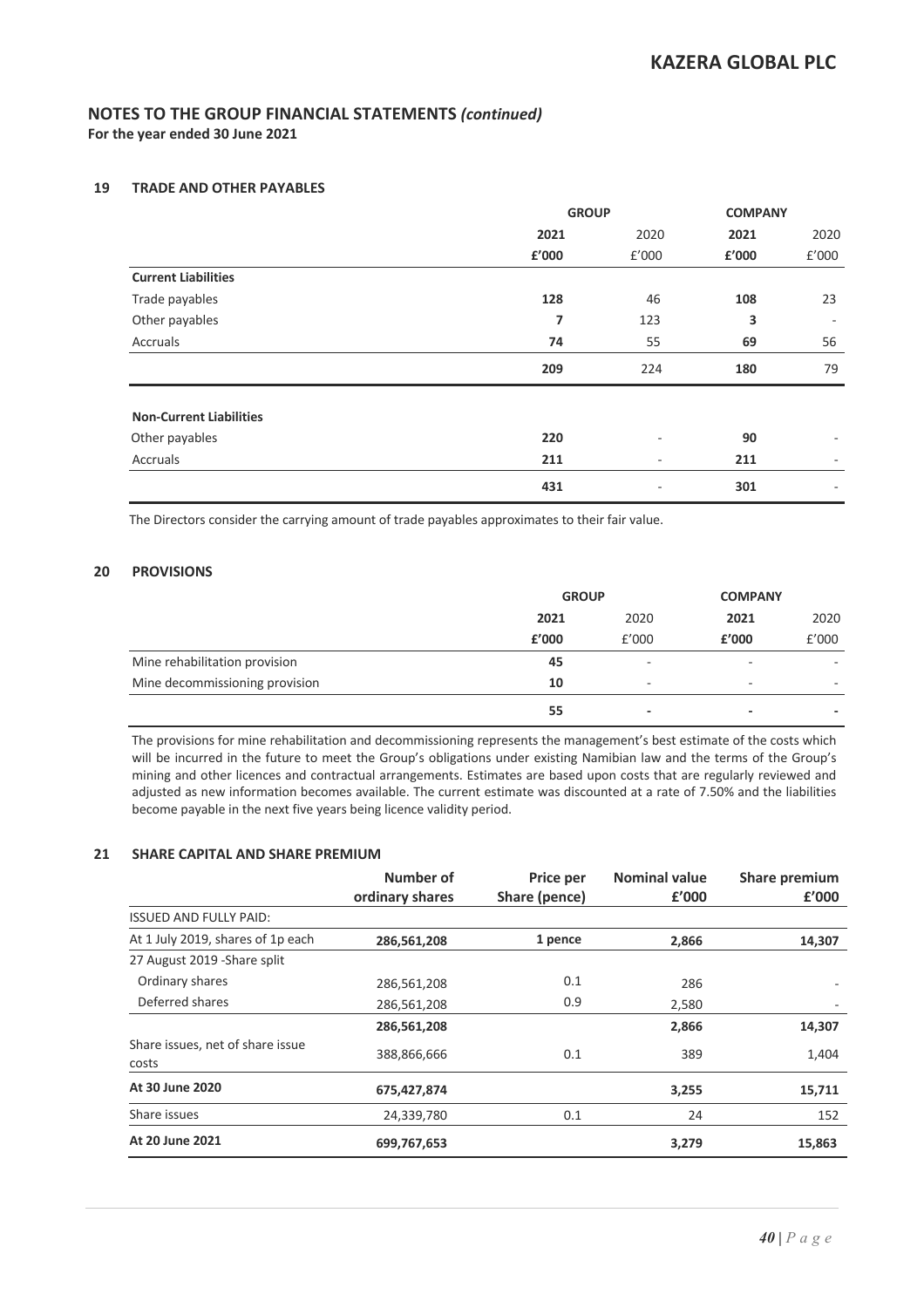## NOTES TO THE GROUP FINANCIAL STATEMENTS *(continued)*

**For the year ended 30 June 2021**

### 19 TRADE AND OTHER PAYABLES

| | GROUP | | COMPANY | |
|---|---|---|---|---|
| | **2021** | 2020 | **2021** | 2020 |
| | **£'000** | £'000 | **£'000** | £'000 |
| **Current Liabilities** | | | | |
| Trade payables | **128** | 46 | **108** | 23 |
| Other payables | **7** | 123 | **3** | - |
| Accruals | **74** | 55 | **69** | 56 |
| | **209** | 224 | **180** | 79 |
| **Non-Current Liabilities** | | | | |
| Other payables | **220** | - | **90** | - |
| Accruals | **211** | - | **211** | - |
| | **431** | - | **301** | - |

The Directors consider the carrying amount of trade payables approximates to their fair value.

### 20 PROVISIONS

| | GROUP | | COMPANY | |
|---|---|---|---|---|
| | **2021** | 2020 | **2021** | 2020 |
| | **£'000** | £'000 | **£'000** | £'000 |
| Mine rehabilitation provision | **45** | - | - | - |
| Mine decommissioning provision | **10** | - | - | - |
| | **55** | **-** | **-** | **-** |

The provisions for mine rehabilitation and decommissioning represents the management's best estimate of the costs which will be incurred in the future to meet the Group's obligations under existing Namibian law and the terms of the Group's mining and other licences and contractual arrangements. Estimates are based upon costs that are regularly reviewed and adjusted as new information becomes available. The current estimate was discounted at a rate of 7.50% and the liabilities become payable in the next five years being licence validity period.

### 21 SHARE CAPITAL AND SHARE PREMIUM

| | Number of ordinary shares | Price per Share (pence) | Nominal value £'000 | Share premium £'000 |
|---|---|---|---|---|
| ISSUED AND FULLY PAID: | | | | |
| At 1 July 2019, shares of 1p each | **286,561,208** | **1 pence** | **2,866** | **14,307** |
| 27 August 2019 -Share split | | | | |
| Ordinary shares | 286,561,208 | 0.1 | 286 | - |
| Deferred shares | 286,561,208 | 0.9 | 2,580 | - |
| | **286,561,208** | | **2,866** | **14,307** |
| Share issues, net of share issue costs | 388,866,666 | 0.1 | 389 | 1,404 |
| **At 30 June 2020** | **675,427,874** | | **3,255** | **15,711** |
| Share issues | 24,339,780 | 0.1 | 24 | 152 |
| **At 20 June 2021** | **699,767,653** | | **3,279** | **15,863** |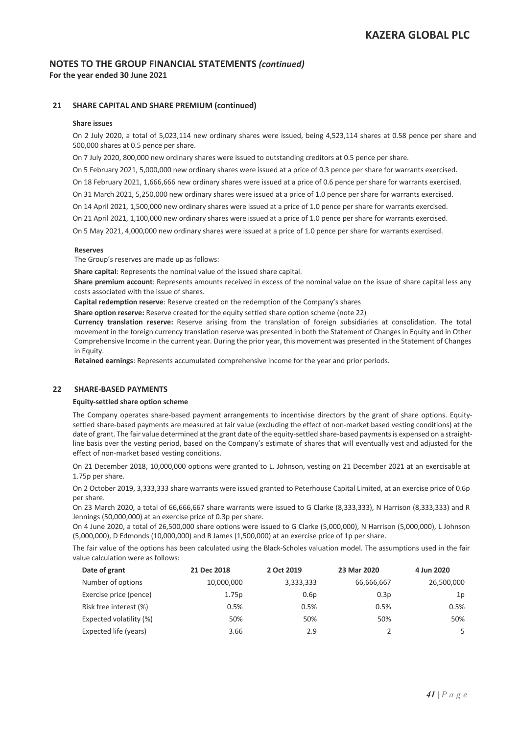## NOTES TO THE GROUP FINANCIAL STATEMENTS *(continued)*

**For the year ended 30 June 2021**

### 21 SHARE CAPITAL AND SHARE PREMIUM (continued)

**Share issues**

On 2 July 2020, a total of 5,023,114 new ordinary shares were issued, being 4,523,114 shares at 0.58 pence per share and 500,000 shares at 0.5 pence per share.

On 7 July 2020, 800,000 new ordinary shares were issued to outstanding creditors at 0.5 pence per share.

On 5 February 2021, 5,000,000 new ordinary shares were issued at a price of 0.3 pence per share for warrants exercised.

On 18 February 2021, 1,666,666 new ordinary shares were issued at a price of 0.6 pence per share for warrants exercised.

On 31 March 2021, 5,250,000 new ordinary shares were issued at a price of 1.0 pence per share for warrants exercised.

On 14 April 2021, 1,500,000 new ordinary shares were issued at a price of 1.0 pence per share for warrants exercised.

On 21 April 2021, 1,100,000 new ordinary shares were issued at a price of 1.0 pence per share for warrants exercised.

On 5 May 2021, 4,000,000 new ordinary shares were issued at a price of 1.0 pence per share for warrants exercised.

**Reserves**

The Group's reserves are made up as follows:

**Share capital**: Represents the nominal value of the issued share capital.

**Share premium account**: Represents amounts received in excess of the nominal value on the issue of share capital less any costs associated with the issue of shares.

**Capital redemption reserve**: Reserve created on the redemption of the Company's shares

**Share option reserve:** Reserve created for the equity settled share option scheme (note 22)

**Currency translation reserve:** Reserve arising from the translation of foreign subsidiaries at consolidation. The total movement in the foreign currency translation reserve was presented in both the Statement of Changes in Equity and in Other Comprehensive Income in the current year. During the prior year, this movement was presented in the Statement of Changes in Equity.

**Retained earnings**: Represents accumulated comprehensive income for the year and prior periods.

### 22 SHARE-BASED PAYMENTS

**Equity-settled share option scheme**

The Company operates share-based payment arrangements to incentivise directors by the grant of share options. Equity-settled share-based payments are measured at fair value (excluding the effect of non-market based vesting conditions) at the date of grant. The fair value determined at the grant date of the equity-settled share-based payments is expensed on a straight-line basis over the vesting period, based on the Company's estimate of shares that will eventually vest and adjusted for the effect of non-market based vesting conditions.

On 21 December 2018, 10,000,000 options were granted to L. Johnson, vesting on 21 December 2021 at an exercisable at 1.75p per share.

On 2 October 2019, 3,333,333 share warrants were issued granted to Peterhouse Capital Limited, at an exercise price of 0.6p per share.

On 23 March 2020, a total of 66,666,667 share warrants were issued to G Clarke (8,333,333), N Harrison (8,333,333) and R Jennings (50,000,000) at an exercise price of 0.3p per share.

On 4 June 2020, a total of 26,500,000 share options were issued to G Clarke (5,000,000), N Harrison (5,000,000), L Johnson (5,000,000), D Edmonds (10,000,000) and B James (1,500,000) at an exercise price of 1p per share.

The fair value of the options has been calculated using the Black-Scholes valuation model. The assumptions used in the fair value calculation were as follows:

| Date of grant | 21 Dec 2018 | 2 Oct 2019 | 23 Mar 2020 | 4 Jun 2020 |
|---|---|---|---|---|
| Number of options | 10,000,000 | 3,333,333 | 66,666,667 | 26,500,000 |
| Exercise price (pence) | 1.75p | 0.6p | 0.3p | 1p |
| Risk free interest (%) | 0.5% | 0.5% | 0.5% | 0.5% |
| Expected volatility (%) | 50% | 50% | 50% | 50% |
| Expected life (years) | 3.66 | 2.9 | 2 | 5 |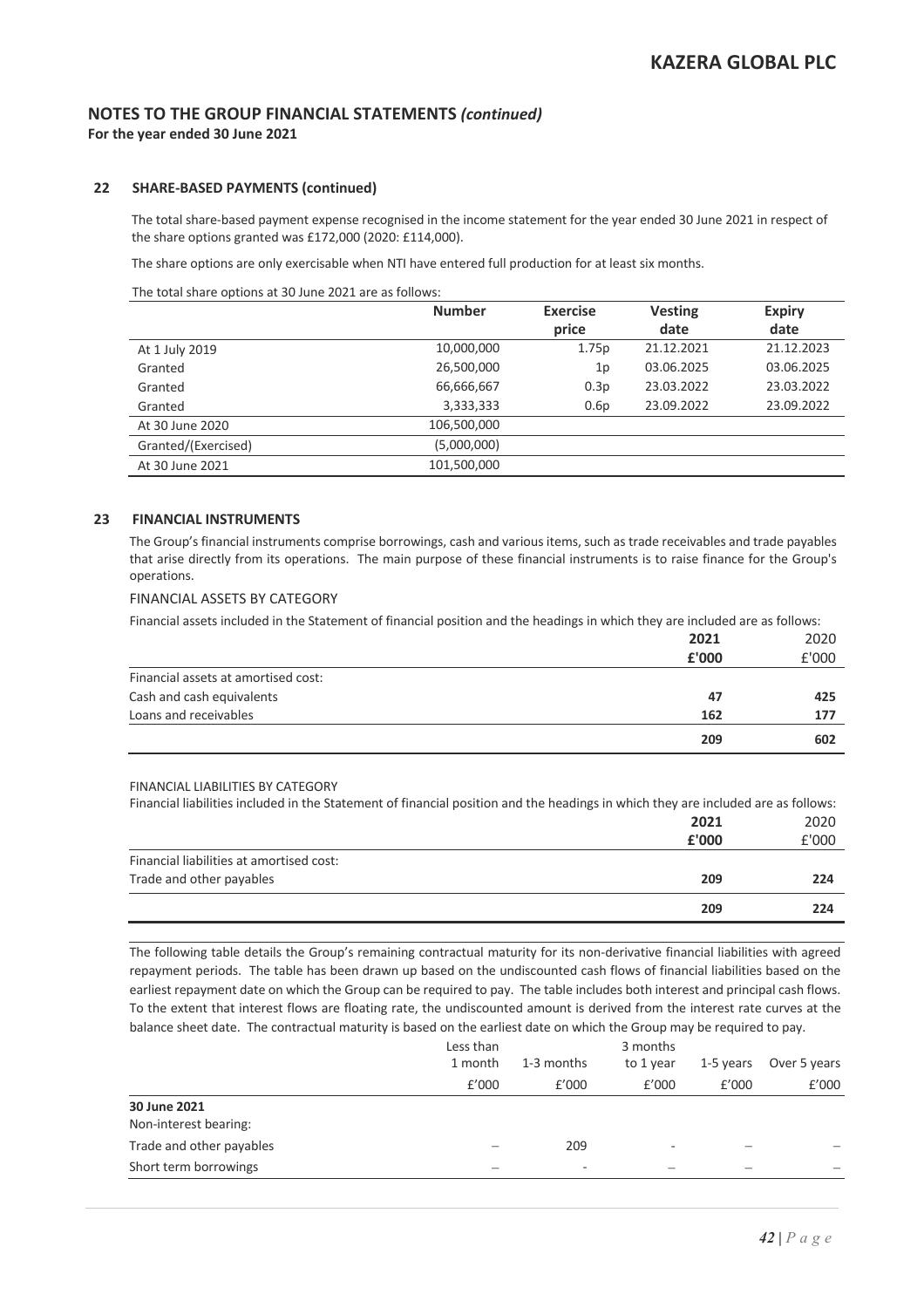## NOTES TO THE GROUP FINANCIAL STATEMENTS *(continued)*

**For the year ended 30 June 2021**

### 22 SHARE-BASED PAYMENTS (continued)

The total share-based payment expense recognised in the income statement for the year ended 30 June 2021 in respect of the share options granted was £172,000 (2020: £114,000).

The share options are only exercisable when NTI have entered full production for at least six months.

The total share options at 30 June 2021 are as follows:

| | **Number** | **Exercise price** | **Vesting date** | **Expiry date** |
|---|---|---|---|---|
| At 1 July 2019 | 10,000,000 | 1.75p | 21.12.2021 | 21.12.2023 |
| Granted | 26,500,000 | 1p | 03.06.2025 | 03.06.2025 |
| Granted | 66,666,667 | 0.3p | 23.03.2022 | 23.03.2022 |
| Granted | 3,333,333 | 0.6p | 23.09.2022 | 23.09.2022 |
| At 30 June 2020 | 106,500,000 | | | |
| Granted/(Exercised) | (5,000,000) | | | |
| At 30 June 2021 | 101,500,000 | | | |

### 23 FINANCIAL INSTRUMENTS

The Group's financial instruments comprise borrowings, cash and various items, such as trade receivables and trade payables that arise directly from its operations. The main purpose of these financial instruments is to raise finance for the Group's operations.

FINANCIAL ASSETS BY CATEGORY

Financial assets included in the Statement of financial position and the headings in which they are included are as follows:

| | **2021** | 2020 |
|---|---|---|
| | **£'000** | £'000 |
| Financial assets at amortised cost: | | |
| Cash and cash equivalents | **47** | **425** |
| Loans and receivables | **162** | **177** |
| | **209** | **602** |

FINANCIAL LIABILITIES BY CATEGORY

Financial liabilities included in the Statement of financial position and the headings in which they are included are as follows:

| | **2021** | 2020 |
|---|---|---|
| | **£'000** | £'000 |
| Financial liabilities at amortised cost: | | |
| Trade and other payables | **209** | **224** |
| | **209** | **224** |

The following table details the Group's remaining contractual maturity for its non-derivative financial liabilities with agreed repayment periods. The table has been drawn up based on the undiscounted cash flows of financial liabilities based on the earliest repayment date on which the Group can be required to pay. The table includes both interest and principal cash flows. To the extent that interest flows are floating rate, the undiscounted amount is derived from the interest rate curves at the balance sheet date. The contractual maturity is based on the earliest date on which the Group may be required to pay.

| | Less than 1 month | 1-3 months | 3 months to 1 year | 1-5 years | Over 5 years |
|---|---|---|---|---|---|
| | £'000 | £'000 | £'000 | £'000 | £'000 |
| **30 June 2021** | | | | | |
| Non-interest bearing: | | | | | |
| Trade and other payables | – | 209 | - | – | – |
| Short term borrowings | – | - | – | – | – |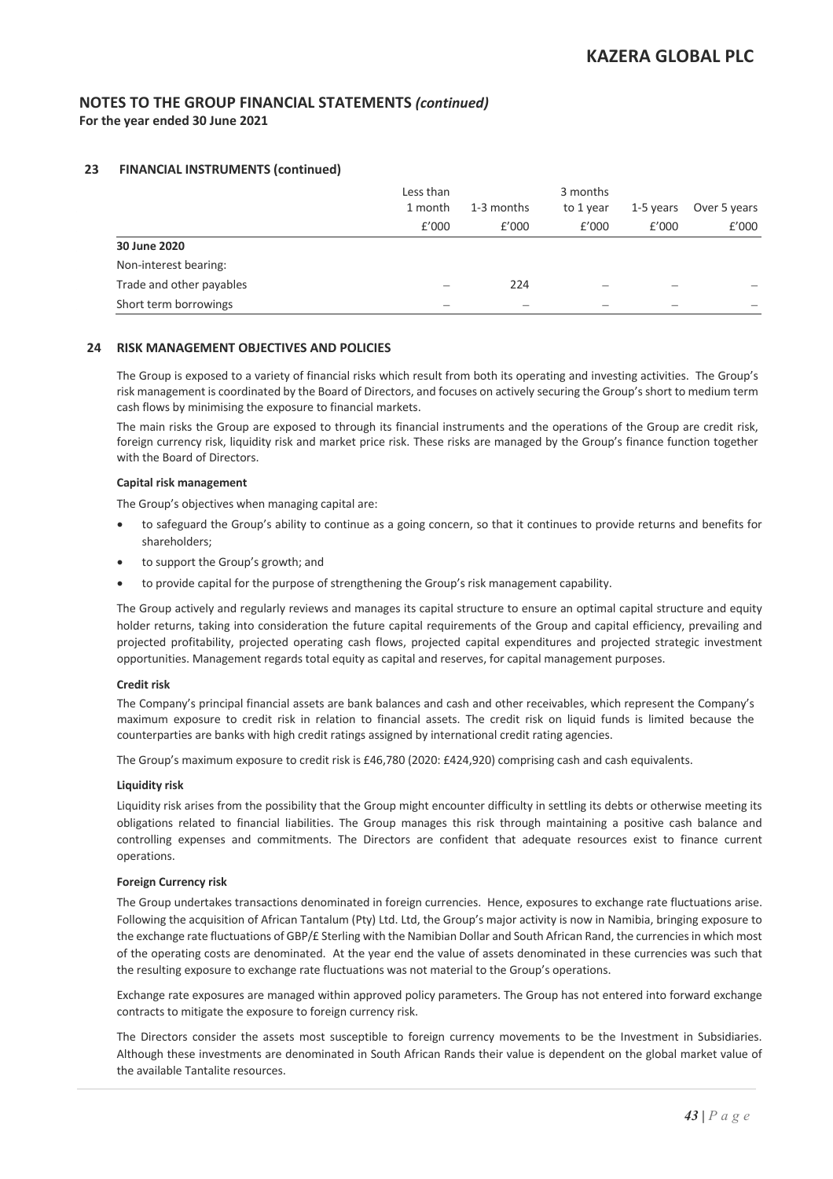## NOTES TO THE GROUP FINANCIAL STATEMENTS *(continued)*

**For the year ended 30 June 2021**

### 23 FINANCIAL INSTRUMENTS (continued)

| | Less than 1 month | 1-3 months | 3 months to 1 year | 1-5 years | Over 5 years |
|---|---|---|---|---|---|
| | £'000 | £'000 | £'000 | £'000 | £'000 |
| **30 June 2020** | | | | | |
| Non-interest bearing: | | | | | |
| Trade and other payables | – | 224 | – | – | – |
| Short term borrowings | – | – | – | – | – |

### 24 RISK MANAGEMENT OBJECTIVES AND POLICIES

The Group is exposed to a variety of financial risks which result from both its operating and investing activities. The Group's risk management is coordinated by the Board of Directors, and focuses on actively securing the Group's short to medium term cash flows by minimising the exposure to financial markets.

The main risks the Group are exposed to through its financial instruments and the operations of the Group are credit risk, foreign currency risk, liquidity risk and market price risk. These risks are managed by the Group's finance function together with the Board of Directors.

**Capital risk management**

The Group's objectives when managing capital are:

- to safeguard the Group's ability to continue as a going concern, so that it continues to provide returns and benefits for shareholders;
- to support the Group's growth; and
- to provide capital for the purpose of strengthening the Group's risk management capability.

The Group actively and regularly reviews and manages its capital structure to ensure an optimal capital structure and equity holder returns, taking into consideration the future capital requirements of the Group and capital efficiency, prevailing and projected profitability, projected operating cash flows, projected capital expenditures and projected strategic investment opportunities. Management regards total equity as capital and reserves, for capital management purposes.

**Credit risk**

The Company's principal financial assets are bank balances and cash and other receivables, which represent the Company's maximum exposure to credit risk in relation to financial assets. The credit risk on liquid funds is limited because the counterparties are banks with high credit ratings assigned by international credit rating agencies.

The Group's maximum exposure to credit risk is £46,780 (2020: £424,920) comprising cash and cash equivalents.

**Liquidity risk**

Liquidity risk arises from the possibility that the Group might encounter difficulty in settling its debts or otherwise meeting its obligations related to financial liabilities. The Group manages this risk through maintaining a positive cash balance and controlling expenses and commitments. The Directors are confident that adequate resources exist to finance current operations.

**Foreign Currency risk**

The Group undertakes transactions denominated in foreign currencies. Hence, exposures to exchange rate fluctuations arise. Following the acquisition of African Tantalum (Pty) Ltd. Ltd, the Group's major activity is now in Namibia, bringing exposure to the exchange rate fluctuations of GBP/£ Sterling with the Namibian Dollar and South African Rand, the currencies in which most of the operating costs are denominated. At the year end the value of assets denominated in these currencies was such that the resulting exposure to exchange rate fluctuations was not material to the Group's operations.

Exchange rate exposures are managed within approved policy parameters. The Group has not entered into forward exchange contracts to mitigate the exposure to foreign currency risk.

The Directors consider the assets most susceptible to foreign currency movements to be the Investment in Subsidiaries. Although these investments are denominated in South African Rands their value is dependent on the global market value of the available Tantalite resources.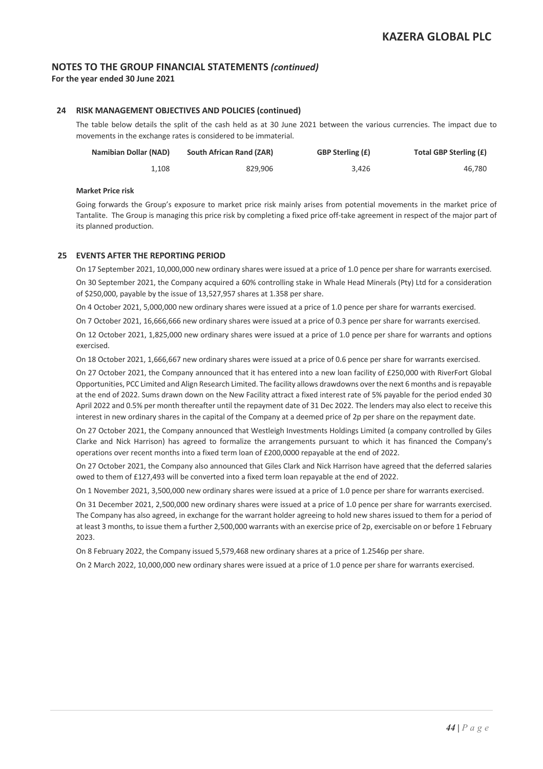## NOTES TO THE GROUP FINANCIAL STATEMENTS *(continued)*

**For the year ended 30 June 2021**

### 24 RISK MANAGEMENT OBJECTIVES AND POLICIES (continued)

The table below details the split of the cash held as at 30 June 2021 between the various currencies. The impact due to movements in the exchange rates is considered to be immaterial.

| Namibian Dollar (NAD) | South African Rand (ZAR) | GBP Sterling (£) | Total GBP Sterling (£) |
|---|---|---|---|
| 1,108 | 829,906 | 3,426 | 46,780 |

**Market Price risk**

Going forwards the Group's exposure to market price risk mainly arises from potential movements in the market price of Tantalite. The Group is managing this price risk by completing a fixed price off-take agreement in respect of the major part of its planned production.

### 25 EVENTS AFTER THE REPORTING PERIOD

On 17 September 2021, 10,000,000 new ordinary shares were issued at a price of 1.0 pence per share for warrants exercised.

On 30 September 2021, the Company acquired a 60% controlling stake in Whale Head Minerals (Pty) Ltd for a consideration of $250,000, payable by the issue of 13,527,957 shares at 1.358 per share.

On 4 October 2021, 5,000,000 new ordinary shares were issued at a price of 1.0 pence per share for warrants exercised.

On 7 October 2021, 16,666,666 new ordinary shares were issued at a price of 0.3 pence per share for warrants exercised.

On 12 October 2021, 1,825,000 new ordinary shares were issued at a price of 1.0 pence per share for warrants and options exercised.

On 18 October 2021, 1,666,667 new ordinary shares were issued at a price of 0.6 pence per share for warrants exercised.

On 27 October 2021, the Company announced that it has entered into a new loan facility of £250,000 with RiverFort Global Opportunities, PCC Limited and Align Research Limited. The facility allows drawdowns over the next 6 months and is repayable at the end of 2022. Sums drawn down on the New Facility attract a fixed interest rate of 5% payable for the period ended 30 April 2022 and 0.5% per month thereafter until the repayment date of 31 Dec 2022. The lenders may also elect to receive this interest in new ordinary shares in the capital of the Company at a deemed price of 2p per share on the repayment date.

On 27 October 2021, the Company announced that Westleigh Investments Holdings Limited (a company controlled by Giles Clarke and Nick Harrison) has agreed to formalize the arrangements pursuant to which it has financed the Company's operations over recent months into a fixed term loan of £200,0000 repayable at the end of 2022.

On 27 October 2021, the Company also announced that Giles Clark and Nick Harrison have agreed that the deferred salaries owed to them of £127,493 will be converted into a fixed term loan repayable at the end of 2022.

On 1 November 2021, 3,500,000 new ordinary shares were issued at a price of 1.0 pence per share for warrants exercised.

On 31 December 2021, 2,500,000 new ordinary shares were issued at a price of 1.0 pence per share for warrants exercised. The Company has also agreed, in exchange for the warrant holder agreeing to hold new shares issued to them for a period of at least 3 months, to issue them a further 2,500,000 warrants with an exercise price of 2p, exercisable on or before 1 February 2023.

On 8 February 2022, the Company issued 5,579,468 new ordinary shares at a price of 1.2546p per share.

On 2 March 2022, 10,000,000 new ordinary shares were issued at a price of 1.0 pence per share for warrants exercised.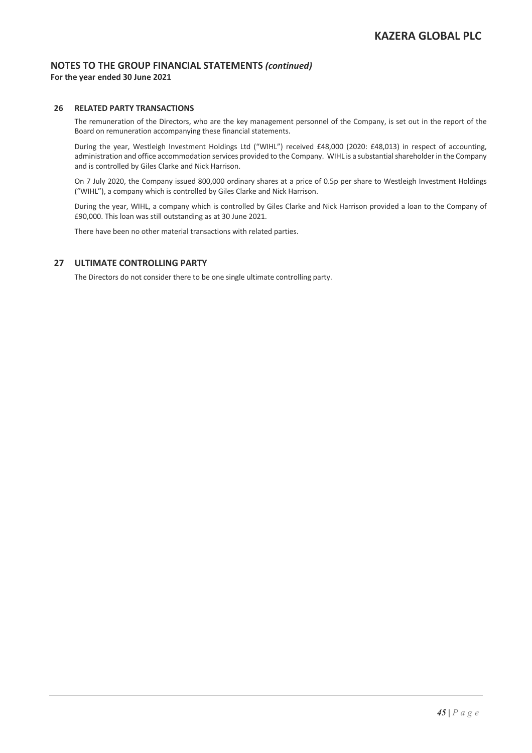## NOTES TO THE GROUP FINANCIAL STATEMENTS *(continued)*

**For the year ended 30 June 2021**

### 26 RELATED PARTY TRANSACTIONS

The remuneration of the Directors, who are the key management personnel of the Company, is set out in the report of the Board on remuneration accompanying these financial statements.

During the year, Westleigh Investment Holdings Ltd ("WIHL") received £48,000 (2020: £48,013) in respect of accounting, administration and office accommodation services provided to the Company. WIHL is a substantial shareholder in the Company and is controlled by Giles Clarke and Nick Harrison.

On 7 July 2020, the Company issued 800,000 ordinary shares at a price of 0.5p per share to Westleigh Investment Holdings ("WIHL"), a company which is controlled by Giles Clarke and Nick Harrison.

During the year, WIHL, a company which is controlled by Giles Clarke and Nick Harrison provided a loan to the Company of £90,000. This loan was still outstanding as at 30 June 2021.

There have been no other material transactions with related parties.

### 27 ULTIMATE CONTROLLING PARTY

The Directors do not consider there to be one single ultimate controlling party.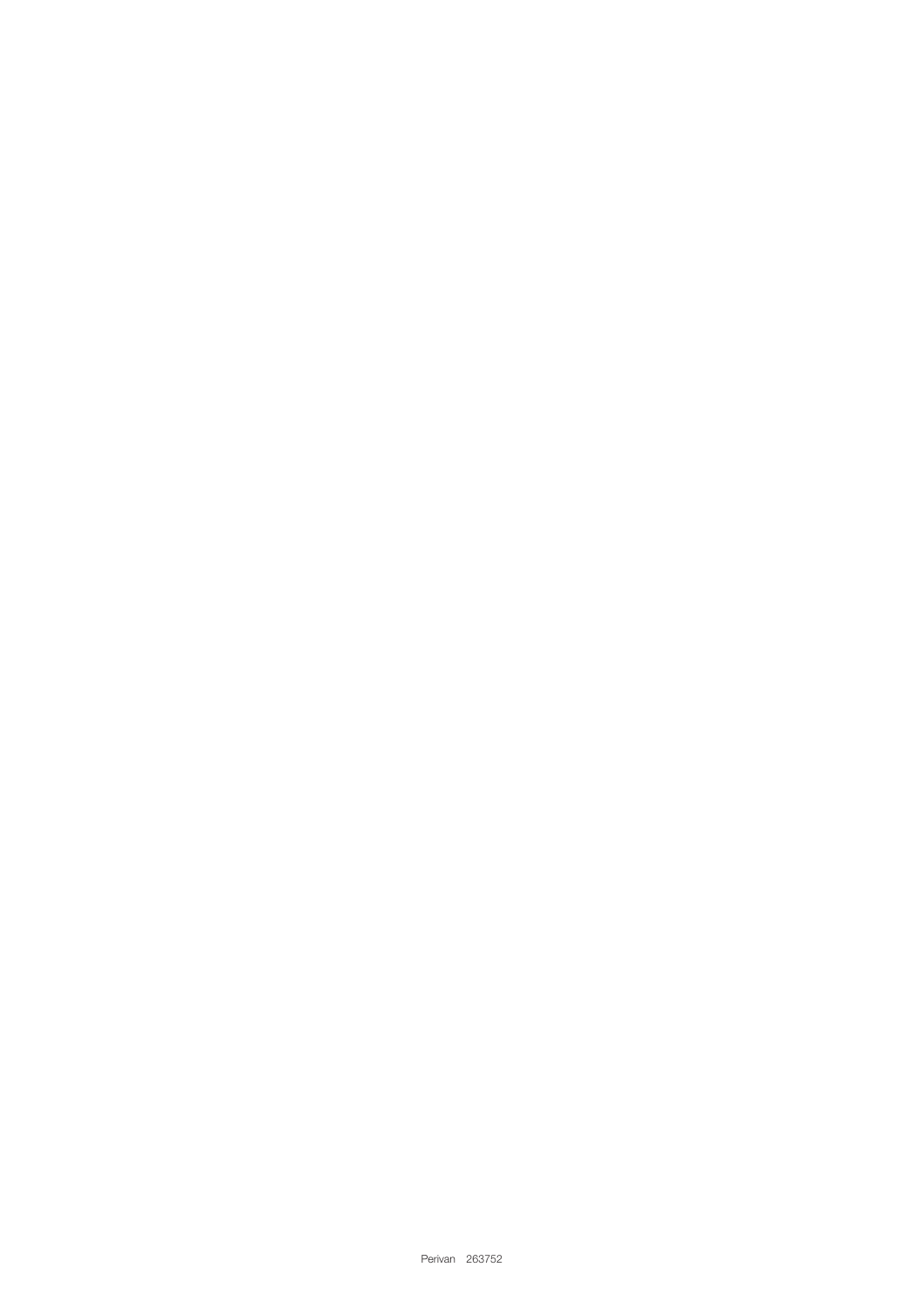Perivan 263752